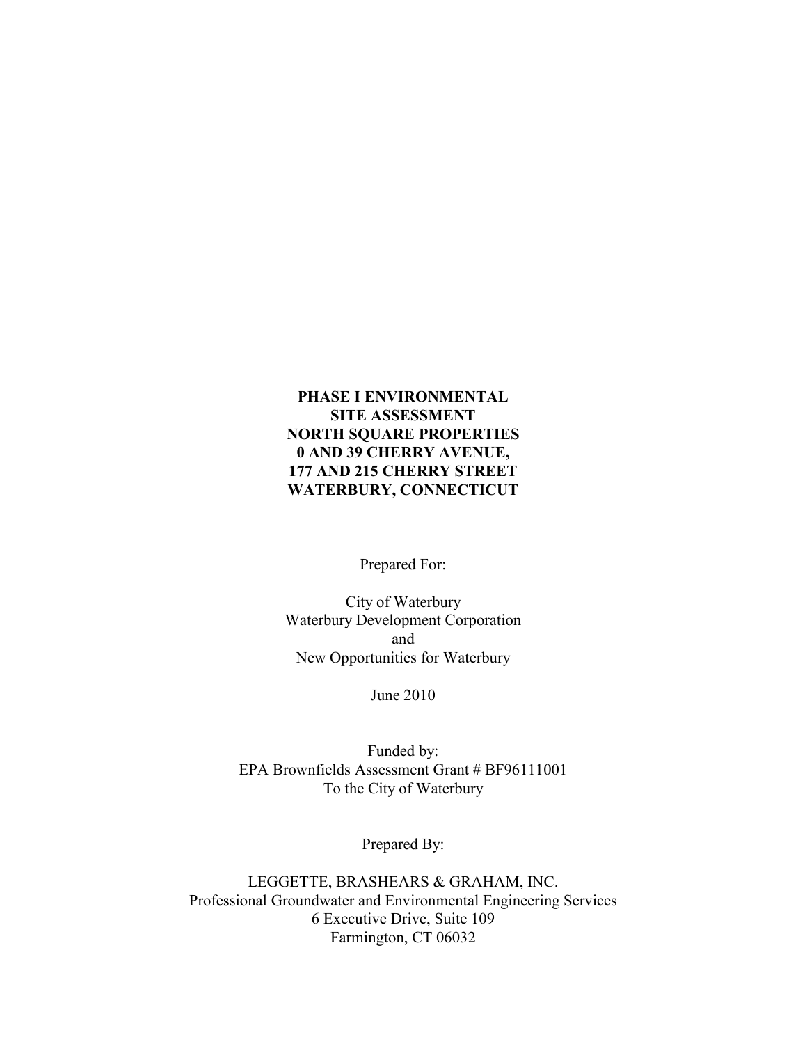# PHASE I ENVIRONMENTAL SITE ASSESSMENT NORTH SQUARE PROPERTIES 0 AND 39 CHERRY AVENUE, 177 AND 215 CHERRY STREET WATERBURY, CONNECTICUT

Prepared For:

City of Waterbury
Waterbury Development Corporation
and
New Opportunities for Waterbury

June 2010

Funded by:
EPA Brownfields Assessment Grant # BF96111001
To the City of Waterbury

Prepared By:

LEGGETTE, BRASHEARS & GRAHAM, INC.
Professional Groundwater and Environmental Engineering Services
6 Executive Drive, Suite 109
Farmington, CT 06032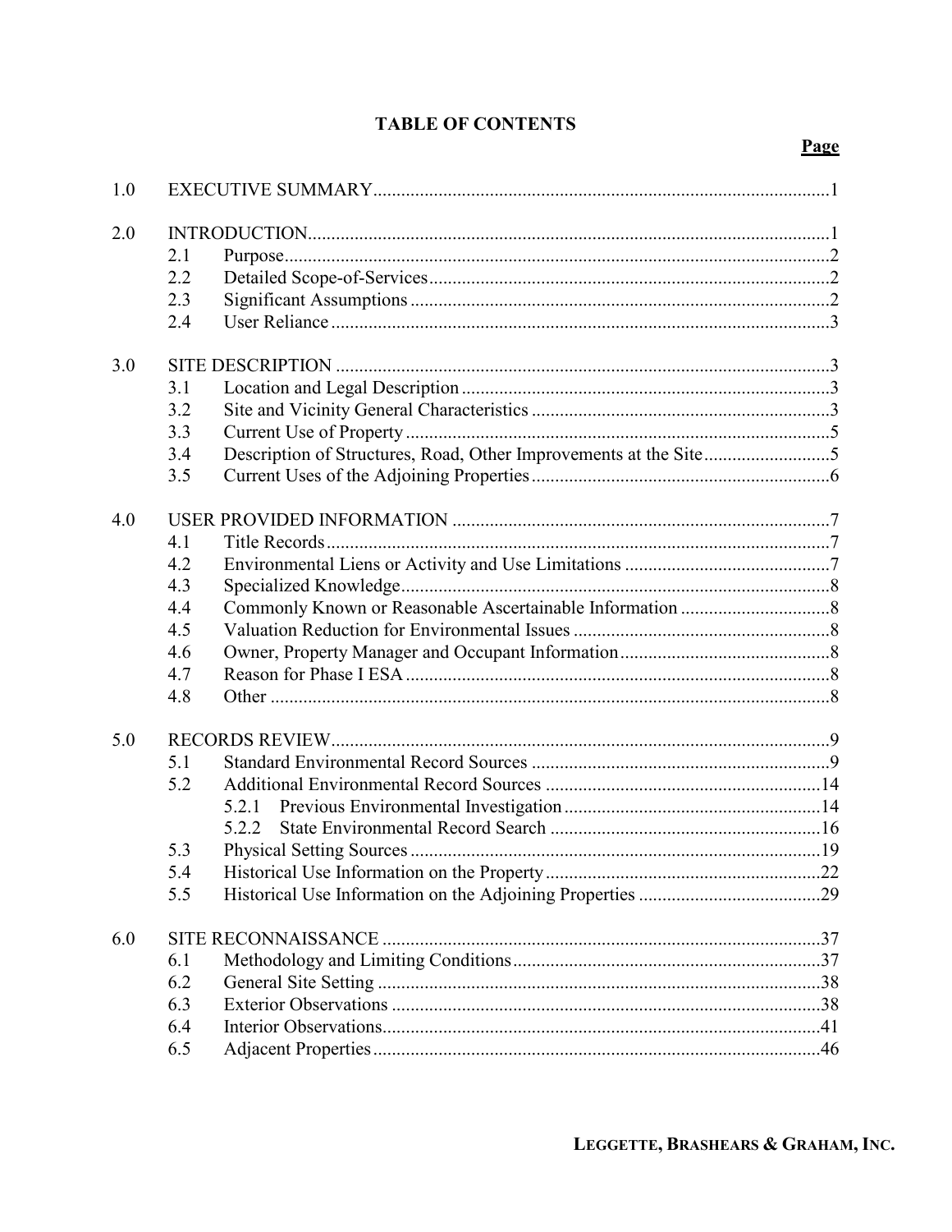# TABLE OF CONTENTS

| | | Page |
|---|---|---|
| 1.0 | EXECUTIVE SUMMARY | 1 |
| 2.0 | INTRODUCTION | 1 |
| | 2.1 Purpose | 2 |
| | 2.2 Detailed Scope-of-Services | 2 |
| | 2.3 Significant Assumptions | 2 |
| | 2.4 User Reliance | 3 |
| 3.0 | SITE DESCRIPTION | 3 |
| | 3.1 Location and Legal Description | 3 |
| | 3.2 Site and Vicinity General Characteristics | 3 |
| | 3.3 Current Use of Property | 5 |
| | 3.4 Description of Structures, Road, Other Improvements at the Site | 5 |
| | 3.5 Current Uses of the Adjoining Properties | 6 |
| 4.0 | USER PROVIDED INFORMATION | 7 |
| | 4.1 Title Records | 7 |
| | 4.2 Environmental Liens or Activity and Use Limitations | 7 |
| | 4.3 Specialized Knowledge | 8 |
| | 4.4 Commonly Known or Reasonable Ascertainable Information | 8 |
| | 4.5 Valuation Reduction for Environmental Issues | 8 |
| | 4.6 Owner, Property Manager and Occupant Information | 8 |
| | 4.7 Reason for Phase I ESA | 8 |
| | 4.8 Other | 8 |
| 5.0 | RECORDS REVIEW | 9 |
| | 5.1 Standard Environmental Record Sources | 9 |
| | 5.2 Additional Environmental Record Sources | 14 |
| | 5.2.1 Previous Environmental Investigation | 14 |
| | 5.2.2 State Environmental Record Search | 16 |
| | 5.3 Physical Setting Sources | 19 |
| | 5.4 Historical Use Information on the Property | 22 |
| | 5.5 Historical Use Information on the Adjoining Properties | 29 |
| 6.0 | SITE RECONNAISSANCE | 37 |
| | 6.1 Methodology and Limiting Conditions | 37 |
| | 6.2 General Site Setting | 38 |
| | 6.3 Exterior Observations | 38 |
| | 6.4 Interior Observations | 41 |
| | 6.5 Adjacent Properties | 46 |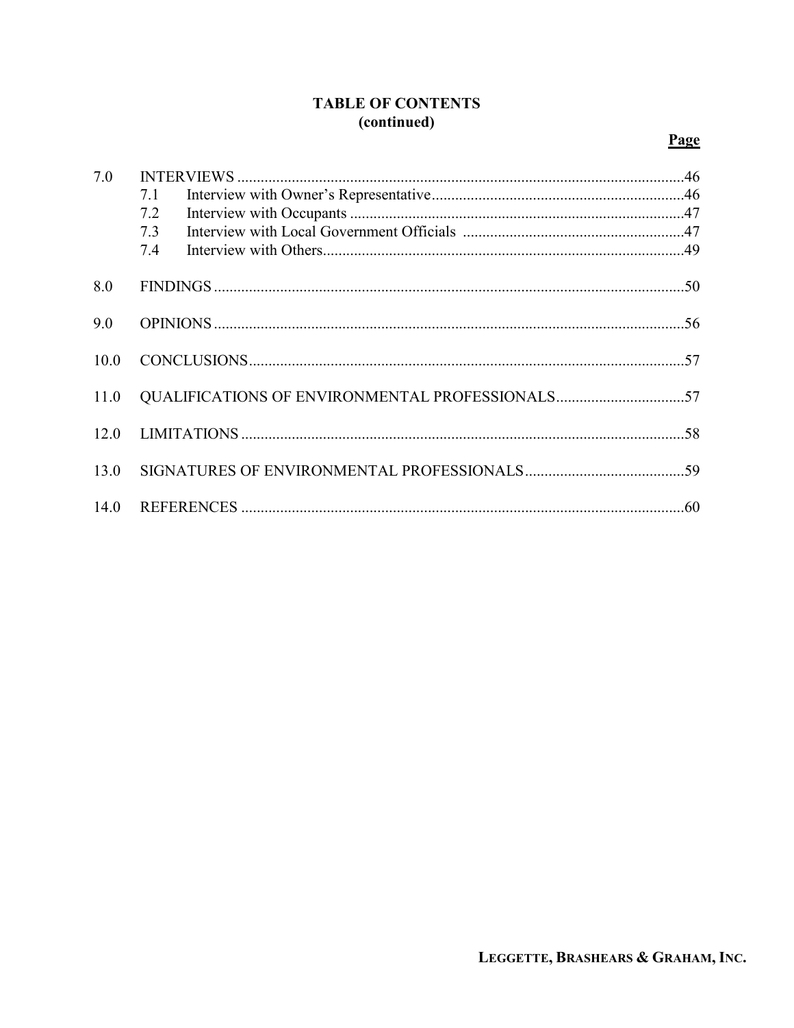# TABLE OF CONTENTS
## (continued)

| | | Page |
|---|---|---|
| 7.0 | INTERVIEWS | 46 |
| | 7.1 Interview with Owner's Representative | 46 |
| | 7.2 Interview with Occupants | 47 |
| | 7.3 Interview with Local Government Officials | 47 |
| | 7.4 Interview with Others | 49 |
| 8.0 | FINDINGS | 50 |
| 9.0 | OPINIONS | 56 |
| 10.0 | CONCLUSIONS | 57 |
| 11.0 | QUALIFICATIONS OF ENVIRONMENTAL PROFESSIONALS | 57 |
| 12.0 | LIMITATIONS | 58 |
| 13.0 | SIGNATURES OF ENVIRONMENTAL PROFESSIONALS | 59 |
| 14.0 | REFERENCES | 60 |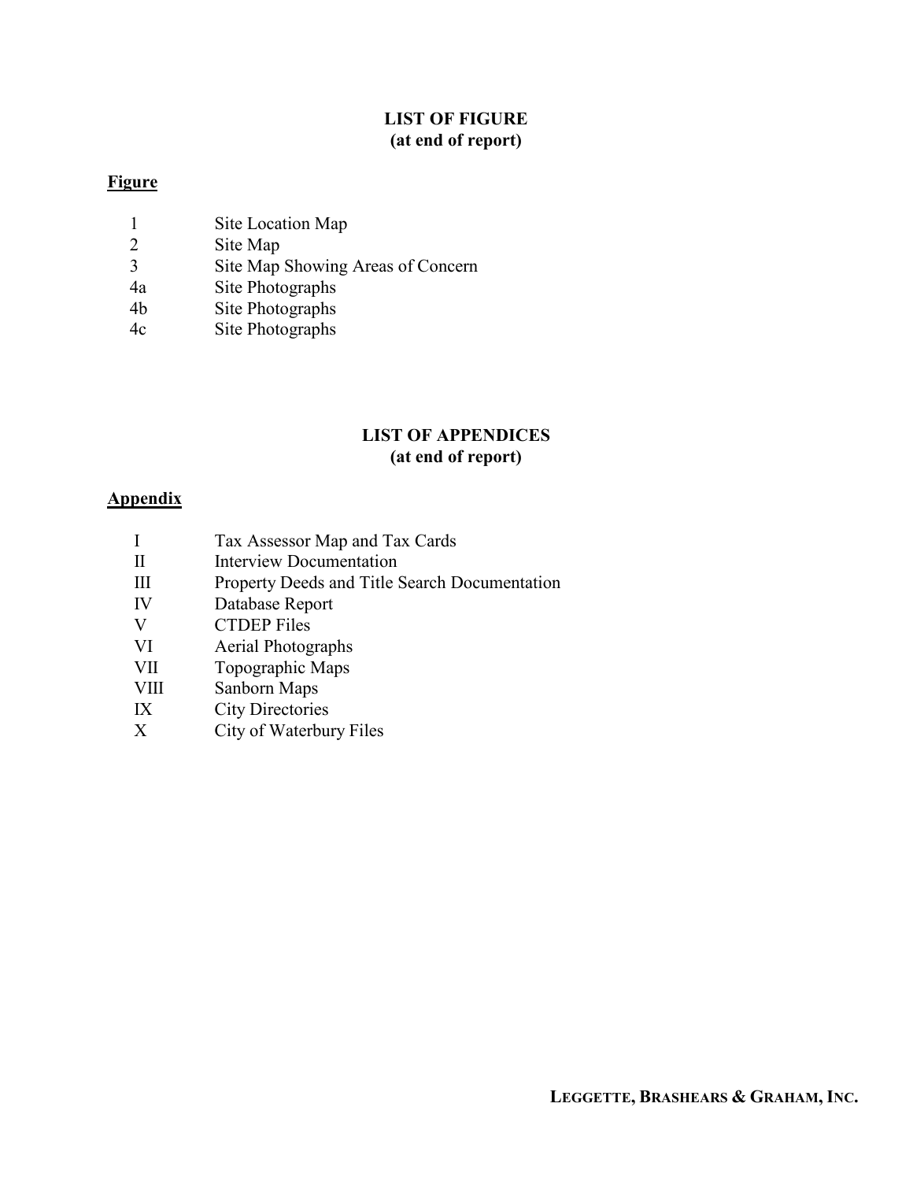## LIST OF FIGURE
**(at end of report)**

**Figure**

| | |
|---|---|
| 1 | Site Location Map |
| 2 | Site Map |
| 3 | Site Map Showing Areas of Concern |
| 4a | Site Photographs |
| 4b | Site Photographs |
| 4c | Site Photographs |

## LIST OF APPENDICES
**(at end of report)**

**Appendix**

| | |
|---|---|
| I | Tax Assessor Map and Tax Cards |
| II | Interview Documentation |
| III | Property Deeds and Title Search Documentation |
| IV | Database Report |
| V | CTDEP Files |
| VI | Aerial Photographs |
| VII | Topographic Maps |
| VIII | Sanborn Maps |
| IX | City Directories |
| X | City of Waterbury Files |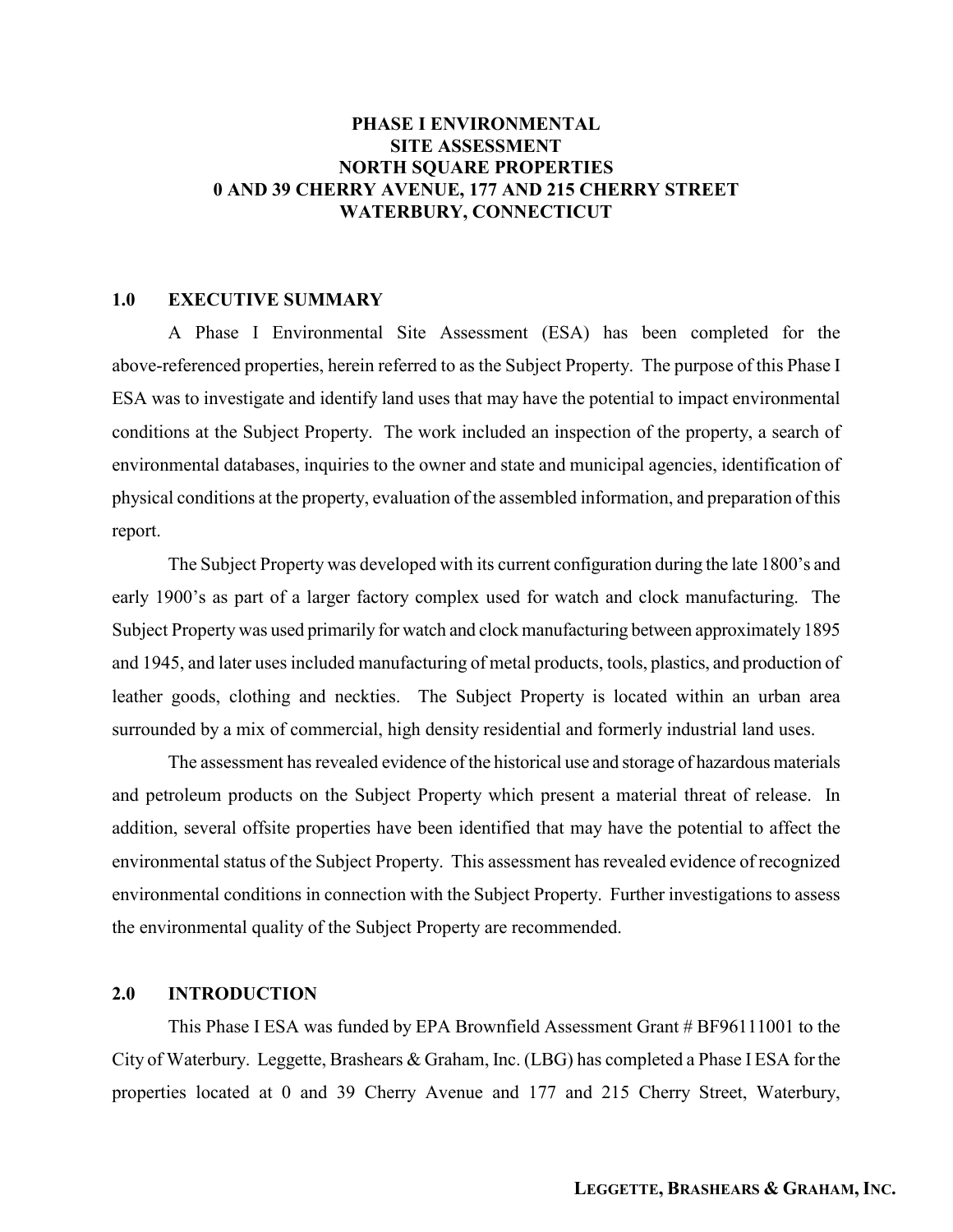**PHASE I ENVIRONMENTAL SITE ASSESSMENT NORTH SQUARE PROPERTIES 0 AND 39 CHERRY AVENUE, 177 AND 215 CHERRY STREET WATERBURY, CONNECTICUT**

## 1.0 EXECUTIVE SUMMARY

A Phase I Environmental Site Assessment (ESA) has been completed for the above-referenced properties, herein referred to as the Subject Property. The purpose of this Phase I ESA was to investigate and identify land uses that may have the potential to impact environmental conditions at the Subject Property. The work included an inspection of the property, a search of environmental databases, inquiries to the owner and state and municipal agencies, identification of physical conditions at the property, evaluation of the assembled information, and preparation of this report.

The Subject Property was developed with its current configuration during the late 1800's and early 1900's as part of a larger factory complex used for watch and clock manufacturing. The Subject Property was used primarily for watch and clock manufacturing between approximately 1895 and 1945, and later uses included manufacturing of metal products, tools, plastics, and production of leather goods, clothing and neckties. The Subject Property is located within an urban area surrounded by a mix of commercial, high density residential and formerly industrial land uses.

The assessment has revealed evidence of the historical use and storage of hazardous materials and petroleum products on the Subject Property which present a material threat of release. In addition, several offsite properties have been identified that may have the potential to affect the environmental status of the Subject Property. This assessment has revealed evidence of recognized environmental conditions in connection with the Subject Property. Further investigations to assess the environmental quality of the Subject Property are recommended.

## 2.0 INTRODUCTION

This Phase I ESA was funded by EPA Brownfield Assessment Grant # BF96111001 to the City of Waterbury. Leggette, Brashears & Graham, Inc. (LBG) has completed a Phase I ESA for the properties located at 0 and 39 Cherry Avenue and 177 and 215 Cherry Street, Waterbury,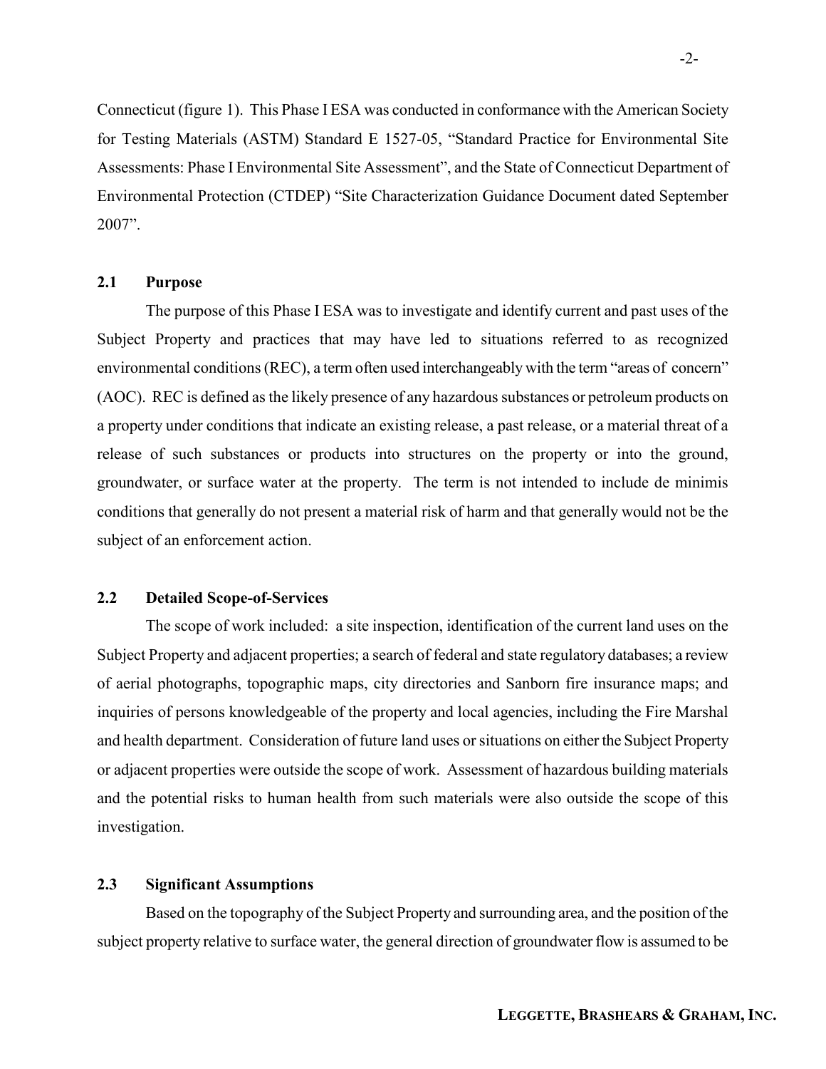Connecticut (figure 1). This Phase I ESA was conducted in conformance with the American Society for Testing Materials (ASTM) Standard E 1527-05, "Standard Practice for Environmental Site Assessments: Phase I Environmental Site Assessment", and the State of Connecticut Department of Environmental Protection (CTDEP) "Site Characterization Guidance Document dated September 2007".

### 2.1 Purpose

The purpose of this Phase I ESA was to investigate and identify current and past uses of the Subject Property and practices that may have led to situations referred to as recognized environmental conditions (REC), a term often used interchangeably with the term "areas of concern" (AOC). REC is defined as the likely presence of any hazardous substances or petroleum products on a property under conditions that indicate an existing release, a past release, or a material threat of a release of such substances or products into structures on the property or into the ground, groundwater, or surface water at the property. The term is not intended to include de minimis conditions that generally do not present a material risk of harm and that generally would not be the subject of an enforcement action.

### 2.2 Detailed Scope-of-Services

The scope of work included: a site inspection, identification of the current land uses on the Subject Property and adjacent properties; a search of federal and state regulatory databases; a review of aerial photographs, topographic maps, city directories and Sanborn fire insurance maps; and inquiries of persons knowledgeable of the property and local agencies, including the Fire Marshal and health department. Consideration of future land uses or situations on either the Subject Property or adjacent properties were outside the scope of work. Assessment of hazardous building materials and the potential risks to human health from such materials were also outside the scope of this investigation.

### 2.3 Significant Assumptions

Based on the topography of the Subject Property and surrounding area, and the position of the subject property relative to surface water, the general direction of groundwater flow is assumed to be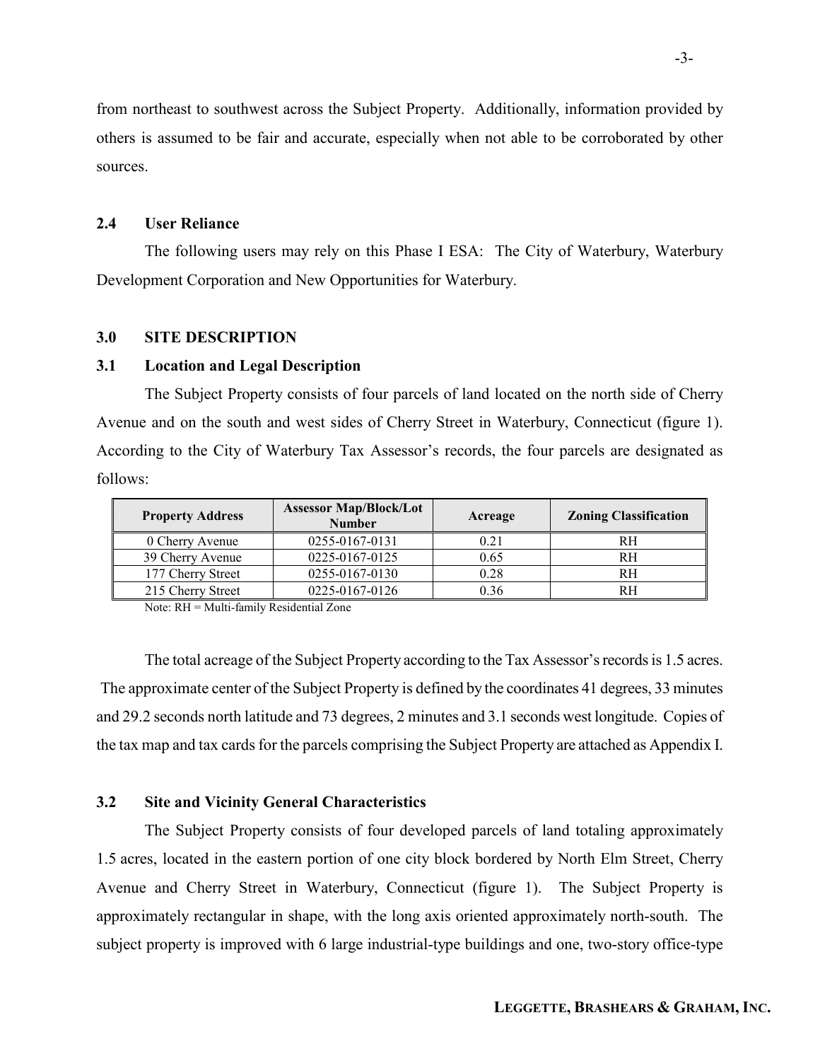from northeast to southwest across the Subject Property. Additionally, information provided by others is assumed to be fair and accurate, especially when not able to be corroborated by other sources.

## 2.4 User Reliance

The following users may rely on this Phase I ESA: The City of Waterbury, Waterbury Development Corporation and New Opportunities for Waterbury.

# 3.0 SITE DESCRIPTION

## 3.1 Location and Legal Description

The Subject Property consists of four parcels of land located on the north side of Cherry Avenue and on the south and west sides of Cherry Street in Waterbury, Connecticut (figure 1). According to the City of Waterbury Tax Assessor's records, the four parcels are designated as follows:

| Property Address | Assessor Map/Block/Lot Number | Acreage | Zoning Classification |
|---|---|---|---|
| 0 Cherry Avenue | 0255-0167-0131 | 0.21 | RH |
| 39 Cherry Avenue | 0225-0167-0125 | 0.65 | RH |
| 177 Cherry Street | 0255-0167-0130 | 0.28 | RH |
| 215 Cherry Street | 0225-0167-0126 | 0.36 | RH |

Note: RH = Multi-family Residential Zone

The total acreage of the Subject Property according to the Tax Assessor's records is 1.5 acres. The approximate center of the Subject Property is defined by the coordinates 41 degrees, 33 minutes and 29.2 seconds north latitude and 73 degrees, 2 minutes and 3.1 seconds west longitude. Copies of the tax map and tax cards for the parcels comprising the Subject Property are attached as Appendix I.

## 3.2 Site and Vicinity General Characteristics

The Subject Property consists of four developed parcels of land totaling approximately 1.5 acres, located in the eastern portion of one city block bordered by North Elm Street, Cherry Avenue and Cherry Street in Waterbury, Connecticut (figure 1). The Subject Property is approximately rectangular in shape, with the long axis oriented approximately north-south. The subject property is improved with 6 large industrial-type buildings and one, two-story office-type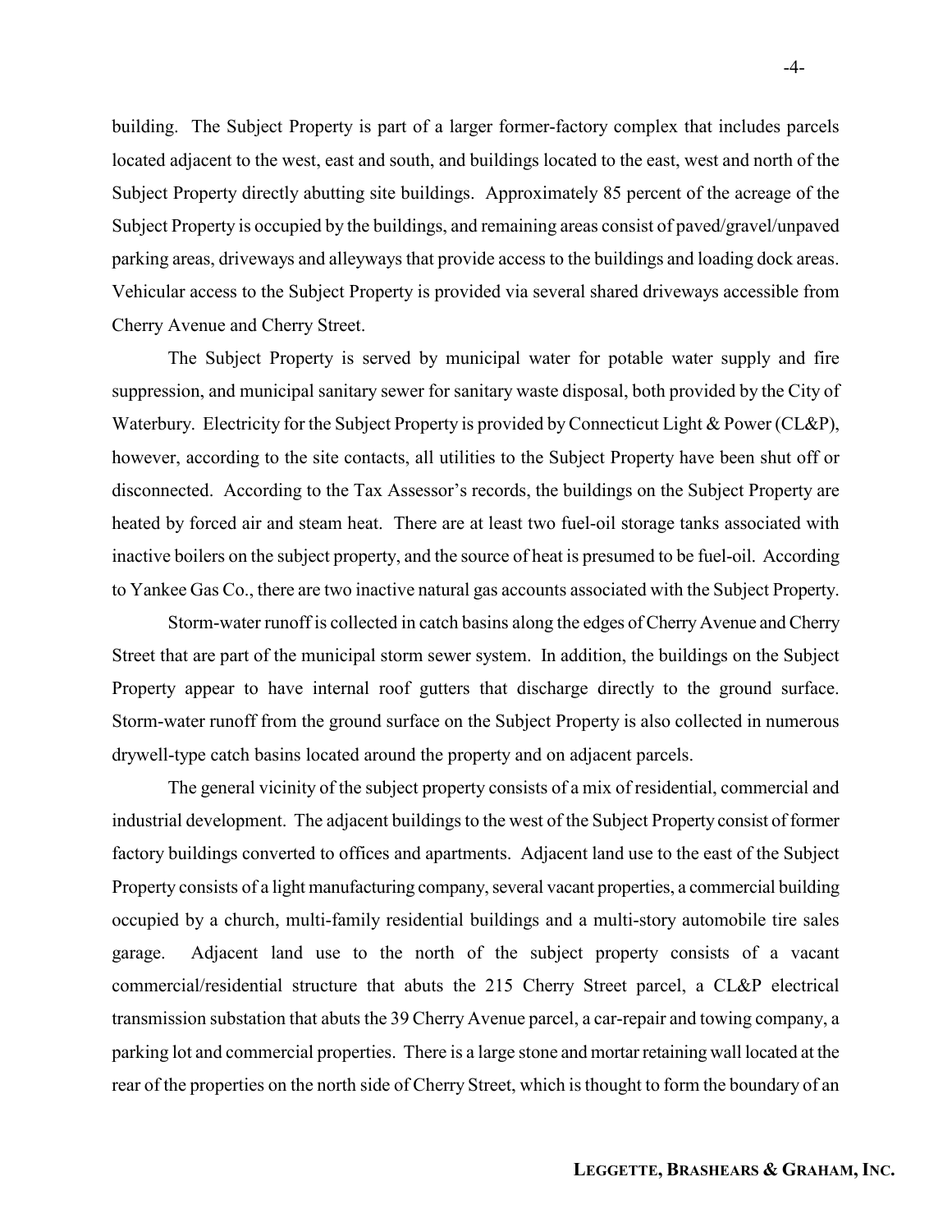building. The Subject Property is part of a larger former-factory complex that includes parcels located adjacent to the west, east and south, and buildings located to the east, west and north of the Subject Property directly abutting site buildings. Approximately 85 percent of the acreage of the Subject Property is occupied by the buildings, and remaining areas consist of paved/gravel/unpaved parking areas, driveways and alleyways that provide access to the buildings and loading dock areas. Vehicular access to the Subject Property is provided via several shared driveways accessible from Cherry Avenue and Cherry Street.

The Subject Property is served by municipal water for potable water supply and fire suppression, and municipal sanitary sewer for sanitary waste disposal, both provided by the City of Waterbury. Electricity for the Subject Property is provided by Connecticut Light & Power (CL&P), however, according to the site contacts, all utilities to the Subject Property have been shut off or disconnected. According to the Tax Assessor's records, the buildings on the Subject Property are heated by forced air and steam heat. There are at least two fuel-oil storage tanks associated with inactive boilers on the subject property, and the source of heat is presumed to be fuel-oil. According to Yankee Gas Co., there are two inactive natural gas accounts associated with the Subject Property.

Storm-water runoff is collected in catch basins along the edges of Cherry Avenue and Cherry Street that are part of the municipal storm sewer system. In addition, the buildings on the Subject Property appear to have internal roof gutters that discharge directly to the ground surface. Storm-water runoff from the ground surface on the Subject Property is also collected in numerous drywell-type catch basins located around the property and on adjacent parcels.

The general vicinity of the subject property consists of a mix of residential, commercial and industrial development. The adjacent buildings to the west of the Subject Property consist of former factory buildings converted to offices and apartments. Adjacent land use to the east of the Subject Property consists of a light manufacturing company, several vacant properties, a commercial building occupied by a church, multi-family residential buildings and a multi-story automobile tire sales garage. Adjacent land use to the north of the subject property consists of a vacant commercial/residential structure that abuts the 215 Cherry Street parcel, a CL&P electrical transmission substation that abuts the 39 Cherry Avenue parcel, a car-repair and towing company, a parking lot and commercial properties. There is a large stone and mortar retaining wall located at the rear of the properties on the north side of Cherry Street, which is thought to form the boundary of an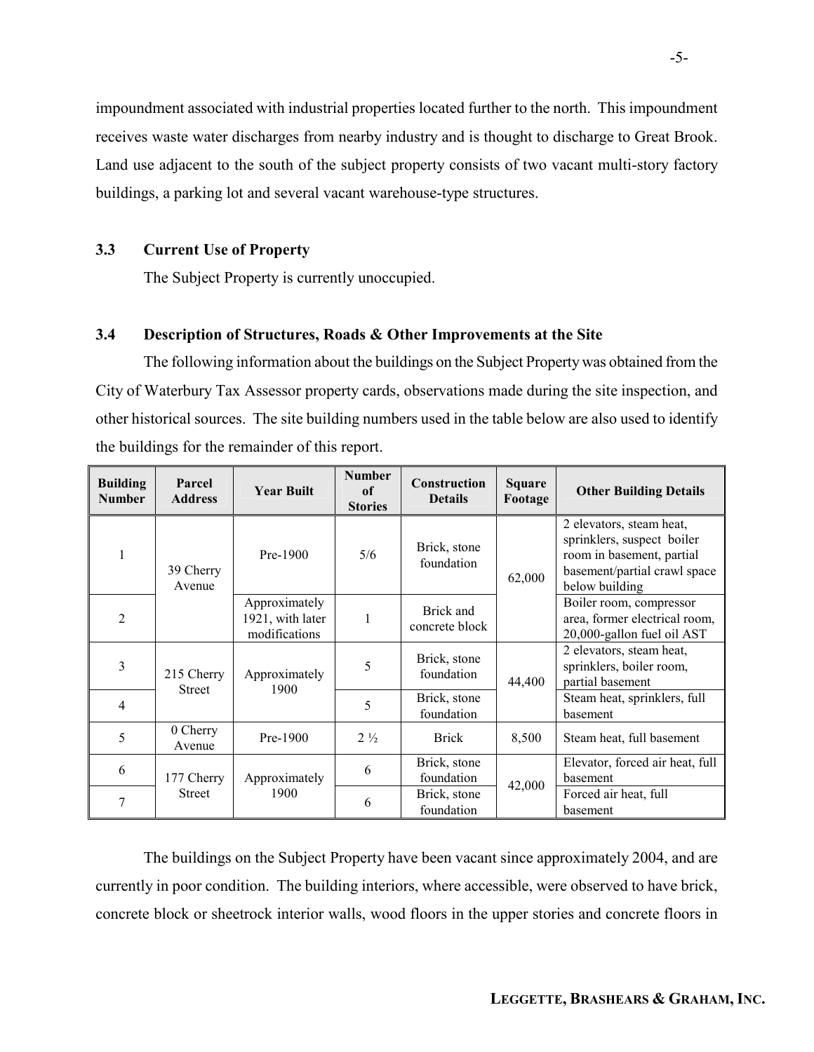impoundment associated with industrial properties located further to the north. This impoundment receives waste water discharges from nearby industry and is thought to discharge to Great Brook. Land use adjacent to the south of the subject property consists of two vacant multi-story factory buildings, a parking lot and several vacant warehouse-type structures.

### 3.3 Current Use of Property

The Subject Property is currently unoccupied.

### 3.4 Description of Structures, Roads & Other Improvements at the Site

The following information about the buildings on the Subject Property was obtained from the City of Waterbury Tax Assessor property cards, observations made during the site inspection, and other historical sources. The site building numbers used in the table below are also used to identify the buildings for the remainder of this report.

| Building Number | Parcel Address | Year Built | Number of Stories | Construction Details | Square Footage | Other Building Details |
|---|---|---|---|---|---|---|
| 1 | 39 Cherry Avenue | Pre-1900 | 5/6 | Brick, stone foundation | 62,000 | 2 elevators, steam heat, sprinklers, suspect boiler room in basement, partial basement/partial crawl space below building |
| 2 | | Approximately 1921, with later modifications | 1 | Brick and concrete block | | Boiler room, compressor area, former electrical room, 20,000-gallon fuel oil AST |
| 3 | 215 Cherry Street | Approximately 1900 | 5 | Brick, stone foundation | 44,400 | 2 elevators, steam heat, sprinklers, boiler room, partial basement |
| 4 | | | 5 | Brick, stone foundation | | Steam heat, sprinklers, full basement |
| 5 | 0 Cherry Avenue | Pre-1900 | 2 ½ | Brick | 8,500 | Steam heat, full basement |
| 6 | 177 Cherry Street | Approximately 1900 | 6 | Brick, stone foundation | 42,000 | Elevator, forced air heat, full basement |
| 7 | | | 6 | Brick, stone foundation | | Forced air heat, full basement |

The buildings on the Subject Property have been vacant since approximately 2004, and are currently in poor condition. The building interiors, where accessible, were observed to have brick, concrete block or sheetrock interior walls, wood floors in the upper stories and concrete floors in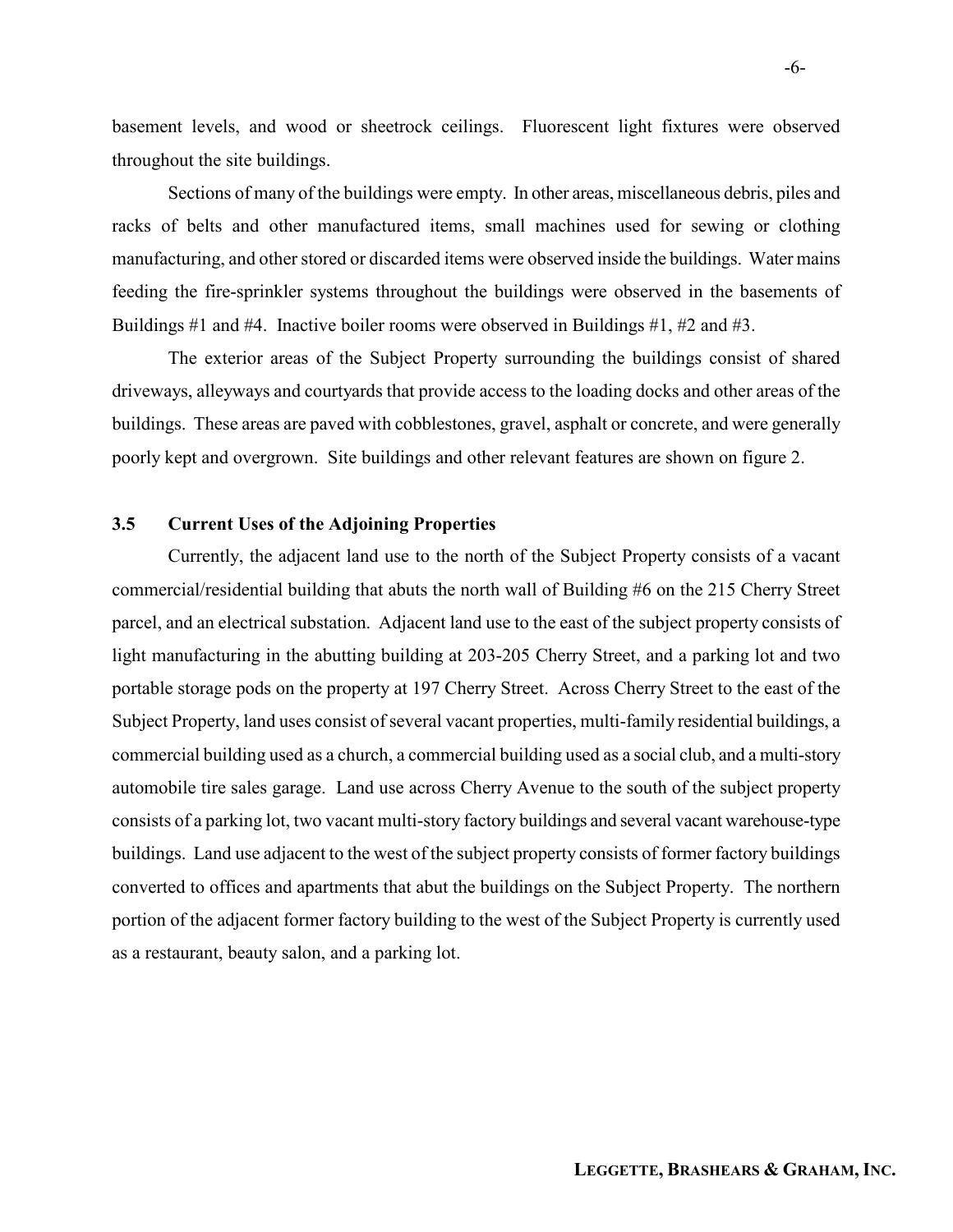basement levels, and wood or sheetrock ceilings. Fluorescent light fixtures were observed throughout the site buildings.

Sections of many of the buildings were empty. In other areas, miscellaneous debris, piles and racks of belts and other manufactured items, small machines used for sewing or clothing manufacturing, and other stored or discarded items were observed inside the buildings. Water mains feeding the fire-sprinkler systems throughout the buildings were observed in the basements of Buildings #1 and #4. Inactive boiler rooms were observed in Buildings #1, #2 and #3.

The exterior areas of the Subject Property surrounding the buildings consist of shared driveways, alleyways and courtyards that provide access to the loading docks and other areas of the buildings. These areas are paved with cobblestones, gravel, asphalt or concrete, and were generally poorly kept and overgrown. Site buildings and other relevant features are shown on figure 2.

### 3.5 Current Uses of the Adjoining Properties

Currently, the adjacent land use to the north of the Subject Property consists of a vacant commercial/residential building that abuts the north wall of Building #6 on the 215 Cherry Street parcel, and an electrical substation. Adjacent land use to the east of the subject property consists of light manufacturing in the abutting building at 203-205 Cherry Street, and a parking lot and two portable storage pods on the property at 197 Cherry Street. Across Cherry Street to the east of the Subject Property, land uses consist of several vacant properties, multi-family residential buildings, a commercial building used as a church, a commercial building used as a social club, and a multi-story automobile tire sales garage. Land use across Cherry Avenue to the south of the subject property consists of a parking lot, two vacant multi-story factory buildings and several vacant warehouse-type buildings. Land use adjacent to the west of the subject property consists of former factory buildings converted to offices and apartments that abut the buildings on the Subject Property. The northern portion of the adjacent former factory building to the west of the Subject Property is currently used as a restaurant, beauty salon, and a parking lot.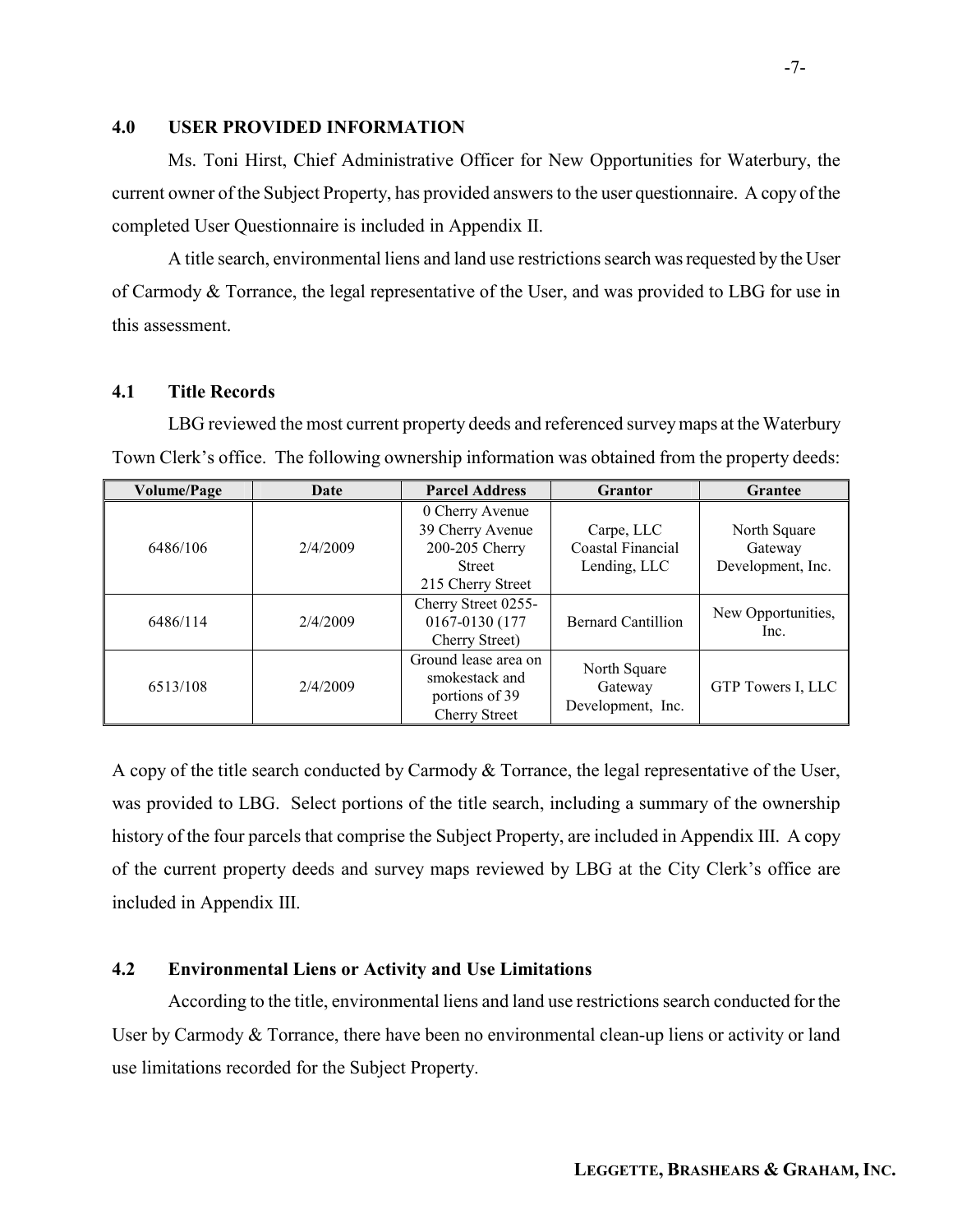## 4.0 USER PROVIDED INFORMATION

Ms. Toni Hirst, Chief Administrative Officer for New Opportunities for Waterbury, the current owner of the Subject Property, has provided answers to the user questionnaire. A copy of the completed User Questionnaire is included in Appendix II.

A title search, environmental liens and land use restrictions search was requested by the User of Carmody & Torrance, the legal representative of the User, and was provided to LBG for use in this assessment.

### 4.1 Title Records

LBG reviewed the most current property deeds and referenced survey maps at the Waterbury Town Clerk's office. The following ownership information was obtained from the property deeds:

| Volume/Page | Date | Parcel Address | Grantor | Grantee |
|---|---|---|---|---|
| 6486/106 | 2/4/2009 | 0 Cherry Avenue<br>39 Cherry Avenue<br>200-205 Cherry Street<br>215 Cherry Street | Carpe, LLC<br>Coastal Financial Lending, LLC | North Square Gateway Development, Inc. |
| 6486/114 | 2/4/2009 | Cherry Street 0255-0167-0130 (177 Cherry Street) | Bernard Cantillion | New Opportunities, Inc. |
| 6513/108 | 2/4/2009 | Ground lease area on smokestack and portions of 39 Cherry Street | North Square Gateway Development, Inc. | GTP Towers I, LLC |

A copy of the title search conducted by Carmody & Torrance, the legal representative of the User, was provided to LBG. Select portions of the title search, including a summary of the ownership history of the four parcels that comprise the Subject Property, are included in Appendix III. A copy of the current property deeds and survey maps reviewed by LBG at the City Clerk's office are included in Appendix III.

### 4.2 Environmental Liens or Activity and Use Limitations

According to the title, environmental liens and land use restrictions search conducted for the User by Carmody & Torrance, there have been no environmental clean-up liens or activity or land use limitations recorded for the Subject Property.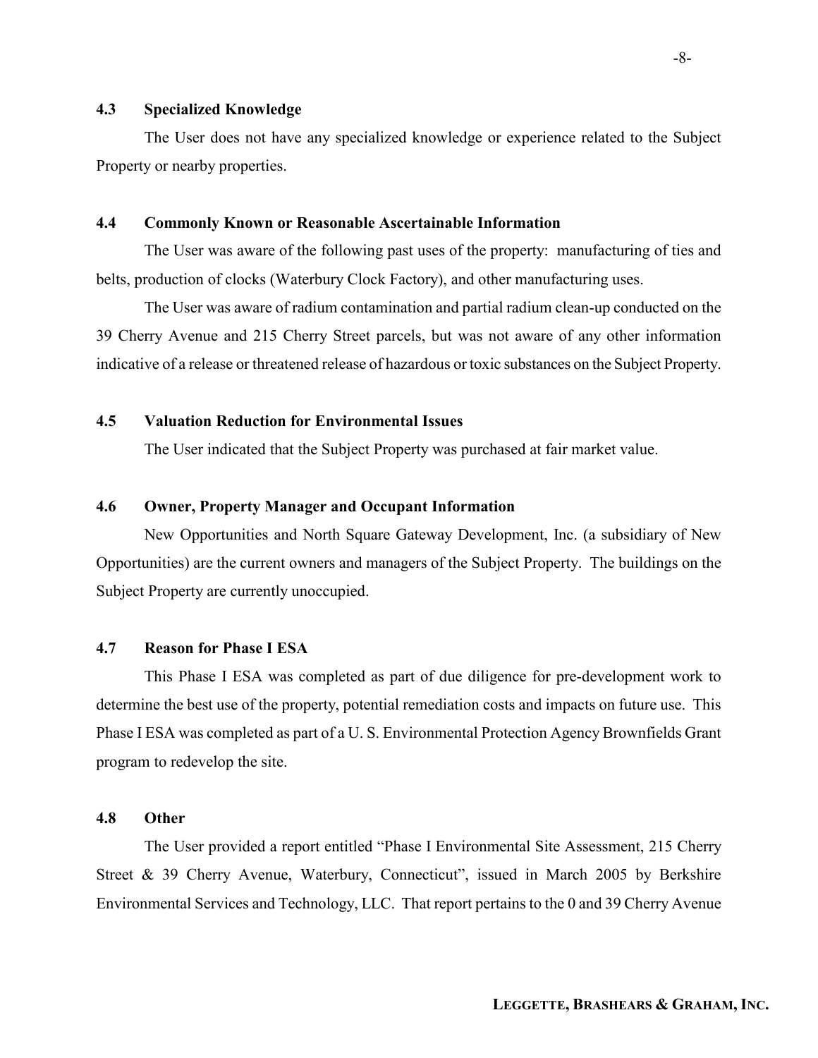### 4.3 Specialized Knowledge

The User does not have any specialized knowledge or experience related to the Subject Property or nearby properties.

### 4.4 Commonly Known or Reasonable Ascertainable Information

The User was aware of the following past uses of the property: manufacturing of ties and belts, production of clocks (Waterbury Clock Factory), and other manufacturing uses.

The User was aware of radium contamination and partial radium clean-up conducted on the 39 Cherry Avenue and 215 Cherry Street parcels, but was not aware of any other information indicative of a release or threatened release of hazardous or toxic substances on the Subject Property.

### 4.5 Valuation Reduction for Environmental Issues

The User indicated that the Subject Property was purchased at fair market value.

### 4.6 Owner, Property Manager and Occupant Information

New Opportunities and North Square Gateway Development, Inc. (a subsidiary of New Opportunities) are the current owners and managers of the Subject Property. The buildings on the Subject Property are currently unoccupied.

### 4.7 Reason for Phase I ESA

This Phase I ESA was completed as part of due diligence for pre-development work to determine the best use of the property, potential remediation costs and impacts on future use. This Phase I ESA was completed as part of a U. S. Environmental Protection Agency Brownfields Grant program to redevelop the site.

### 4.8 Other

The User provided a report entitled "Phase I Environmental Site Assessment, 215 Cherry Street & 39 Cherry Avenue, Waterbury, Connecticut", issued in March 2005 by Berkshire Environmental Services and Technology, LLC. That report pertains to the 0 and 39 Cherry Avenue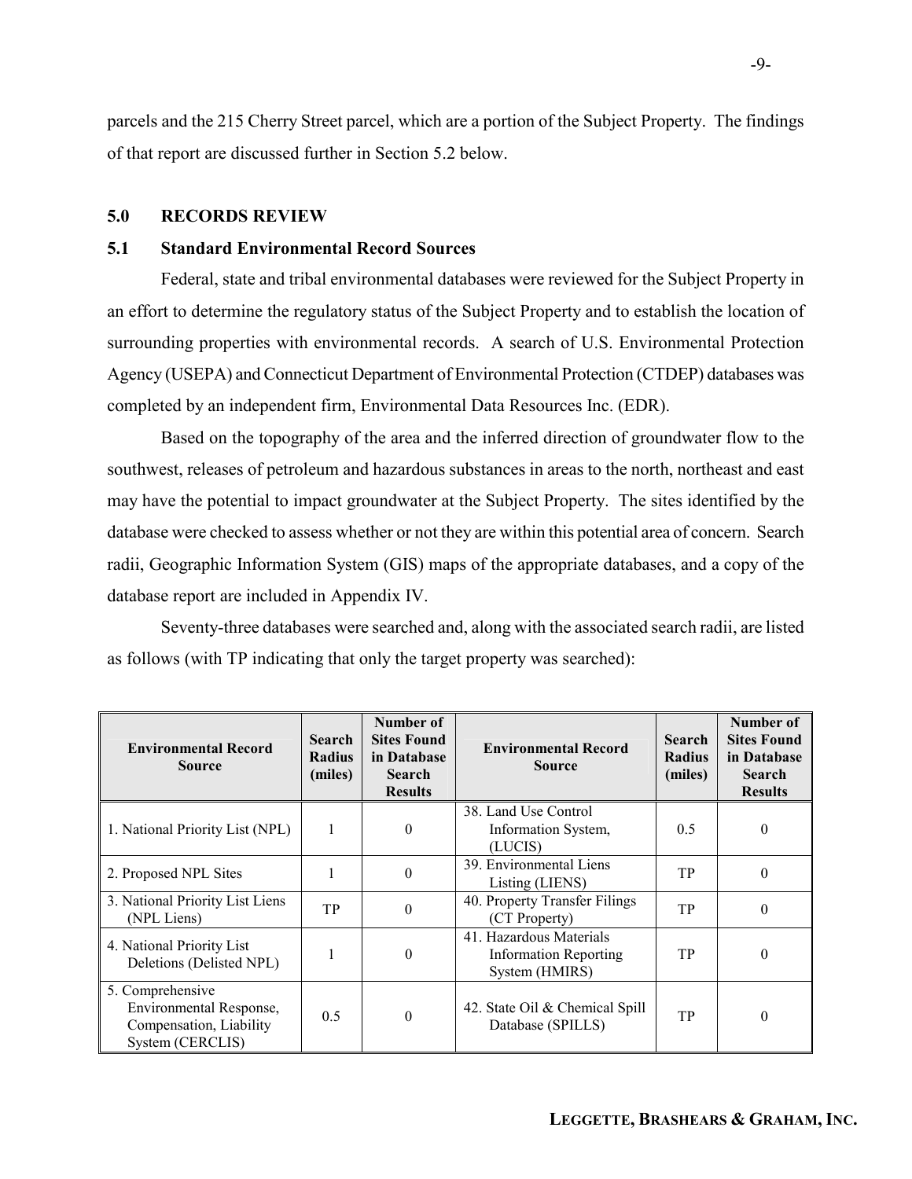parcels and the 215 Cherry Street parcel, which are a portion of the Subject Property. The findings of that report are discussed further in Section 5.2 below.

## 5.0 RECORDS REVIEW

### 5.1 Standard Environmental Record Sources

Federal, state and tribal environmental databases were reviewed for the Subject Property in an effort to determine the regulatory status of the Subject Property and to establish the location of surrounding properties with environmental records. A search of U.S. Environmental Protection Agency (USEPA) and Connecticut Department of Environmental Protection (CTDEP) databases was completed by an independent firm, Environmental Data Resources Inc. (EDR).

Based on the topography of the area and the inferred direction of groundwater flow to the southwest, releases of petroleum and hazardous substances in areas to the north, northeast and east may have the potential to impact groundwater at the Subject Property. The sites identified by the database were checked to assess whether or not they are within this potential area of concern. Search radii, Geographic Information System (GIS) maps of the appropriate databases, and a copy of the database report are included in Appendix IV.

Seventy-three databases were searched and, along with the associated search radii, are listed as follows (with TP indicating that only the target property was searched):

| Environmental Record Source | Search Radius (miles) | Number of Sites Found in Database Search Results | Environmental Record Source | Search Radius (miles) | Number of Sites Found in Database Search Results |
|---|---|---|---|---|---|
| 1. National Priority List (NPL) | 1 | 0 | 38. Land Use Control Information System, (LUCIS) | 0.5 | 0 |
| 2. Proposed NPL Sites | 1 | 0 | 39. Environmental Liens Listing (LIENS) | TP | 0 |
| 3. National Priority List Liens (NPL Liens) | TP | 0 | 40. Property Transfer Filings (CT Property) | TP | 0 |
| 4. National Priority List Deletions (Delisted NPL) | 1 | 0 | 41. Hazardous Materials Information Reporting System (HMIRS) | TP | 0 |
| 5. Comprehensive Environmental Response, Compensation, Liability System (CERCLIS) | 0.5 | 0 | 42. State Oil & Chemical Spill Database (SPILLS) | TP | 0 |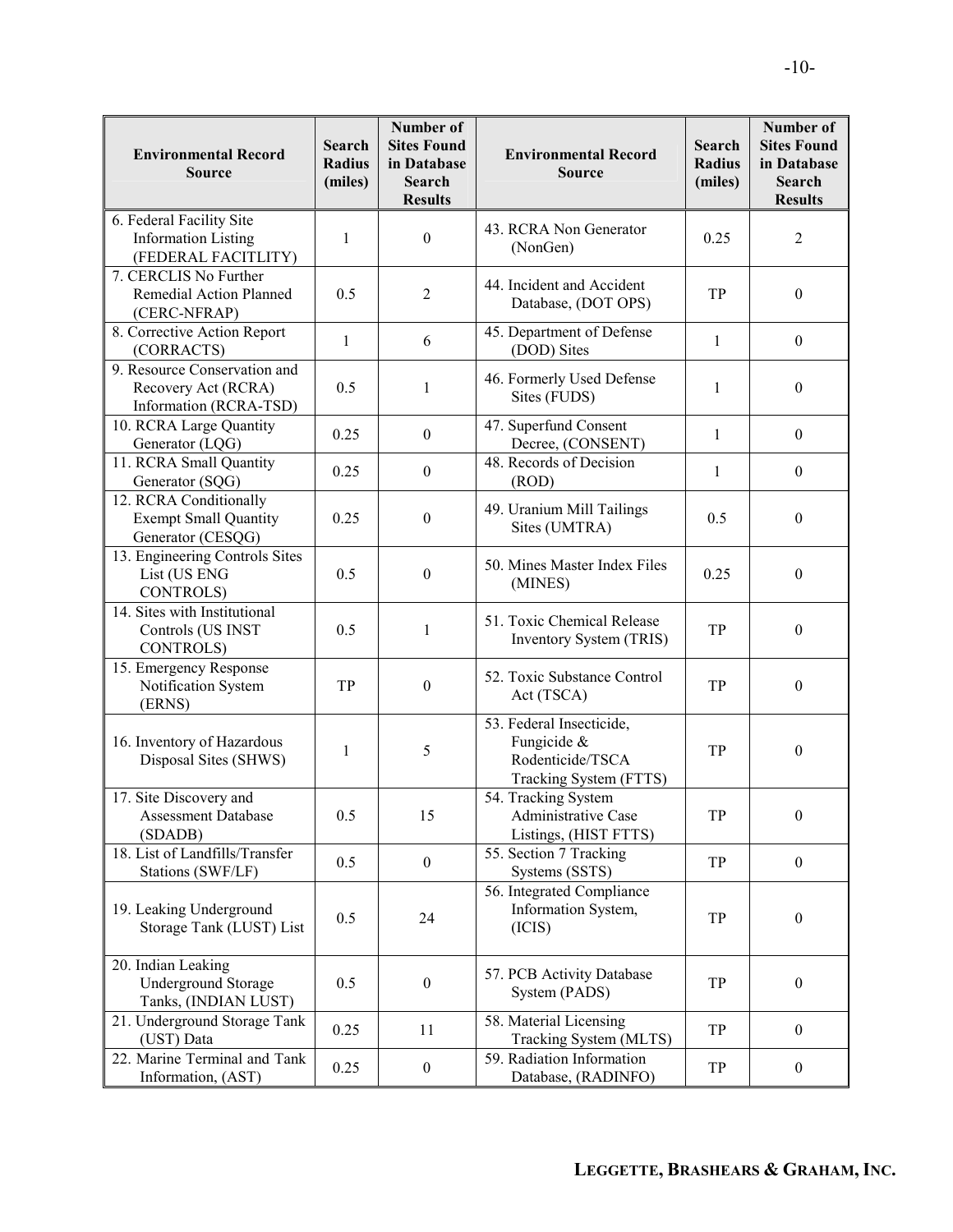| Environmental Record Source | Search Radius (miles) | Number of Sites Found in Database Search Results | Environmental Record Source | Search Radius (miles) | Number of Sites Found in Database Search Results |
|---|---|---|---|---|---|
| 6. Federal Facility Site Information Listing (FEDERAL FACITLITY) | 1 | 0 | 43. RCRA Non Generator (NonGen) | 0.25 | 2 |
| 7. CERCLIS No Further Remedial Action Planned (CERC-NFRAP) | 0.5 | 2 | 44. Incident and Accident Database, (DOT OPS) | TP | 0 |
| 8. Corrective Action Report (CORRACTS) | 1 | 6 | 45. Department of Defense (DOD) Sites | 1 | 0 |
| 9. Resource Conservation and Recovery Act (RCRA) Information (RCRA-TSD) | 0.5 | 1 | 46. Formerly Used Defense Sites (FUDS) | 1 | 0 |
| 10. RCRA Large Quantity Generator (LQG) | 0.25 | 0 | 47. Superfund Consent Decree, (CONSENT) | 1 | 0 |
| 11. RCRA Small Quantity Generator (SQG) | 0.25 | 0 | 48. Records of Decision (ROD) | 1 | 0 |
| 12. RCRA Conditionally Exempt Small Quantity Generator (CESQG) | 0.25 | 0 | 49. Uranium Mill Tailings Sites (UMTRA) | 0.5 | 0 |
| 13. Engineering Controls Sites List (US ENG CONTROLS) | 0.5 | 0 | 50. Mines Master Index Files (MINES) | 0.25 | 0 |
| 14. Sites with Institutional Controls (US INST CONTROLS) | 0.5 | 1 | 51. Toxic Chemical Release Inventory System (TRIS) | TP | 0 |
| 15. Emergency Response Notification System (ERNS) | TP | 0 | 52. Toxic Substance Control Act (TSCA) | TP | 0 |
| 16. Inventory of Hazardous Disposal Sites (SHWS) | 1 | 5 | 53. Federal Insecticide, Fungicide & Rodenticide/TSCA Tracking System (FTTS) | TP | 0 |
| 17. Site Discovery and Assessment Database (SDADB) | 0.5 | 15 | 54. Tracking System Administrative Case Listings, (HIST FTTS) | TP | 0 |
| 18. List of Landfills/Transfer Stations (SWF/LF) | 0.5 | 0 | 55. Section 7 Tracking Systems (SSTS) | TP | 0 |
| 19. Leaking Underground Storage Tank (LUST) List | 0.5 | 24 | 56. Integrated Compliance Information System, (ICIS) | TP | 0 |
| 20. Indian Leaking Underground Storage Tanks, (INDIAN LUST) | 0.5 | 0 | 57. PCB Activity Database System (PADS) | TP | 0 |
| 21. Underground Storage Tank (UST) Data | 0.25 | 11 | 58. Material Licensing Tracking System (MLTS) | TP | 0 |
| 22. Marine Terminal and Tank Information, (AST) | 0.25 | 0 | 59. Radiation Information Database, (RADINFO) | TP | 0 |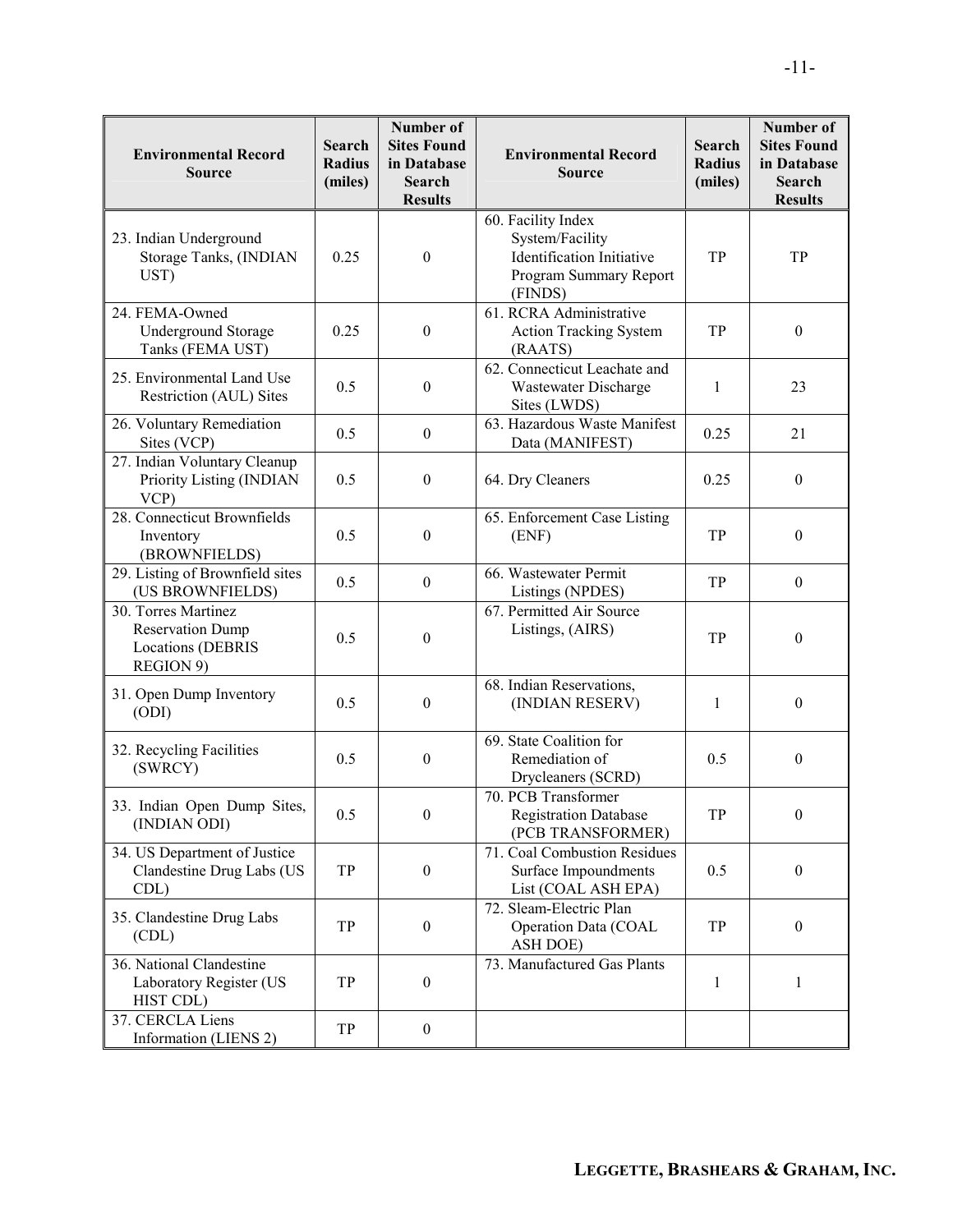| Environmental Record Source | Search Radius (miles) | Number of Sites Found in Database Search Results | Environmental Record Source | Search Radius (miles) | Number of Sites Found in Database Search Results |
|---|---|---|---|---|---|
| 23. Indian Underground Storage Tanks, (INDIAN UST) | 0.25 | 0 | 60. Facility Index System/Facility Identification Initiative Program Summary Report (FINDS) | TP | TP |
| 24. FEMA-Owned Underground Storage Tanks (FEMA UST) | 0.25 | 0 | 61. RCRA Administrative Action Tracking System (RAATS) | TP | 0 |
| 25. Environmental Land Use Restriction (AUL) Sites | 0.5 | 0 | 62. Connecticut Leachate and Wastewater Discharge Sites (LWDS) | 1 | 23 |
| 26. Voluntary Remediation Sites (VCP) | 0.5 | 0 | 63. Hazardous Waste Manifest Data (MANIFEST) | 0.25 | 21 |
| 27. Indian Voluntary Cleanup Priority Listing (INDIAN VCP) | 0.5 | 0 | 64. Dry Cleaners | 0.25 | 0 |
| 28. Connecticut Brownfields Inventory (BROWNFIELDS) | 0.5 | 0 | 65. Enforcement Case Listing (ENF) | TP | 0 |
| 29. Listing of Brownfield sites (US BROWNFIELDS) | 0.5 | 0 | 66. Wastewater Permit Listings (NPDES) | TP | 0 |
| 30. Torres Martinez Reservation Dump Locations (DEBRIS REGION 9) | 0.5 | 0 | 67. Permitted Air Source Listings, (AIRS) | TP | 0 |
| 31. Open Dump Inventory (ODI) | 0.5 | 0 | 68. Indian Reservations, (INDIAN RESERV) | 1 | 0 |
| 32. Recycling Facilities (SWRCY) | 0.5 | 0 | 69. State Coalition for Remediation of Drycleaners (SCRD) | 0.5 | 0 |
| 33. Indian Open Dump Sites, (INDIAN ODI) | 0.5 | 0 | 70. PCB Transformer Registration Database (PCB TRANSFORMER) | TP | 0 |
| 34. US Department of Justice Clandestine Drug Labs (US CDL) | TP | 0 | 71. Coal Combustion Residues Surface Impoundments List (COAL ASH EPA) | 0.5 | 0 |
| 35. Clandestine Drug Labs (CDL) | TP | 0 | 72. Sleam-Electric Plan Operation Data (COAL ASH DOE) | TP | 0 |
| 36. National Clandestine Laboratory Register (US HIST CDL) | TP | 0 | 73. Manufactured Gas Plants | 1 | 1 |
| 37. CERCLA Liens Information (LIENS 2) | TP | 0 | | | |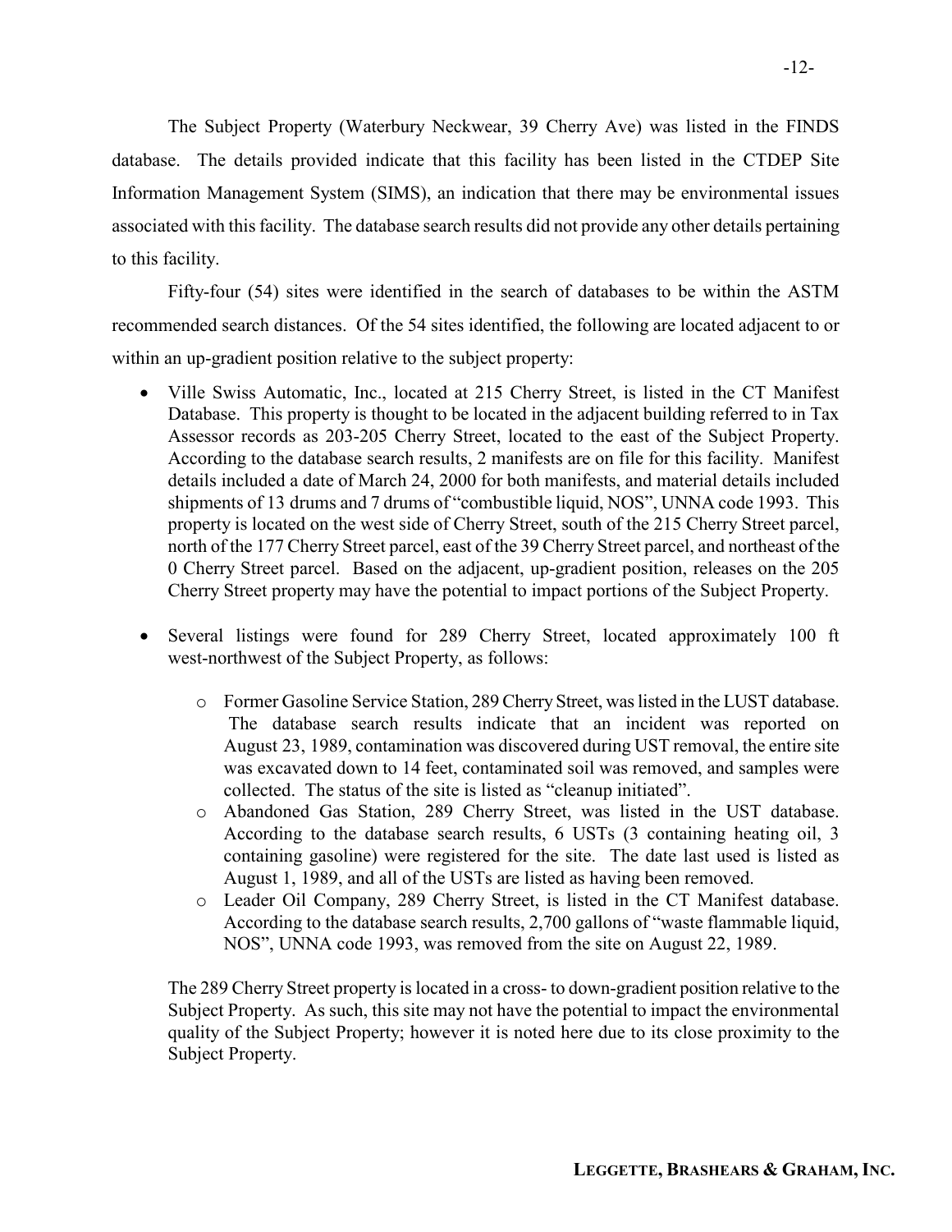The Subject Property (Waterbury Neckwear, 39 Cherry Ave) was listed in the FINDS database. The details provided indicate that this facility has been listed in the CTDEP Site Information Management System (SIMS), an indication that there may be environmental issues associated with this facility. The database search results did not provide any other details pertaining to this facility.

Fifty-four (54) sites were identified in the search of databases to be within the ASTM recommended search distances. Of the 54 sites identified, the following are located adjacent to or within an up-gradient position relative to the subject property:

- Ville Swiss Automatic, Inc., located at 215 Cherry Street, is listed in the CT Manifest Database. This property is thought to be located in the adjacent building referred to in Tax Assessor records as 203-205 Cherry Street, located to the east of the Subject Property. According to the database search results, 2 manifests are on file for this facility. Manifest details included a date of March 24, 2000 for both manifests, and material details included shipments of 13 drums and 7 drums of "combustible liquid, NOS", UNNA code 1993. This property is located on the west side of Cherry Street, south of the 215 Cherry Street parcel, north of the 177 Cherry Street parcel, east of the 39 Cherry Street parcel, and northeast of the 0 Cherry Street parcel. Based on the adjacent, up-gradient position, releases on the 205 Cherry Street property may have the potential to impact portions of the Subject Property.

- Several listings were found for 289 Cherry Street, located approximately 100 ft west-northwest of the Subject Property, as follows:

    - Former Gasoline Service Station, 289 Cherry Street, was listed in the LUST database. The database search results indicate that an incident was reported on August 23, 1989, contamination was discovered during UST removal, the entire site was excavated down to 14 feet, contaminated soil was removed, and samples were collected. The status of the site is listed as "cleanup initiated".
    - Abandoned Gas Station, 289 Cherry Street, was listed in the UST database. According to the database search results, 6 USTs (3 containing heating oil, 3 containing gasoline) were registered for the site. The date last used is listed as August 1, 1989, and all of the USTs are listed as having been removed.
    - Leader Oil Company, 289 Cherry Street, is listed in the CT Manifest database. According to the database search results, 2,700 gallons of "waste flammable liquid, NOS", UNNA code 1993, was removed from the site on August 22, 1989.

  The 289 Cherry Street property is located in a cross- to down-gradient position relative to the Subject Property. As such, this site may not have the potential to impact the environmental quality of the Subject Property; however it is noted here due to its close proximity to the Subject Property.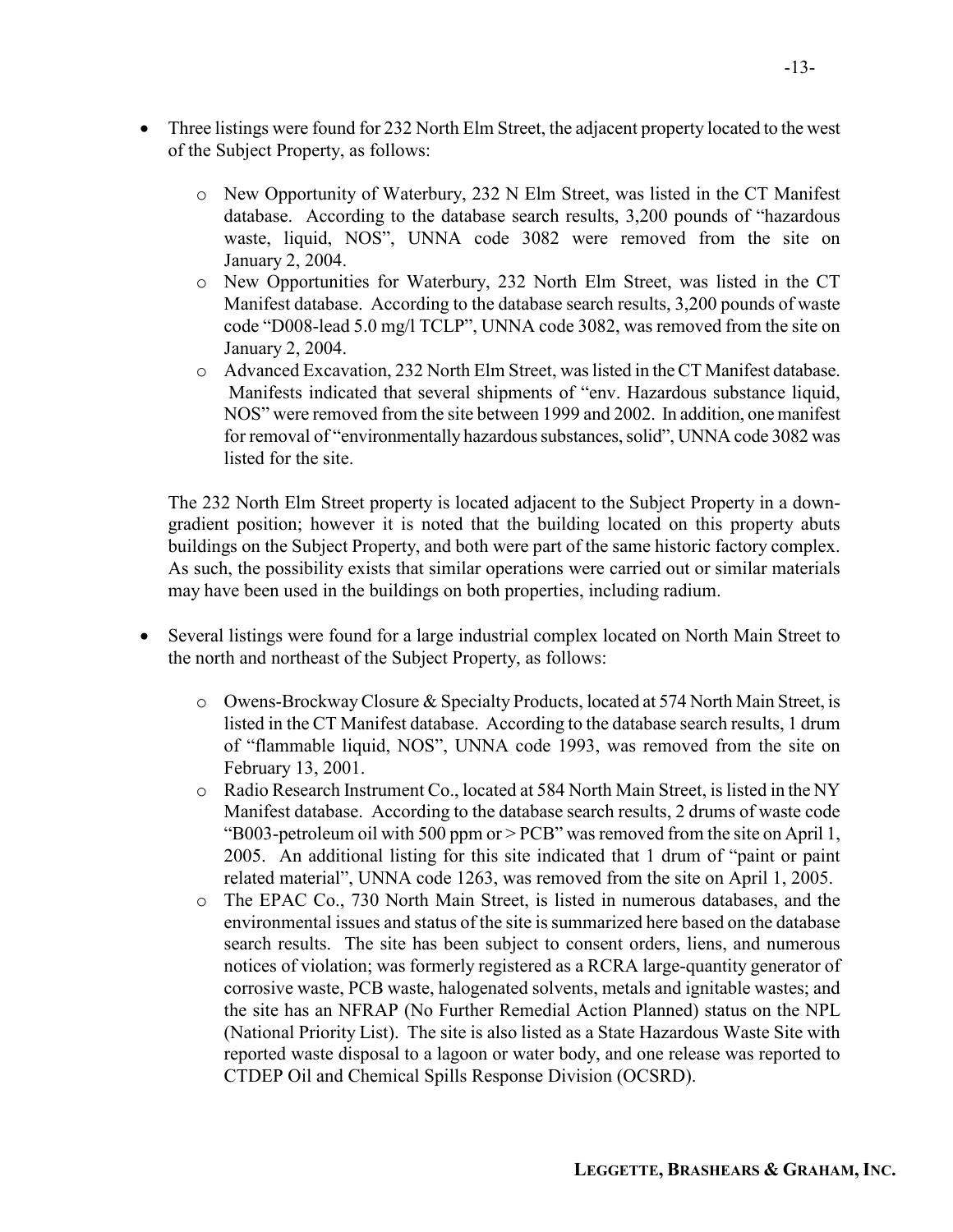- Three listings were found for 232 North Elm Street, the adjacent property located to the west of the Subject Property, as follows:

    - New Opportunity of Waterbury, 232 N Elm Street, was listed in the CT Manifest database. According to the database search results, 3,200 pounds of "hazardous waste, liquid, NOS", UNNA code 3082 were removed from the site on January 2, 2004.
    - New Opportunities for Waterbury, 232 North Elm Street, was listed in the CT Manifest database. According to the database search results, 3,200 pounds of waste code "D008-lead 5.0 mg/l TCLP", UNNA code 3082, was removed from the site on January 2, 2004.
    - Advanced Excavation, 232 North Elm Street, was listed in the CT Manifest database. Manifests indicated that several shipments of "env. Hazardous substance liquid, NOS" were removed from the site between 1999 and 2002. In addition, one manifest for removal of "environmentally hazardous substances, solid", UNNA code 3082 was listed for the site.

    The 232 North Elm Street property is located adjacent to the Subject Property in a down-gradient position; however it is noted that the building located on this property abuts buildings on the Subject Property, and both were part of the same historic factory complex. As such, the possibility exists that similar operations were carried out or similar materials may have been used in the buildings on both properties, including radium.

- Several listings were found for a large industrial complex located on North Main Street to the north and northeast of the Subject Property, as follows:

    - Owens-Brockway Closure & Specialty Products, located at 574 North Main Street, is listed in the CT Manifest database. According to the database search results, 1 drum of "flammable liquid, NOS", UNNA code 1993, was removed from the site on February 13, 2001.
    - Radio Research Instrument Co., located at 584 North Main Street, is listed in the NY Manifest database. According to the database search results, 2 drums of waste code "B003-petroleum oil with 500 ppm or > PCB" was removed from the site on April 1, 2005. An additional listing for this site indicated that 1 drum of "paint or paint related material", UNNA code 1263, was removed from the site on April 1, 2005.
    - The EPAC Co., 730 North Main Street, is listed in numerous databases, and the environmental issues and status of the site is summarized here based on the database search results. The site has been subject to consent orders, liens, and numerous notices of violation; was formerly registered as a RCRA large-quantity generator of corrosive waste, PCB waste, halogenated solvents, metals and ignitable wastes; and the site has an NFRAP (No Further Remedial Action Planned) status on the NPL (National Priority List). The site is also listed as a State Hazardous Waste Site with reported waste disposal to a lagoon or water body, and one release was reported to CTDEP Oil and Chemical Spills Response Division (OCSRD).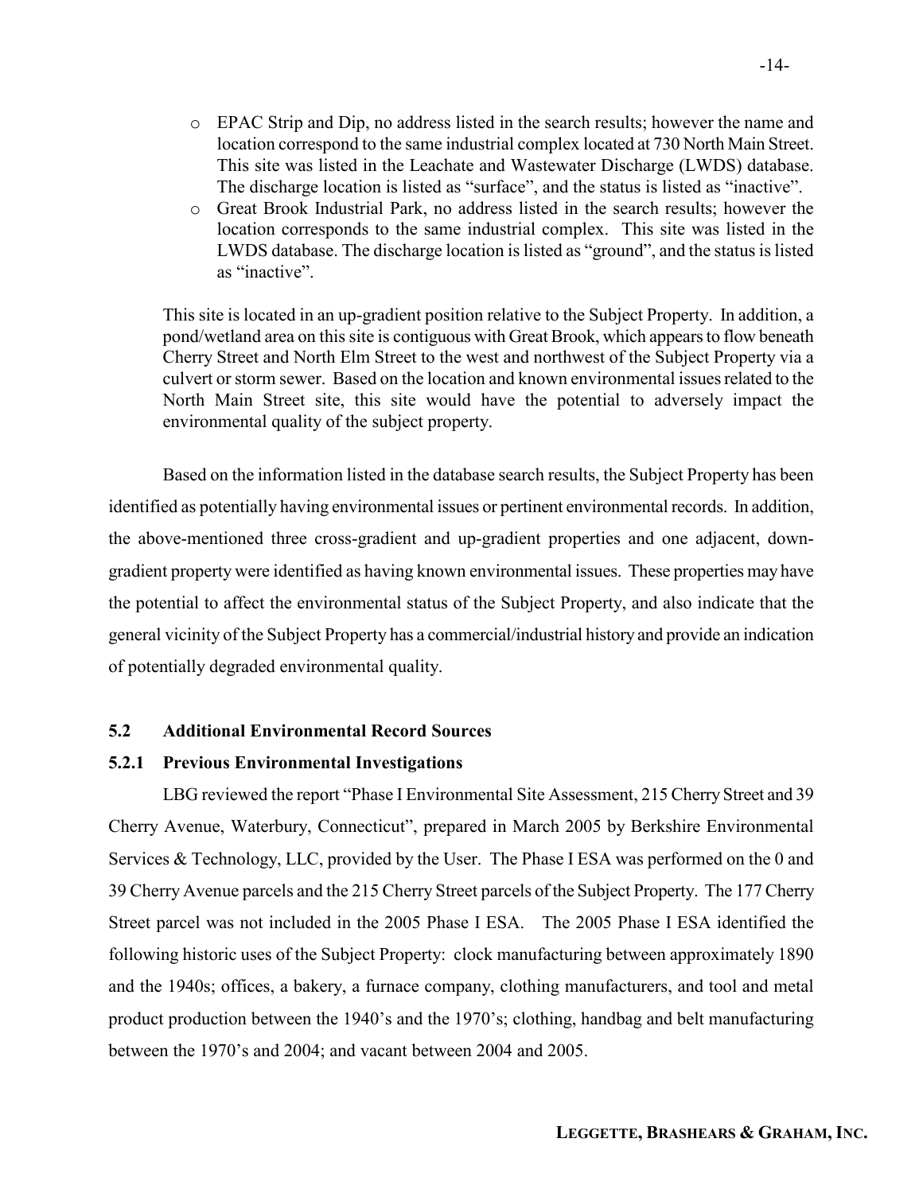- EPAC Strip and Dip, no address listed in the search results; however the name and location correspond to the same industrial complex located at 730 North Main Street. This site was listed in the Leachate and Wastewater Discharge (LWDS) database. The discharge location is listed as "surface", and the status is listed as "inactive".
- Great Brook Industrial Park, no address listed in the search results; however the location corresponds to the same industrial complex. This site was listed in the LWDS database. The discharge location is listed as "ground", and the status is listed as "inactive".

This site is located in an up-gradient position relative to the Subject Property. In addition, a pond/wetland area on this site is contiguous with Great Brook, which appears to flow beneath Cherry Street and North Elm Street to the west and northwest of the Subject Property via a culvert or storm sewer. Based on the location and known environmental issues related to the North Main Street site, this site would have the potential to adversely impact the environmental quality of the subject property.

Based on the information listed in the database search results, the Subject Property has been identified as potentially having environmental issues or pertinent environmental records. In addition, the above-mentioned three cross-gradient and up-gradient properties and one adjacent, down-gradient property were identified as having known environmental issues. These properties may have the potential to affect the environmental status of the Subject Property, and also indicate that the general vicinity of the Subject Property has a commercial/industrial history and provide an indication of potentially degraded environmental quality.

## 5.2 Additional Environmental Record Sources

### 5.2.1 Previous Environmental Investigations

LBG reviewed the report "Phase I Environmental Site Assessment, 215 Cherry Street and 39 Cherry Avenue, Waterbury, Connecticut", prepared in March 2005 by Berkshire Environmental Services & Technology, LLC, provided by the User. The Phase I ESA was performed on the 0 and 39 Cherry Avenue parcels and the 215 Cherry Street parcels of the Subject Property. The 177 Cherry Street parcel was not included in the 2005 Phase I ESA. The 2005 Phase I ESA identified the following historic uses of the Subject Property: clock manufacturing between approximately 1890 and the 1940s; offices, a bakery, a furnace company, clothing manufacturers, and tool and metal product production between the 1940's and the 1970's; clothing, handbag and belt manufacturing between the 1970's and 2004; and vacant between 2004 and 2005.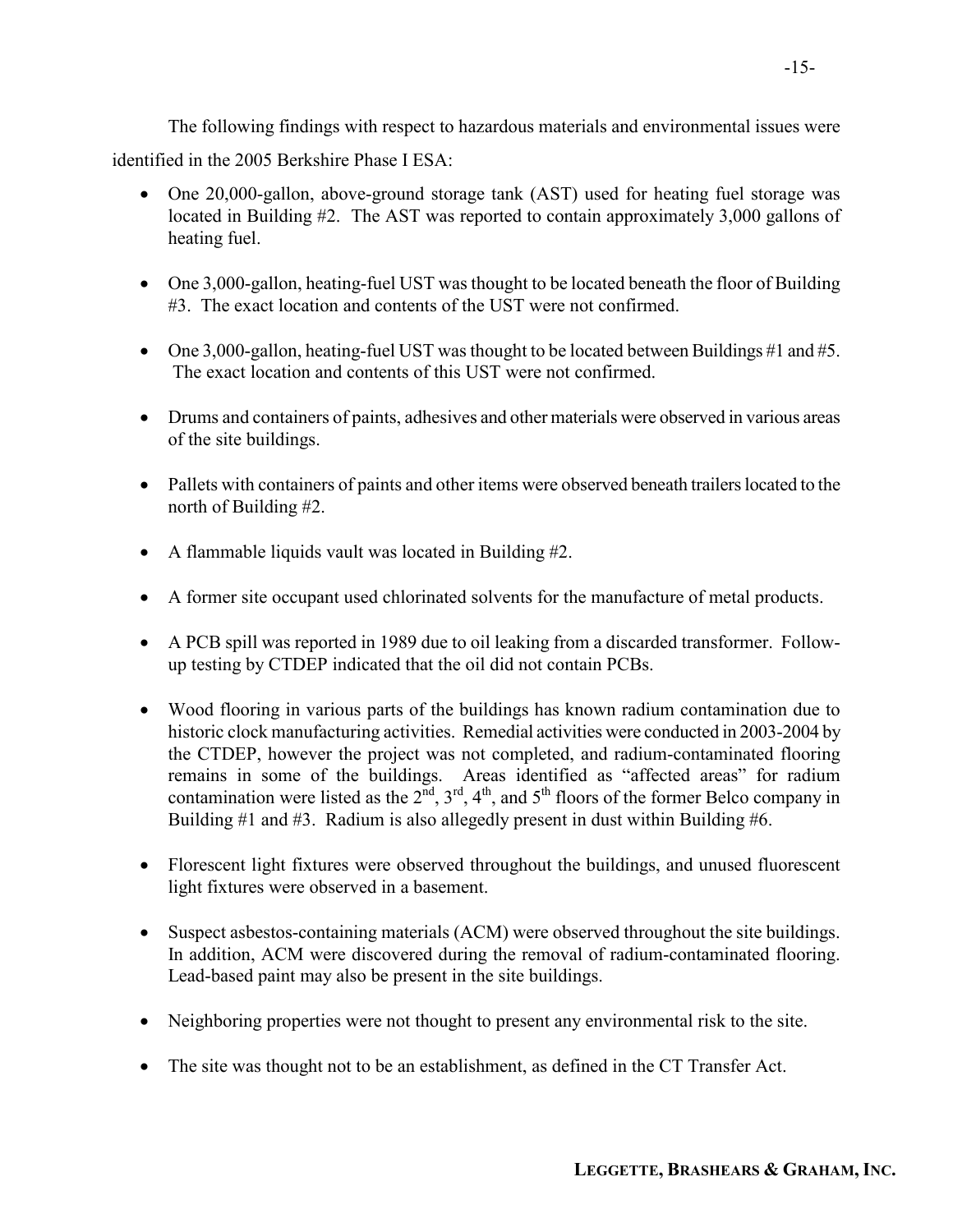The following findings with respect to hazardous materials and environmental issues were identified in the 2005 Berkshire Phase I ESA:

- One 20,000-gallon, above-ground storage tank (AST) used for heating fuel storage was located in Building #2. The AST was reported to contain approximately 3,000 gallons of heating fuel.

- One 3,000-gallon, heating-fuel UST was thought to be located beneath the floor of Building #3. The exact location and contents of the UST were not confirmed.

- One 3,000-gallon, heating-fuel UST was thought to be located between Buildings #1 and #5. The exact location and contents of this UST were not confirmed.

- Drums and containers of paints, adhesives and other materials were observed in various areas of the site buildings.

- Pallets with containers of paints and other items were observed beneath trailers located to the north of Building #2.

- A flammable liquids vault was located in Building #2.

- A former site occupant used chlorinated solvents for the manufacture of metal products.

- A PCB spill was reported in 1989 due to oil leaking from a discarded transformer. Follow-up testing by CTDEP indicated that the oil did not contain PCBs.

- Wood flooring in various parts of the buildings has known radium contamination due to historic clock manufacturing activities. Remedial activities were conducted in 2003-2004 by the CTDEP, however the project was not completed, and radium-contaminated flooring remains in some of the buildings. Areas identified as "affected areas" for radium contamination were listed as the 2nd, 3rd, 4th, and 5th floors of the former Belco company in Building #1 and #3. Radium is also allegedly present in dust within Building #6.

- Florescent light fixtures were observed throughout the buildings, and unused fluorescent light fixtures were observed in a basement.

- Suspect asbestos-containing materials (ACM) were observed throughout the site buildings. In addition, ACM were discovered during the removal of radium-contaminated flooring. Lead-based paint may also be present in the site buildings.

- Neighboring properties were not thought to present any environmental risk to the site.

- The site was thought not to be an establishment, as defined in the CT Transfer Act.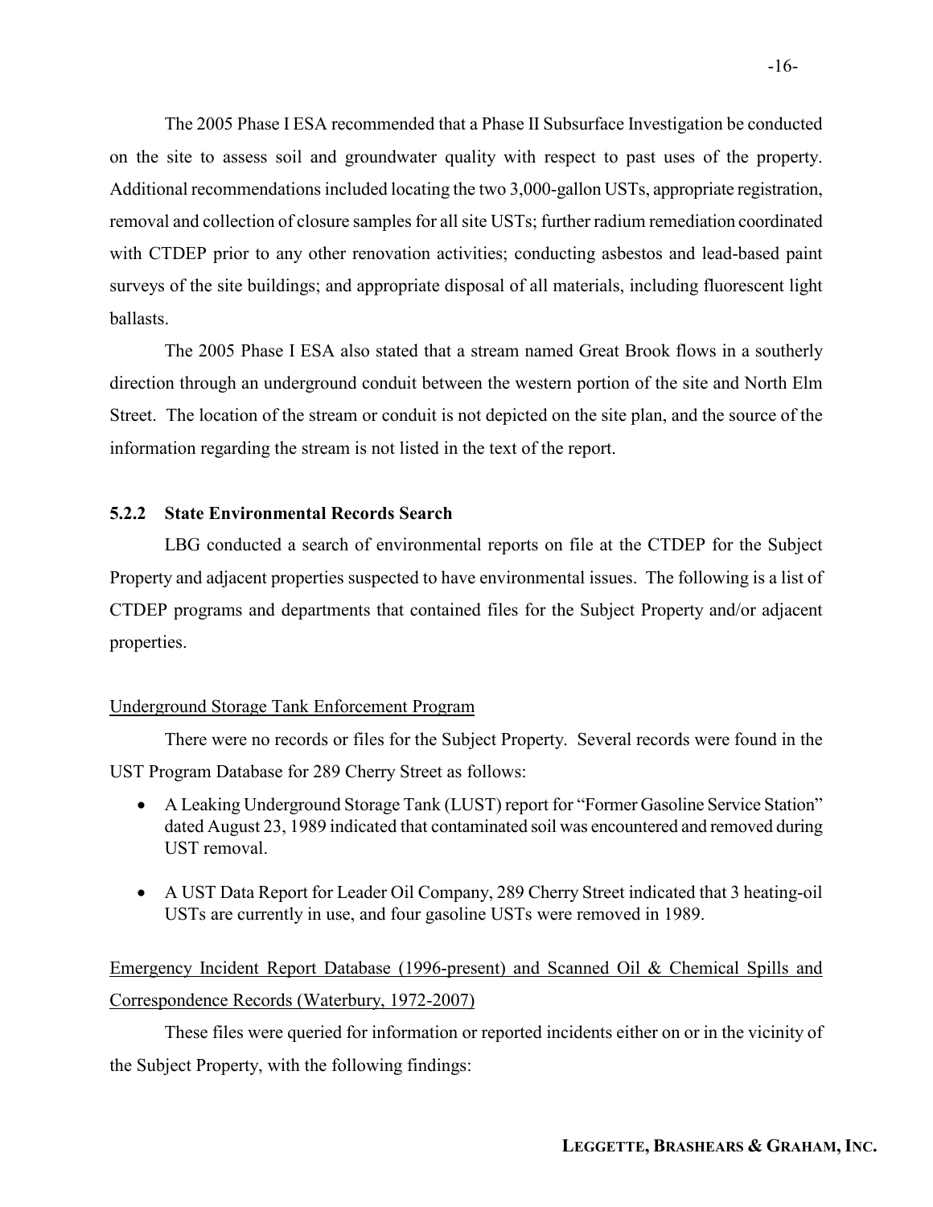The 2005 Phase I ESA recommended that a Phase II Subsurface Investigation be conducted on the site to assess soil and groundwater quality with respect to past uses of the property. Additional recommendations included locating the two 3,000-gallon USTs, appropriate registration, removal and collection of closure samples for all site USTs; further radium remediation coordinated with CTDEP prior to any other renovation activities; conducting asbestos and lead-based paint surveys of the site buildings; and appropriate disposal of all materials, including fluorescent light ballasts.

The 2005 Phase I ESA also stated that a stream named Great Brook flows in a southerly direction through an underground conduit between the western portion of the site and North Elm Street. The location of the stream or conduit is not depicted on the site plan, and the source of the information regarding the stream is not listed in the text of the report.

### 5.2.2 State Environmental Records Search

LBG conducted a search of environmental reports on file at the CTDEP for the Subject Property and adjacent properties suspected to have environmental issues. The following is a list of CTDEP programs and departments that contained files for the Subject Property and/or adjacent properties.

Underground Storage Tank Enforcement Program

There were no records or files for the Subject Property. Several records were found in the UST Program Database for 289 Cherry Street as follows:

- A Leaking Underground Storage Tank (LUST) report for "Former Gasoline Service Station" dated August 23, 1989 indicated that contaminated soil was encountered and removed during UST removal.
- A UST Data Report for Leader Oil Company, 289 Cherry Street indicated that 3 heating-oil USTs are currently in use, and four gasoline USTs were removed in 1989.

Emergency Incident Report Database (1996-present) and Scanned Oil & Chemical Spills and Correspondence Records (Waterbury, 1972-2007)

These files were queried for information or reported incidents either on or in the vicinity of the Subject Property, with the following findings: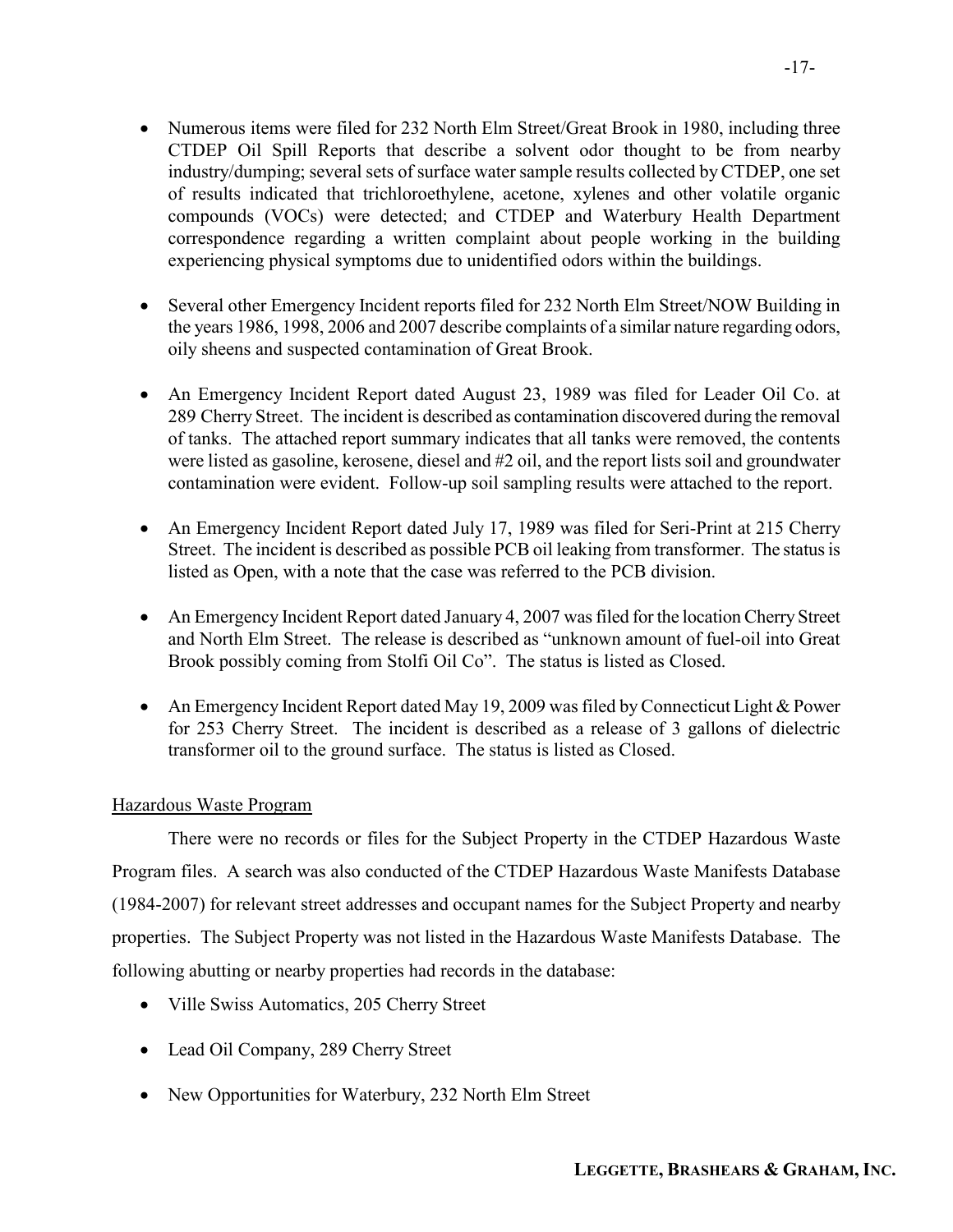- Numerous items were filed for 232 North Elm Street/Great Brook in 1980, including three CTDEP Oil Spill Reports that describe a solvent odor thought to be from nearby industry/dumping; several sets of surface water sample results collected by CTDEP, one set of results indicated that trichloroethylene, acetone, xylenes and other volatile organic compounds (VOCs) were detected; and CTDEP and Waterbury Health Department correspondence regarding a written complaint about people working in the building experiencing physical symptoms due to unidentified odors within the buildings.

- Several other Emergency Incident reports filed for 232 North Elm Street/NOW Building in the years 1986, 1998, 2006 and 2007 describe complaints of a similar nature regarding odors, oily sheens and suspected contamination of Great Brook.

- An Emergency Incident Report dated August 23, 1989 was filed for Leader Oil Co. at 289 Cherry Street. The incident is described as contamination discovered during the removal of tanks. The attached report summary indicates that all tanks were removed, the contents were listed as gasoline, kerosene, diesel and #2 oil, and the report lists soil and groundwater contamination were evident. Follow-up soil sampling results were attached to the report.

- An Emergency Incident Report dated July 17, 1989 was filed for Seri-Print at 215 Cherry Street. The incident is described as possible PCB oil leaking from transformer. The status is listed as Open, with a note that the case was referred to the PCB division.

- An Emergency Incident Report dated January 4, 2007 was filed for the location Cherry Street and North Elm Street. The release is described as "unknown amount of fuel-oil into Great Brook possibly coming from Stolfi Oil Co". The status is listed as Closed.

- An Emergency Incident Report dated May 19, 2009 was filed by Connecticut Light & Power for 253 Cherry Street. The incident is described as a release of 3 gallons of dielectric transformer oil to the ground surface. The status is listed as Closed.

Hazardous Waste Program

There were no records or files for the Subject Property in the CTDEP Hazardous Waste Program files. A search was also conducted of the CTDEP Hazardous Waste Manifests Database (1984-2007) for relevant street addresses and occupant names for the Subject Property and nearby properties. The Subject Property was not listed in the Hazardous Waste Manifests Database. The following abutting or nearby properties had records in the database:

- Ville Swiss Automatics, 205 Cherry Street

- Lead Oil Company, 289 Cherry Street

- New Opportunities for Waterbury, 232 North Elm Street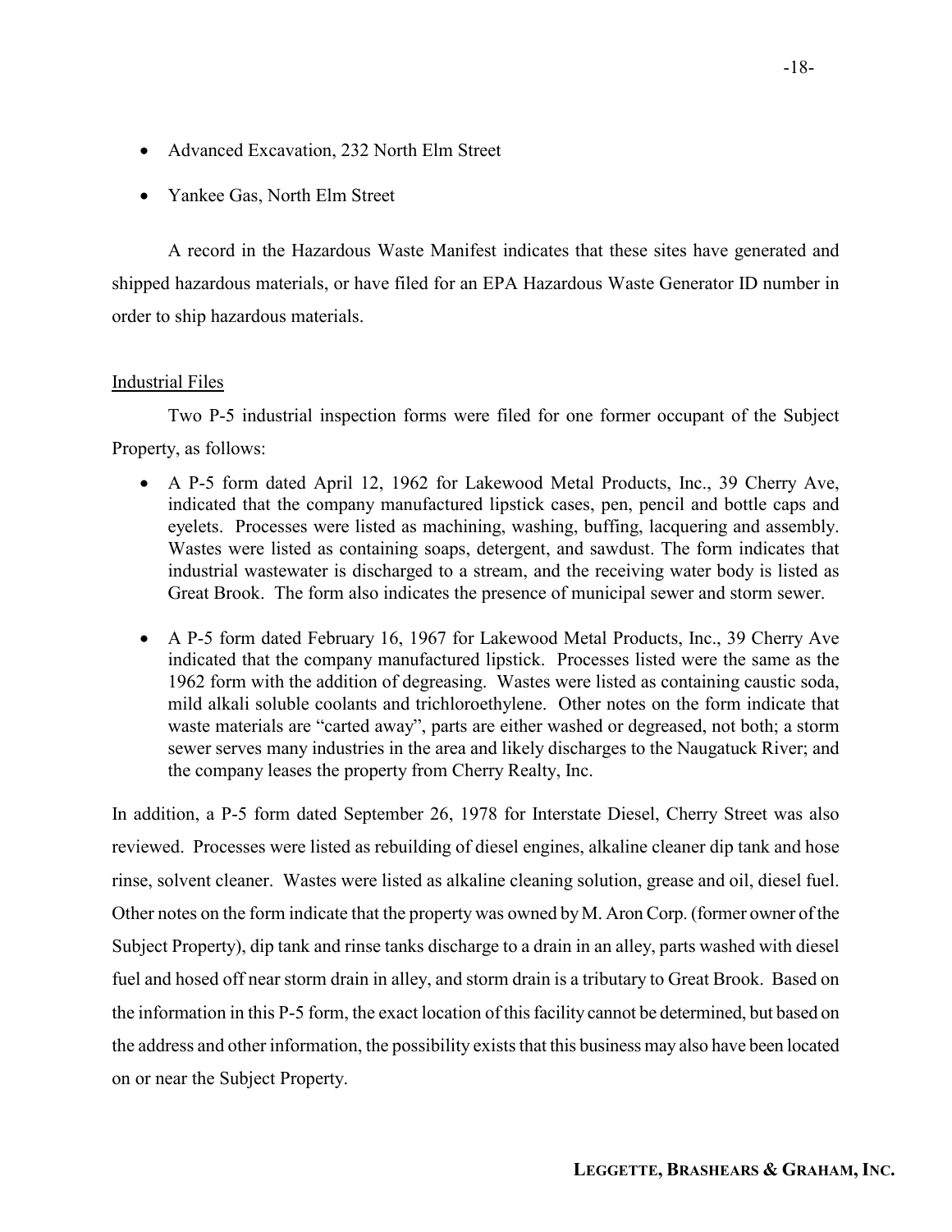- Advanced Excavation, 232 North Elm Street
- Yankee Gas, North Elm Street

A record in the Hazardous Waste Manifest indicates that these sites have generated and shipped hazardous materials, or have filed for an EPA Hazardous Waste Generator ID number in order to ship hazardous materials.

Industrial Files

Two P-5 industrial inspection forms were filed for one former occupant of the Subject Property, as follows:

- A P-5 form dated April 12, 1962 for Lakewood Metal Products, Inc., 39 Cherry Ave, indicated that the company manufactured lipstick cases, pen, pencil and bottle caps and eyelets. Processes were listed as machining, washing, buffing, lacquering and assembly. Wastes were listed as containing soaps, detergent, and sawdust. The form indicates that industrial wastewater is discharged to a stream, and the receiving water body is listed as Great Brook. The form also indicates the presence of municipal sewer and storm sewer.
- A P-5 form dated February 16, 1967 for Lakewood Metal Products, Inc., 39 Cherry Ave indicated that the company manufactured lipstick. Processes listed were the same as the 1962 form with the addition of degreasing. Wastes were listed as containing caustic soda, mild alkali soluble coolants and trichloroethylene. Other notes on the form indicate that waste materials are "carted away", parts are either washed or degreased, not both; a storm sewer serves many industries in the area and likely discharges to the Naugatuck River; and the company leases the property from Cherry Realty, Inc.

In addition, a P-5 form dated September 26, 1978 for Interstate Diesel, Cherry Street was also reviewed. Processes were listed as rebuilding of diesel engines, alkaline cleaner dip tank and hose rinse, solvent cleaner. Wastes were listed as alkaline cleaning solution, grease and oil, diesel fuel. Other notes on the form indicate that the property was owned by M. Aron Corp. (former owner of the Subject Property), dip tank and rinse tanks discharge to a drain in an alley, parts washed with diesel fuel and hosed off near storm drain in alley, and storm drain is a tributary to Great Brook. Based on the information in this P-5 form, the exact location of this facility cannot be determined, but based on the address and other information, the possibility exists that this business may also have been located on or near the Subject Property.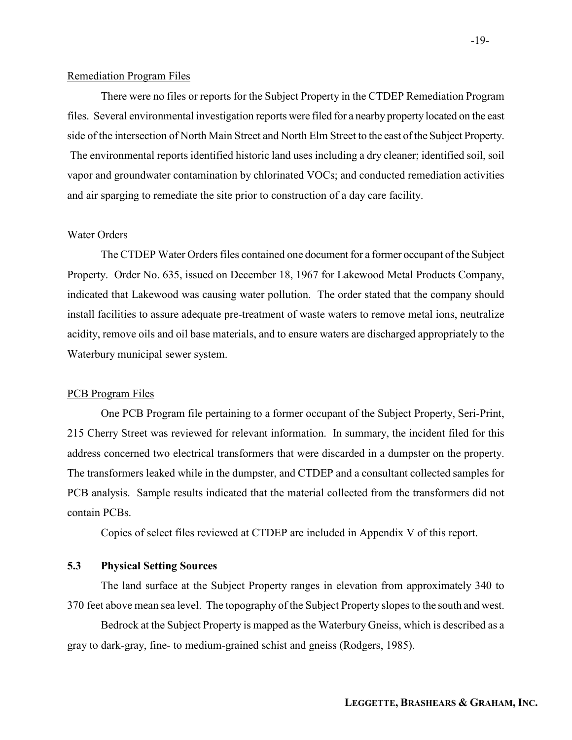Remediation Program Files

There were no files or reports for the Subject Property in the CTDEP Remediation Program files. Several environmental investigation reports were filed for a nearby property located on the east side of the intersection of North Main Street and North Elm Street to the east of the Subject Property. The environmental reports identified historic land uses including a dry cleaner; identified soil, soil vapor and groundwater contamination by chlorinated VOCs; and conducted remediation activities and air sparging to remediate the site prior to construction of a day care facility.

Water Orders

The CTDEP Water Orders files contained one document for a former occupant of the Subject Property. Order No. 635, issued on December 18, 1967 for Lakewood Metal Products Company, indicated that Lakewood was causing water pollution. The order stated that the company should install facilities to assure adequate pre-treatment of waste waters to remove metal ions, neutralize acidity, remove oils and oil base materials, and to ensure waters are discharged appropriately to the Waterbury municipal sewer system.

PCB Program Files

One PCB Program file pertaining to a former occupant of the Subject Property, Seri-Print, 215 Cherry Street was reviewed for relevant information. In summary, the incident filed for this address concerned two electrical transformers that were discarded in a dumpster on the property. The transformers leaked while in the dumpster, and CTDEP and a consultant collected samples for PCB analysis. Sample results indicated that the material collected from the transformers did not contain PCBs.

Copies of select files reviewed at CTDEP are included in Appendix V of this report.

### 5.3 Physical Setting Sources

The land surface at the Subject Property ranges in elevation from approximately 340 to 370 feet above mean sea level. The topography of the Subject Property slopes to the south and west.

Bedrock at the Subject Property is mapped as the Waterbury Gneiss, which is described as a gray to dark-gray, fine- to medium-grained schist and gneiss (Rodgers, 1985).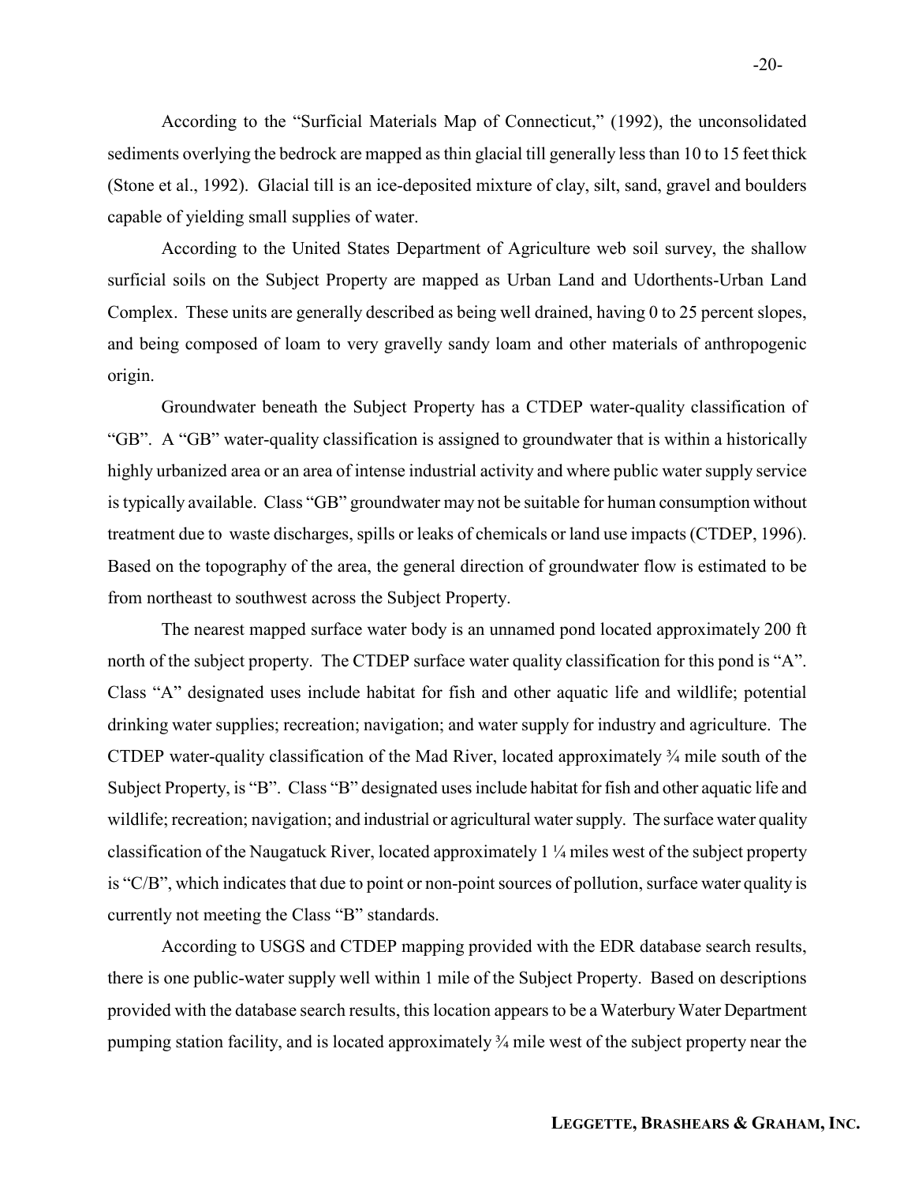According to the "Surficial Materials Map of Connecticut," (1992), the unconsolidated sediments overlying the bedrock are mapped as thin glacial till generally less than 10 to 15 feet thick (Stone et al., 1992). Glacial till is an ice-deposited mixture of clay, silt, sand, gravel and boulders capable of yielding small supplies of water.

According to the United States Department of Agriculture web soil survey, the shallow surficial soils on the Subject Property are mapped as Urban Land and Udorthents-Urban Land Complex. These units are generally described as being well drained, having 0 to 25 percent slopes, and being composed of loam to very gravelly sandy loam and other materials of anthropogenic origin.

Groundwater beneath the Subject Property has a CTDEP water-quality classification of "GB". A "GB" water-quality classification is assigned to groundwater that is within a historically highly urbanized area or an area of intense industrial activity and where public water supply service is typically available. Class "GB" groundwater may not be suitable for human consumption without treatment due to waste discharges, spills or leaks of chemicals or land use impacts (CTDEP, 1996). Based on the topography of the area, the general direction of groundwater flow is estimated to be from northeast to southwest across the Subject Property.

The nearest mapped surface water body is an unnamed pond located approximately 200 ft north of the subject property. The CTDEP surface water quality classification for this pond is "A". Class "A" designated uses include habitat for fish and other aquatic life and wildlife; potential drinking water supplies; recreation; navigation; and water supply for industry and agriculture. The CTDEP water-quality classification of the Mad River, located approximately ¾ mile south of the Subject Property, is "B". Class "B" designated uses include habitat for fish and other aquatic life and wildlife; recreation; navigation; and industrial or agricultural water supply. The surface water quality classification of the Naugatuck River, located approximately 1 ¼ miles west of the subject property is "C/B", which indicates that due to point or non-point sources of pollution, surface water quality is currently not meeting the Class "B" standards.

According to USGS and CTDEP mapping provided with the EDR database search results, there is one public-water supply well within 1 mile of the Subject Property. Based on descriptions provided with the database search results, this location appears to be a Waterbury Water Department pumping station facility, and is located approximately ¾ mile west of the subject property near the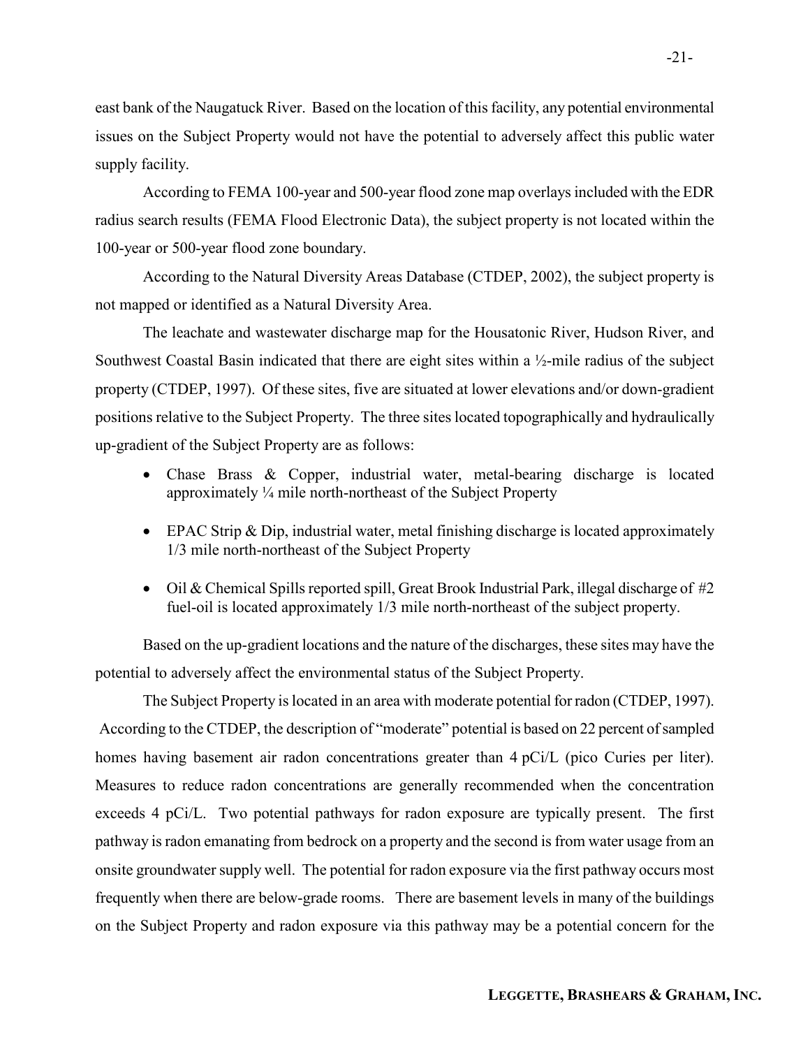east bank of the Naugatuck River. Based on the location of this facility, any potential environmental issues on the Subject Property would not have the potential to adversely affect this public water supply facility.

According to FEMA 100-year and 500-year flood zone map overlays included with the EDR radius search results (FEMA Flood Electronic Data), the subject property is not located within the 100-year or 500-year flood zone boundary.

According to the Natural Diversity Areas Database (CTDEP, 2002), the subject property is not mapped or identified as a Natural Diversity Area.

The leachate and wastewater discharge map for the Housatonic River, Hudson River, and Southwest Coastal Basin indicated that there are eight sites within a ½-mile radius of the subject property (CTDEP, 1997). Of these sites, five are situated at lower elevations and/or down-gradient positions relative to the Subject Property. The three sites located topographically and hydraulically up-gradient of the Subject Property are as follows:

- Chase Brass & Copper, industrial water, metal-bearing discharge is located approximately ¼ mile north-northeast of the Subject Property
- EPAC Strip & Dip, industrial water, metal finishing discharge is located approximately 1/3 mile north-northeast of the Subject Property
- Oil & Chemical Spills reported spill, Great Brook Industrial Park, illegal discharge of #2 fuel-oil is located approximately 1/3 mile north-northeast of the subject property.

Based on the up-gradient locations and the nature of the discharges, these sites may have the potential to adversely affect the environmental status of the Subject Property.

The Subject Property is located in an area with moderate potential for radon (CTDEP, 1997). According to the CTDEP, the description of "moderate" potential is based on 22 percent of sampled homes having basement air radon concentrations greater than 4 pCi/L (pico Curies per liter). Measures to reduce radon concentrations are generally recommended when the concentration exceeds 4 pCi/L. Two potential pathways for radon exposure are typically present. The first pathway is radon emanating from bedrock on a property and the second is from water usage from an onsite groundwater supply well. The potential for radon exposure via the first pathway occurs most frequently when there are below-grade rooms. There are basement levels in many of the buildings on the Subject Property and radon exposure via this pathway may be a potential concern for the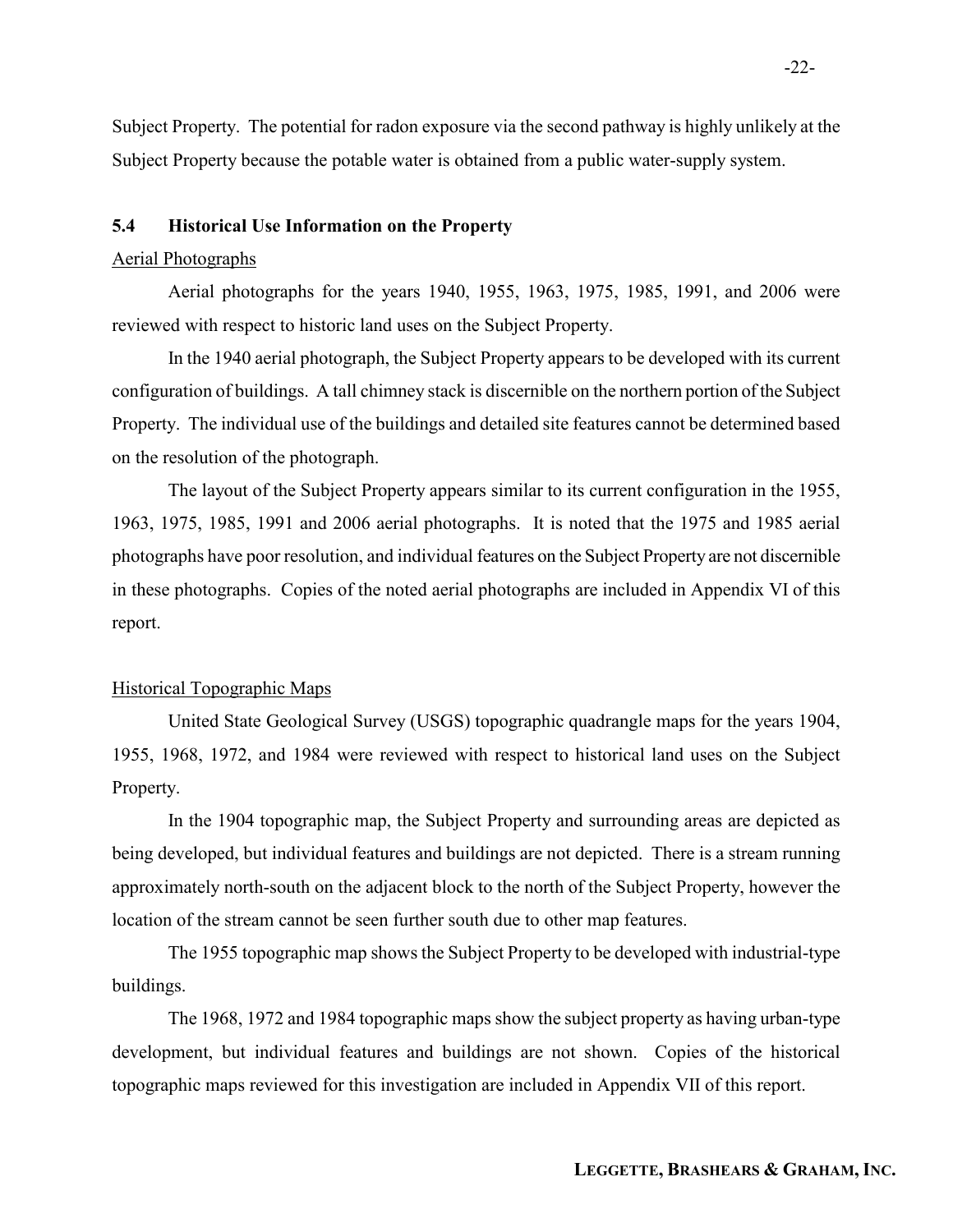Subject Property. The potential for radon exposure via the second pathway is highly unlikely at the Subject Property because the potable water is obtained from a public water-supply system.

### 5.4 Historical Use Information on the Property

<u>Aerial Photographs</u>

Aerial photographs for the years 1940, 1955, 1963, 1975, 1985, 1991, and 2006 were reviewed with respect to historic land uses on the Subject Property.

In the 1940 aerial photograph, the Subject Property appears to be developed with its current configuration of buildings. A tall chimney stack is discernible on the northern portion of the Subject Property. The individual use of the buildings and detailed site features cannot be determined based on the resolution of the photograph.

The layout of the Subject Property appears similar to its current configuration in the 1955, 1963, 1975, 1985, 1991 and 2006 aerial photographs. It is noted that the 1975 and 1985 aerial photographs have poor resolution, and individual features on the Subject Property are not discernible in these photographs. Copies of the noted aerial photographs are included in Appendix VI of this report.

<u>Historical Topographic Maps</u>

United State Geological Survey (USGS) topographic quadrangle maps for the years 1904, 1955, 1968, 1972, and 1984 were reviewed with respect to historical land uses on the Subject Property.

In the 1904 topographic map, the Subject Property and surrounding areas are depicted as being developed, but individual features and buildings are not depicted. There is a stream running approximately north-south on the adjacent block to the north of the Subject Property, however the location of the stream cannot be seen further south due to other map features.

The 1955 topographic map shows the Subject Property to be developed with industrial-type buildings.

The 1968, 1972 and 1984 topographic maps show the subject property as having urban-type development, but individual features and buildings are not shown. Copies of the historical topographic maps reviewed for this investigation are included in Appendix VII of this report.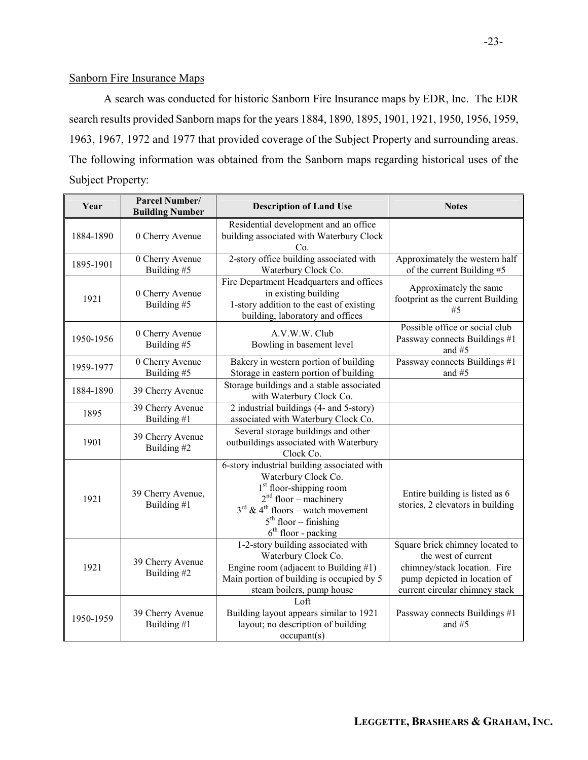Sanborn Fire Insurance Maps

A search was conducted for historic Sanborn Fire Insurance maps by EDR, Inc. The EDR search results provided Sanborn maps for the years 1884, 1890, 1895, 1901, 1921, 1950, 1956, 1959, 1963, 1967, 1972 and 1977 that provided coverage of the Subject Property and surrounding areas. The following information was obtained from the Sanborn maps regarding historical uses of the Subject Property:

| Year | Parcel Number/ Building Number | Description of Land Use | Notes |
|---|---|---|---|
| 1884-1890 | 0 Cherry Avenue | Residential development and an office building associated with Waterbury Clock Co. | |
| 1895-1901 | 0 Cherry Avenue Building #5 | 2-story office building associated with Waterbury Clock Co. | Approximately the western half of the current Building #5 |
| 1921 | 0 Cherry Avenue Building #5 | Fire Department Headquarters and offices in existing building<br>1-story addition to the east of existing building, laboratory and offices | Approximately the same footprint as the current Building #5 |
| 1950-1956 | 0 Cherry Avenue Building #5 | A.V.W.W. Club<br>Bowling in basement level | Possible office or social club<br>Passway connects Buildings #1 and #5 |
| 1959-1977 | 0 Cherry Avenue Building #5 | Bakery in western portion of building<br>Storage in eastern portion of building | Passway connects Buildings #1 and #5 |
| 1884-1890 | 39 Cherry Avenue | Storage buildings and a stable associated with Waterbury Clock Co. | |
| 1895 | 39 Cherry Avenue Building #1 | 2 industrial buildings (4- and 5-story) associated with Waterbury Clock Co. | |
| 1901 | 39 Cherry Avenue Building #2 | Several storage buildings and other outbuildings associated with Waterbury Clock Co. | |
| 1921 | 39 Cherry Avenue, Building #1 | 6-story industrial building associated with Waterbury Clock Co.<br>1st floor-shipping room<br>2nd floor – machinery<br>3rd & 4th floors – watch movement<br>5th floor – finishing<br>6th floor - packing | Entire building is listed as 6 stories, 2 elevators in building |
| 1921 | 39 Cherry Avenue Building #2 | 1-2-story building associated with Waterbury Clock Co.<br>Engine room (adjacent to Building #1)<br>Main portion of building is occupied by 5 steam boilers, pump house | Square brick chimney located to the west of current chimney/stack location. Fire pump depicted in location of current circular chimney stack |
| 1950-1959 | 39 Cherry Avenue Building #1 | Loft<br>Building layout appears similar to 1921 layout; no description of building occupant(s) | Passway connects Buildings #1 and #5 |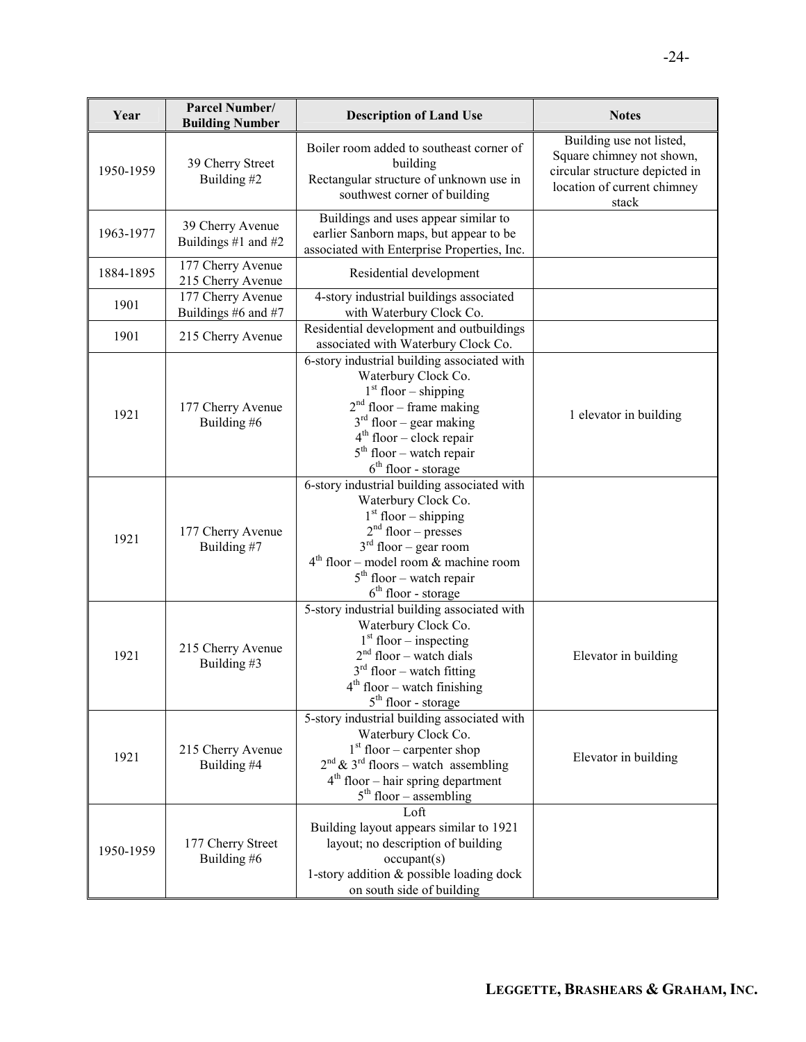| Year | Parcel Number/ Building Number | Description of Land Use | Notes |
|---|---|---|---|
| 1950-1959 | 39 Cherry Street Building #2 | Boiler room added to southeast corner of building<br>Rectangular structure of unknown use in southwest corner of building | Building use not listed, Square chimney not shown, circular structure depicted in location of current chimney stack |
| 1963-1977 | 39 Cherry Avenue Buildings #1 and #2 | Buildings and uses appear similar to earlier Sanborn maps, but appear to be associated with Enterprise Properties, Inc. | |
| 1884-1895 | 177 Cherry Avenue<br>215 Cherry Avenue | Residential development | |
| 1901 | 177 Cherry Avenue Buildings #6 and #7 | 4-story industrial buildings associated with Waterbury Clock Co. | |
| 1901 | 215 Cherry Avenue | Residential development and outbuildings associated with Waterbury Clock Co. | |
| 1921 | 177 Cherry Avenue Building #6 | 6-story industrial building associated with Waterbury Clock Co.<br>1st floor – shipping<br>2nd floor – frame making<br>3rd floor – gear making<br>4th floor – clock repair<br>5th floor – watch repair<br>6th floor - storage | 1 elevator in building |
| 1921 | 177 Cherry Avenue Building #7 | 6-story industrial building associated with Waterbury Clock Co.<br>1st floor – shipping<br>2nd floor – presses<br>3rd floor – gear room<br>4th floor – model room & machine room<br>5th floor – watch repair<br>6th floor - storage | |
| 1921 | 215 Cherry Avenue Building #3 | 5-story industrial building associated with Waterbury Clock Co.<br>1st floor – inspecting<br>2nd floor – watch dials<br>3rd floor – watch fitting<br>4th floor – watch finishing<br>5th floor - storage | Elevator in building |
| 1921 | 215 Cherry Avenue Building #4 | 5-story industrial building associated with Waterbury Clock Co.<br>1st floor – carpenter shop<br>2nd & 3rd floors – watch assembling<br>4th floor – hair spring department<br>5th floor – assembling | Elevator in building |
| 1950-1959 | 177 Cherry Street Building #6 | Loft<br>Building layout appears similar to 1921 layout; no description of building occupant(s)<br>1-story addition & possible loading dock on south side of building | |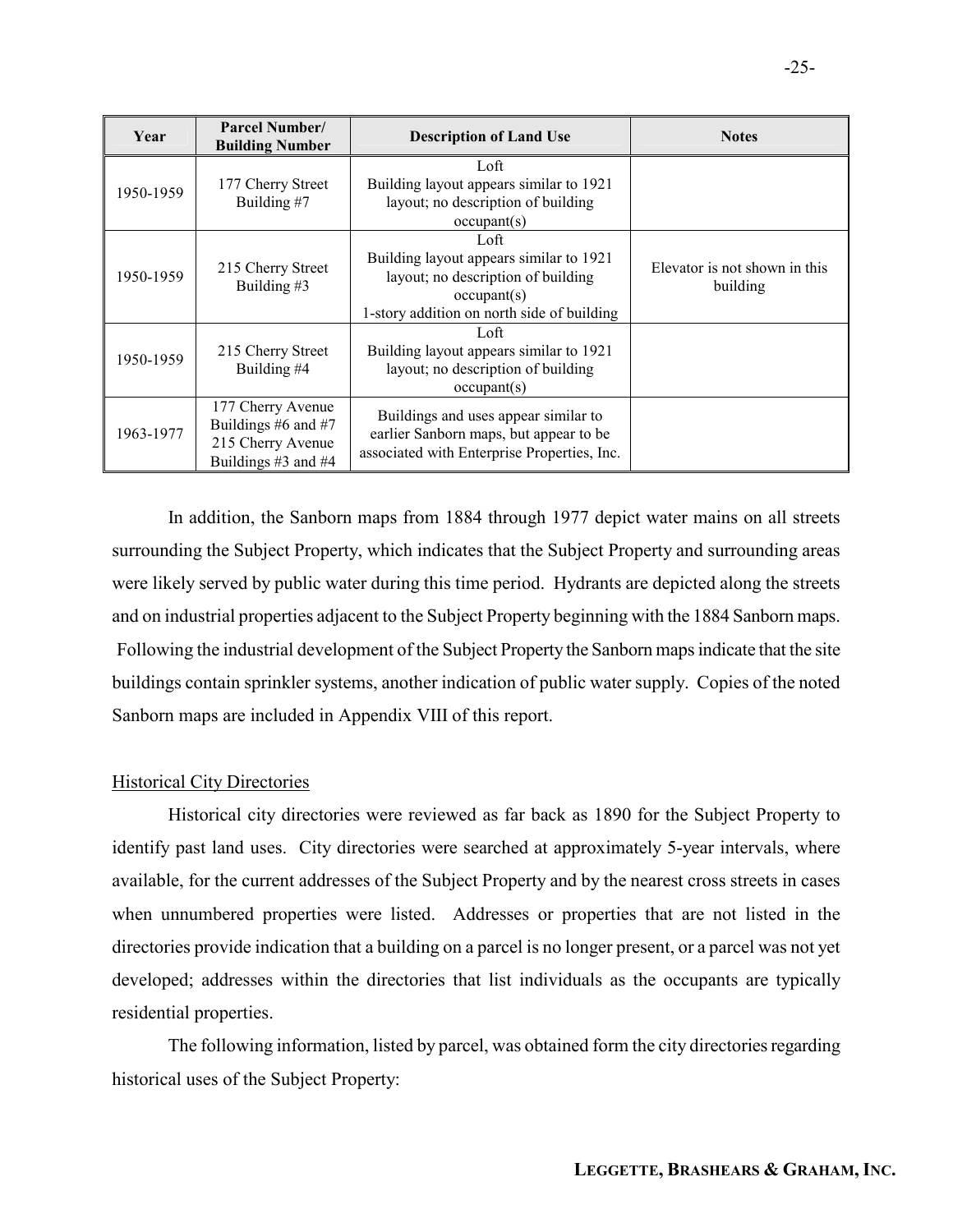| Year | Parcel Number/ Building Number | Description of Land Use | Notes |
|---|---|---|---|
| 1950-1959 | 177 Cherry Street Building #7 | Loft Building layout appears similar to 1921 layout; no description of building occupant(s) | |
| 1950-1959 | 215 Cherry Street Building #3 | Loft Building layout appears similar to 1921 layout; no description of building occupant(s) 1-story addition on north side of building | Elevator is not shown in this building |
| 1950-1959 | 215 Cherry Street Building #4 | Loft Building layout appears similar to 1921 layout; no description of building occupant(s) | |
| 1963-1977 | 177 Cherry Avenue Buildings #6 and #7 215 Cherry Avenue Buildings #3 and #4 | Buildings and uses appear similar to earlier Sanborn maps, but appear to be associated with Enterprise Properties, Inc. | |

In addition, the Sanborn maps from 1884 through 1977 depict water mains on all streets surrounding the Subject Property, which indicates that the Subject Property and surrounding areas were likely served by public water during this time period. Hydrants are depicted along the streets and on industrial properties adjacent to the Subject Property beginning with the 1884 Sanborn maps. Following the industrial development of the Subject Property the Sanborn maps indicate that the site buildings contain sprinkler systems, another indication of public water supply. Copies of the noted Sanborn maps are included in Appendix VIII of this report.

Historical City Directories

Historical city directories were reviewed as far back as 1890 for the Subject Property to identify past land uses. City directories were searched at approximately 5-year intervals, where available, for the current addresses of the Subject Property and by the nearest cross streets in cases when unnumbered properties were listed. Addresses or properties that are not listed in the directories provide indication that a building on a parcel is no longer present, or a parcel was not yet developed; addresses within the directories that list individuals as the occupants are typically residential properties.

The following information, listed by parcel, was obtained form the city directories regarding historical uses of the Subject Property: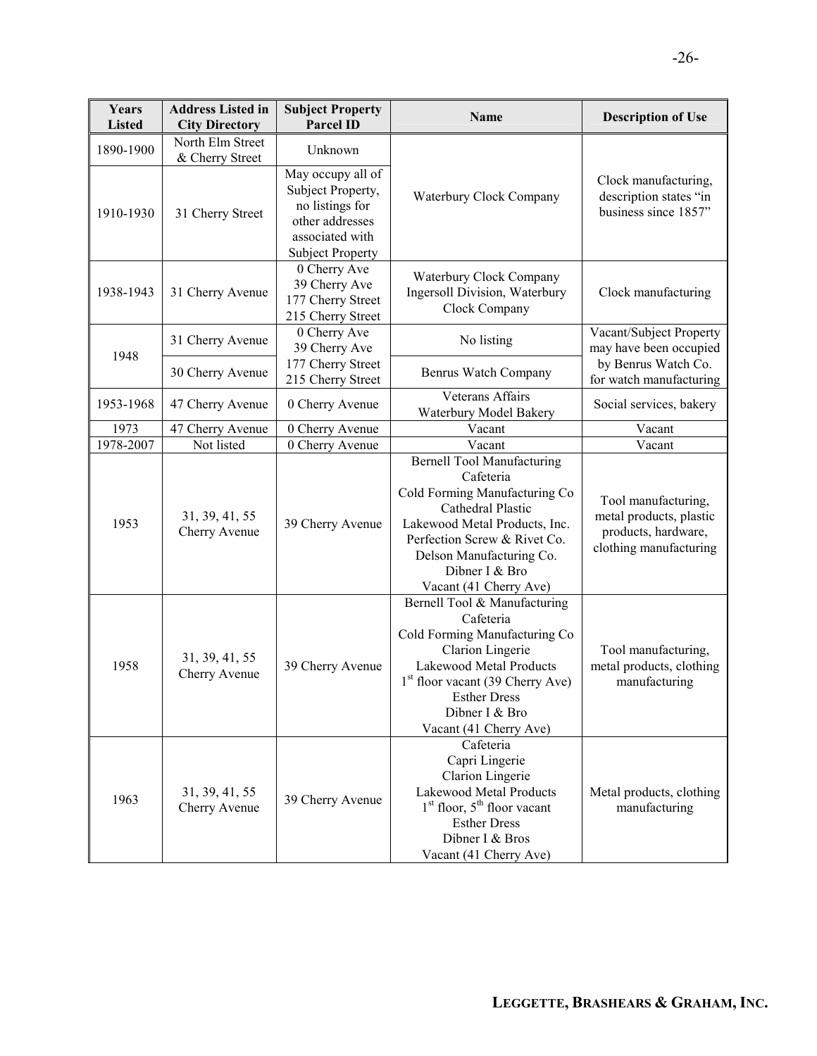| Years Listed | Address Listed in City Directory | Subject Property Parcel ID | Name | Description of Use |
|---|---|---|---|---|
| 1890-1900 | North Elm Street & Cherry Street | Unknown | Waterbury Clock Company | Clock manufacturing, description states "in business since 1857" |
| 1910-1930 | 31 Cherry Street | May occupy all of Subject Property, no listings for other addresses associated with Subject Property | Waterbury Clock Company | Clock manufacturing, description states "in business since 1857" |
| 1938-1943 | 31 Cherry Avenue | 0 Cherry Ave<br>39 Cherry Ave<br>177 Cherry Street<br>215 Cherry Street | Waterbury Clock Company<br>Ingersoll Division, Waterbury Clock Company | Clock manufacturing |
| 1948 | 31 Cherry Avenue | 0 Cherry Ave<br>39 Cherry Ave<br>177 Cherry Street<br>215 Cherry Street | No listing | Vacant/Subject Property may have been occupied by Benrus Watch Co. for watch manufacturing |
| 1948 | 30 Cherry Avenue | 0 Cherry Ave<br>39 Cherry Ave<br>177 Cherry Street<br>215 Cherry Street | Benrus Watch Company | Vacant/Subject Property may have been occupied by Benrus Watch Co. for watch manufacturing |
| 1953-1968 | 47 Cherry Avenue | 0 Cherry Avenue | Veterans Affairs<br>Waterbury Model Bakery | Social services, bakery |
| 1973 | 47 Cherry Avenue | 0 Cherry Avenue | Vacant | Vacant |
| 1978-2007 | Not listed | 0 Cherry Avenue | Vacant | Vacant |
| 1953 | 31, 39, 41, 55 Cherry Avenue | 39 Cherry Avenue | Bernell Tool Manufacturing<br>Cafeteria<br>Cold Forming Manufacturing Co<br>Cathedral Plastic<br>Lakewood Metal Products, Inc.<br>Perfection Screw & Rivet Co.<br>Delson Manufacturing Co.<br>Dibner I & Bro<br>Vacant (41 Cherry Ave) | Tool manufacturing, metal products, plastic products, hardware, clothing manufacturing |
| 1958 | 31, 39, 41, 55 Cherry Avenue | 39 Cherry Avenue | Bernell Tool & Manufacturing<br>Cafeteria<br>Cold Forming Manufacturing Co<br>Clarion Lingerie<br>Lakewood Metal Products<br>1st floor vacant (39 Cherry Ave)<br>Esther Dress<br>Dibner I & Bro<br>Vacant (41 Cherry Ave) | Tool manufacturing, metal products, clothing manufacturing |
| 1963 | 31, 39, 41, 55 Cherry Avenue | 39 Cherry Avenue | Cafeteria<br>Capri Lingerie<br>Clarion Lingerie<br>Lakewood Metal Products<br>1st floor, 5th floor vacant<br>Esther Dress<br>Dibner I & Bros<br>Vacant (41 Cherry Ave) | Metal products, clothing manufacturing |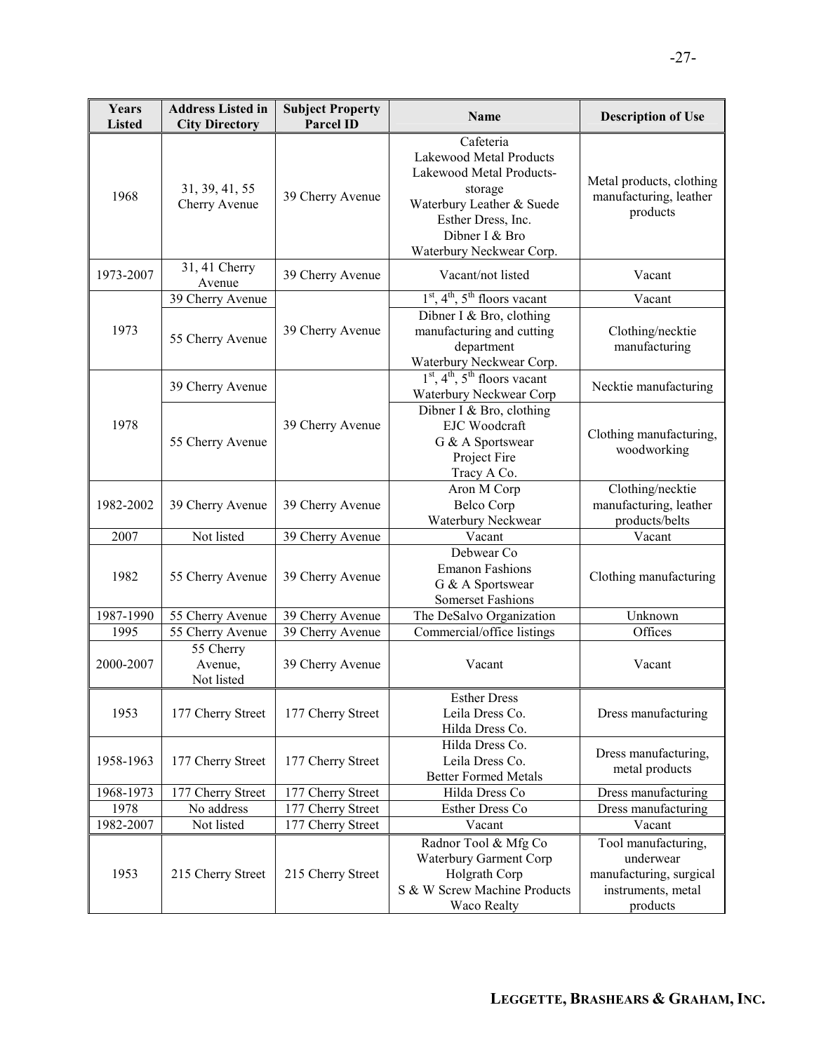| Years Listed | Address Listed in City Directory | Subject Property Parcel ID | Name | Description of Use |
|---|---|---|---|---|
| 1968 | 31, 39, 41, 55 Cherry Avenue | 39 Cherry Avenue | Cafeteria<br>Lakewood Metal Products<br>Lakewood Metal Products-storage<br>Waterbury Leather & Suede<br>Esther Dress, Inc.<br>Dibner I & Bro<br>Waterbury Neckwear Corp. | Metal products, clothing manufacturing, leather products |
| 1973-2007 | 31, 41 Cherry Avenue | 39 Cherry Avenue | Vacant/not listed | Vacant |
| 1973 | 39 Cherry Avenue | 39 Cherry Avenue | 1st, 4th, 5th floors vacant | Vacant |
| | 55 Cherry Avenue | | Dibner I & Bro, clothing manufacturing and cutting department<br>Waterbury Neckwear Corp. | Clothing/necktie manufacturing |
| 1978 | 39 Cherry Avenue | 39 Cherry Avenue | 1st, 4th, 5th floors vacant<br>Waterbury Neckwear Corp | Necktie manufacturing |
| | 55 Cherry Avenue | | Dibner I & Bro, clothing<br>EJC Woodcraft<br>G & A Sportswear<br>Project Fire<br>Tracy A Co. | Clothing manufacturing, woodworking |
| 1982-2002 | 39 Cherry Avenue | 39 Cherry Avenue | Aron M Corp<br>Belco Corp<br>Waterbury Neckwear | Clothing/necktie manufacturing, leather products/belts |
| 2007 | Not listed | 39 Cherry Avenue | Vacant | Vacant |
| 1982 | 55 Cherry Avenue | 39 Cherry Avenue | Debwear Co<br>Emanon Fashions<br>G & A Sportswear<br>Somerset Fashions | Clothing manufacturing |
| 1987-1990 | 55 Cherry Avenue | 39 Cherry Avenue | The DeSalvo Organization | Unknown |
| 1995 | 55 Cherry Avenue | 39 Cherry Avenue | Commercial/office listings | Offices |
| 2000-2007 | 55 Cherry Avenue, Not listed | 39 Cherry Avenue | Vacant | Vacant |
| 1953 | 177 Cherry Street | 177 Cherry Street | Esther Dress<br>Leila Dress Co.<br>Hilda Dress Co. | Dress manufacturing |
| 1958-1963 | 177 Cherry Street | 177 Cherry Street | Hilda Dress Co.<br>Leila Dress Co.<br>Better Formed Metals | Dress manufacturing, metal products |
| 1968-1973 | 177 Cherry Street | 177 Cherry Street | Hilda Dress Co | Dress manufacturing |
| 1978 | No address | 177 Cherry Street | Esther Dress Co | Dress manufacturing |
| 1982-2007 | Not listed | 177 Cherry Street | Vacant | Vacant |
| 1953 | 215 Cherry Street | 215 Cherry Street | Radnor Tool & Mfg Co<br>Waterbury Garment Corp<br>Holgrath Corp<br>S & W Screw Machine Products<br>Waco Realty | Tool manufacturing, underwear manufacturing, surgical instruments, metal products |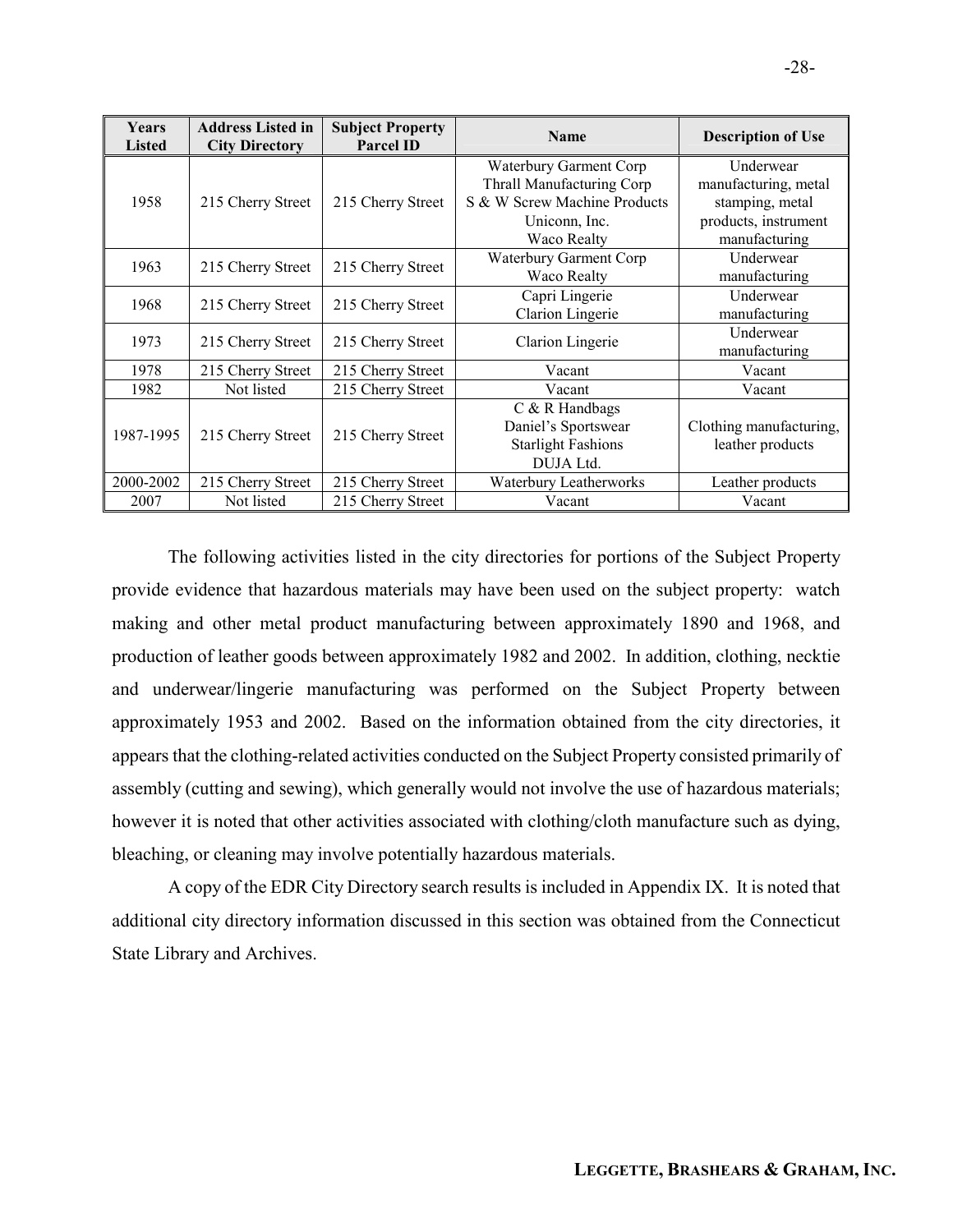| Years Listed | Address Listed in City Directory | Subject Property Parcel ID | Name | Description of Use |
|---|---|---|---|---|
| 1958 | 215 Cherry Street | 215 Cherry Street | Waterbury Garment Corp<br>Thrall Manufacturing Corp<br>S & W Screw Machine Products<br>Uniconn, Inc.<br>Waco Realty | Underwear manufacturing, metal stamping, metal products, instrument manufacturing |
| 1963 | 215 Cherry Street | 215 Cherry Street | Waterbury Garment Corp<br>Waco Realty | Underwear manufacturing |
| 1968 | 215 Cherry Street | 215 Cherry Street | Capri Lingerie<br>Clarion Lingerie | Underwear manufacturing |
| 1973 | 215 Cherry Street | 215 Cherry Street | Clarion Lingerie | Underwear manufacturing |
| 1978 | 215 Cherry Street | 215 Cherry Street | Vacant | Vacant |
| 1982 | Not listed | 215 Cherry Street | Vacant | Vacant |
| 1987-1995 | 215 Cherry Street | 215 Cherry Street | C & R Handbags<br>Daniel's Sportswear<br>Starlight Fashions<br>DUJA Ltd. | Clothing manufacturing, leather products |
| 2000-2002 | 215 Cherry Street | 215 Cherry Street | Waterbury Leatherworks | Leather products |
| 2007 | Not listed | 215 Cherry Street | Vacant | Vacant |

The following activities listed in the city directories for portions of the Subject Property provide evidence that hazardous materials may have been used on the subject property: watch making and other metal product manufacturing between approximately 1890 and 1968, and production of leather goods between approximately 1982 and 2002. In addition, clothing, necktie and underwear/lingerie manufacturing was performed on the Subject Property between approximately 1953 and 2002. Based on the information obtained from the city directories, it appears that the clothing-related activities conducted on the Subject Property consisted primarily of assembly (cutting and sewing), which generally would not involve the use of hazardous materials; however it is noted that other activities associated with clothing/cloth manufacture such as dying, bleaching, or cleaning may involve potentially hazardous materials.

A copy of the EDR City Directory search results is included in Appendix IX. It is noted that additional city directory information discussed in this section was obtained from the Connecticut State Library and Archives.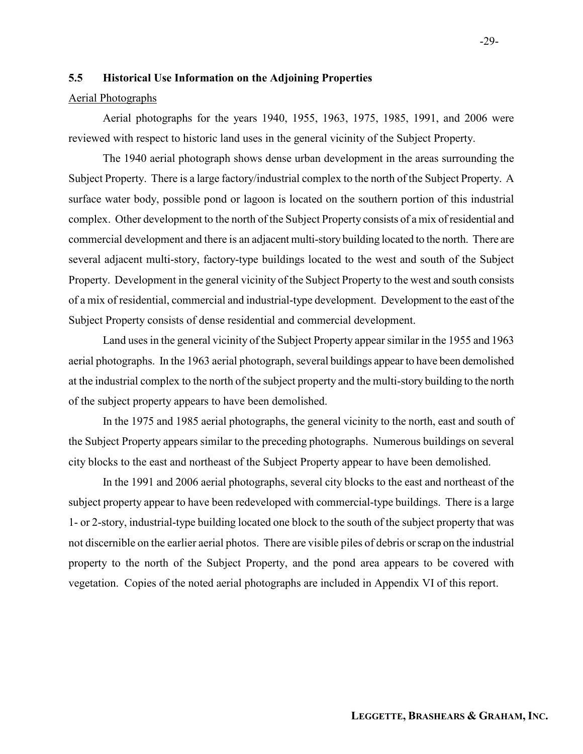## 5.5 Historical Use Information on the Adjoining Properties

Aerial Photographs

Aerial photographs for the years 1940, 1955, 1963, 1975, 1985, 1991, and 2006 were reviewed with respect to historic land uses in the general vicinity of the Subject Property.

The 1940 aerial photograph shows dense urban development in the areas surrounding the Subject Property. There is a large factory/industrial complex to the north of the Subject Property. A surface water body, possible pond or lagoon is located on the southern portion of this industrial complex. Other development to the north of the Subject Property consists of a mix of residential and commercial development and there is an adjacent multi-story building located to the north. There are several adjacent multi-story, factory-type buildings located to the west and south of the Subject Property. Development in the general vicinity of the Subject Property to the west and south consists of a mix of residential, commercial and industrial-type development. Development to the east of the Subject Property consists of dense residential and commercial development.

Land uses in the general vicinity of the Subject Property appear similar in the 1955 and 1963 aerial photographs. In the 1963 aerial photograph, several buildings appear to have been demolished at the industrial complex to the north of the subject property and the multi-story building to the north of the subject property appears to have been demolished.

In the 1975 and 1985 aerial photographs, the general vicinity to the north, east and south of the Subject Property appears similar to the preceding photographs. Numerous buildings on several city blocks to the east and northeast of the Subject Property appear to have been demolished.

In the 1991 and 2006 aerial photographs, several city blocks to the east and northeast of the subject property appear to have been redeveloped with commercial-type buildings. There is a large 1- or 2-story, industrial-type building located one block to the south of the subject property that was not discernible on the earlier aerial photos. There are visible piles of debris or scrap on the industrial property to the north of the Subject Property, and the pond area appears to be covered with vegetation. Copies of the noted aerial photographs are included in Appendix VI of this report.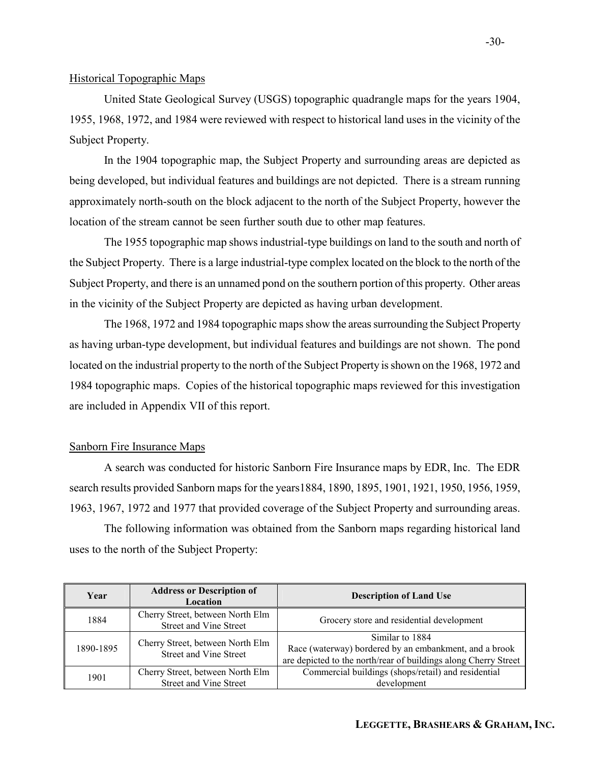Historical Topographic Maps

United State Geological Survey (USGS) topographic quadrangle maps for the years 1904, 1955, 1968, 1972, and 1984 were reviewed with respect to historical land uses in the vicinity of the Subject Property.

In the 1904 topographic map, the Subject Property and surrounding areas are depicted as being developed, but individual features and buildings are not depicted. There is a stream running approximately north-south on the block adjacent to the north of the Subject Property, however the location of the stream cannot be seen further south due to other map features.

The 1955 topographic map shows industrial-type buildings on land to the south and north of the Subject Property. There is a large industrial-type complex located on the block to the north of the Subject Property, and there is an unnamed pond on the southern portion of this property. Other areas in the vicinity of the Subject Property are depicted as having urban development.

The 1968, 1972 and 1984 topographic maps show the areas surrounding the Subject Property as having urban-type development, but individual features and buildings are not shown. The pond located on the industrial property to the north of the Subject Property is shown on the 1968, 1972 and 1984 topographic maps. Copies of the historical topographic maps reviewed for this investigation are included in Appendix VII of this report.

Sanborn Fire Insurance Maps

A search was conducted for historic Sanborn Fire Insurance maps by EDR, Inc. The EDR search results provided Sanborn maps for the years1884, 1890, 1895, 1901, 1921, 1950, 1956, 1959, 1963, 1967, 1972 and 1977 that provided coverage of the Subject Property and surrounding areas.

The following information was obtained from the Sanborn maps regarding historical land uses to the north of the Subject Property:

| Year | Address or Description of Location | Description of Land Use |
|---|---|---|
| 1884 | Cherry Street, between North Elm Street and Vine Street | Grocery store and residential development |
| 1890-1895 | Cherry Street, between North Elm Street and Vine Street | Similar to 1884<br>Race (waterway) bordered by an embankment, and a brook are depicted to the north/rear of buildings along Cherry Street |
| 1901 | Cherry Street, between North Elm Street and Vine Street | Commercial buildings (shops/retail) and residential development |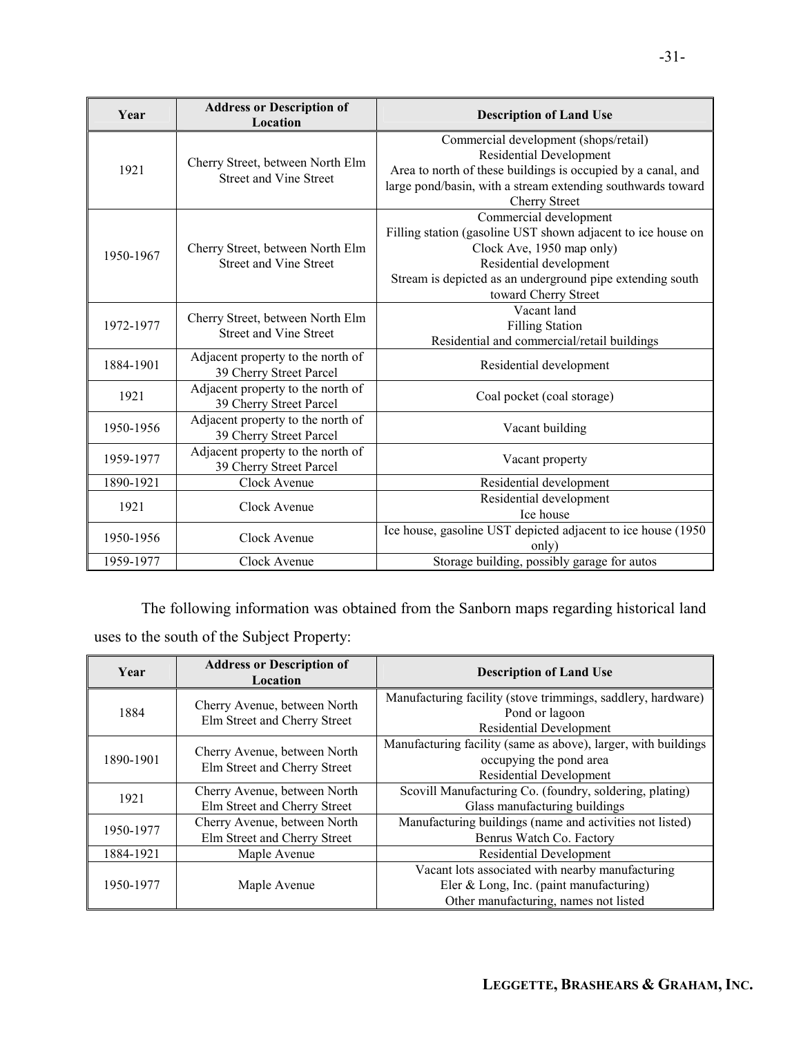| Year | Address or Description of Location | Description of Land Use |
|---|---|---|
| 1921 | Cherry Street, between North Elm Street and Vine Street | Commercial development (shops/retail)<br>Residential Development<br>Area to north of these buildings is occupied by a canal, and large pond/basin, with a stream extending southwards toward Cherry Street |
| 1950-1967 | Cherry Street, between North Elm Street and Vine Street | Commercial development<br>Filling station (gasoline UST shown adjacent to ice house on Clock Ave, 1950 map only)<br>Residential development<br>Stream is depicted as an underground pipe extending south toward Cherry Street |
| 1972-1977 | Cherry Street, between North Elm Street and Vine Street | Vacant land<br>Filling Station<br>Residential and commercial/retail buildings |
| 1884-1901 | Adjacent property to the north of 39 Cherry Street Parcel | Residential development |
| 1921 | Adjacent property to the north of 39 Cherry Street Parcel | Coal pocket (coal storage) |
| 1950-1956 | Adjacent property to the north of 39 Cherry Street Parcel | Vacant building |
| 1959-1977 | Adjacent property to the north of 39 Cherry Street Parcel | Vacant property |
| 1890-1921 | Clock Avenue | Residential development |
| 1921 | Clock Avenue | Residential development<br>Ice house |
| 1950-1956 | Clock Avenue | Ice house, gasoline UST depicted adjacent to ice house (1950 only) |
| 1959-1977 | Clock Avenue | Storage building, possibly garage for autos |

The following information was obtained from the Sanborn maps regarding historical land uses to the south of the Subject Property:

| Year | Address or Description of Location | Description of Land Use |
|---|---|---|
| 1884 | Cherry Avenue, between North Elm Street and Cherry Street | Manufacturing facility (stove trimmings, saddlery, hardware)<br>Pond or lagoon<br>Residential Development |
| 1890-1901 | Cherry Avenue, between North Elm Street and Cherry Street | Manufacturing facility (same as above), larger, with buildings occupying the pond area<br>Residential Development |
| 1921 | Cherry Avenue, between North Elm Street and Cherry Street | Scovill Manufacturing Co. (foundry, soldering, plating)<br>Glass manufacturing buildings |
| 1950-1977 | Cherry Avenue, between North Elm Street and Cherry Street | Manufacturing buildings (name and activities not listed)<br>Benrus Watch Co. Factory |
| 1884-1921 | Maple Avenue | Residential Development |
| 1950-1977 | Maple Avenue | Vacant lots associated with nearby manufacturing<br>Eler & Long, Inc. (paint manufacturing)<br>Other manufacturing, names not listed |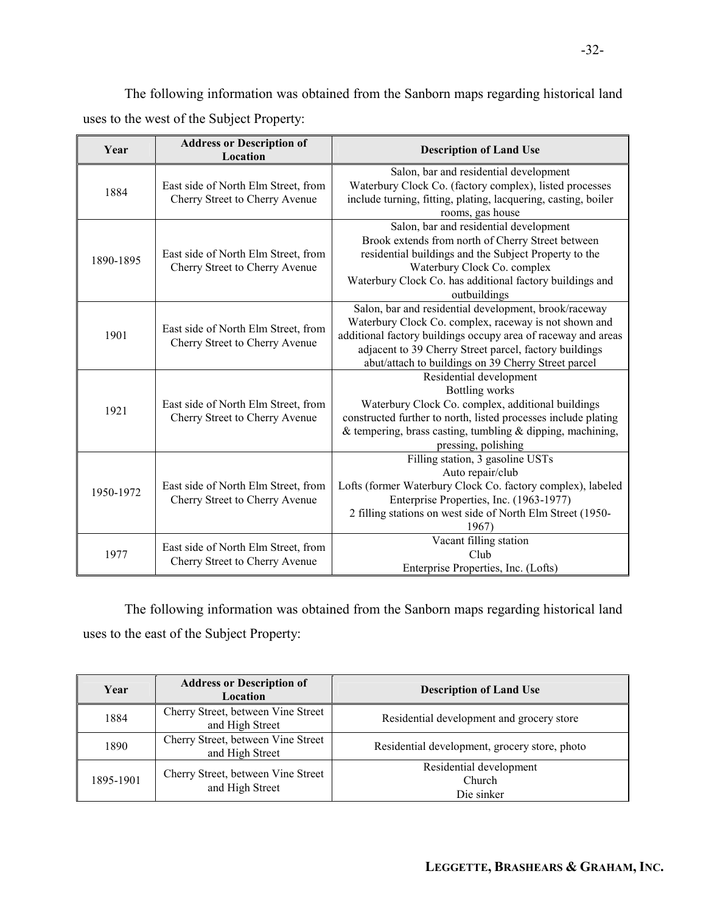The following information was obtained from the Sanborn maps regarding historical land uses to the west of the Subject Property:

| Year | Address or Description of Location | Description of Land Use |
|---|---|---|
| 1884 | East side of North Elm Street, from Cherry Street to Cherry Avenue | Salon, bar and residential development<br>Waterbury Clock Co. (factory complex), listed processes include turning, fitting, plating, lacquering, casting, boiler rooms, gas house |
| 1890-1895 | East side of North Elm Street, from Cherry Street to Cherry Avenue | Salon, bar and residential development<br>Brook extends from north of Cherry Street between residential buildings and the Subject Property to the Waterbury Clock Co. complex<br>Waterbury Clock Co. has additional factory buildings and outbuildings |
| 1901 | East side of North Elm Street, from Cherry Street to Cherry Avenue | Salon, bar and residential development, brook/raceway<br>Waterbury Clock Co. complex, raceway is not shown and additional factory buildings occupy area of raceway and areas adjacent to 39 Cherry Street parcel, factory buildings abut/attach to buildings on 39 Cherry Street parcel |
| 1921 | East side of North Elm Street, from Cherry Street to Cherry Avenue | Residential development<br>Bottling works<br>Waterbury Clock Co. complex, additional buildings constructed further to north, listed processes include plating & tempering, brass casting, tumbling & dipping, machining, pressing, polishing |
| 1950-1972 | East side of North Elm Street, from Cherry Street to Cherry Avenue | Filling station, 3 gasoline USTs<br>Auto repair/club<br>Lofts (former Waterbury Clock Co. factory complex), labeled Enterprise Properties, Inc. (1963-1977)<br>2 filling stations on west side of North Elm Street (1950-1967) |
| 1977 | East side of North Elm Street, from Cherry Street to Cherry Avenue | Vacant filling station<br>Club<br>Enterprise Properties, Inc. (Lofts) |

The following information was obtained from the Sanborn maps regarding historical land uses to the east of the Subject Property:

| Year | Address or Description of Location | Description of Land Use |
|---|---|---|
| 1884 | Cherry Street, between Vine Street and High Street | Residential development and grocery store |
| 1890 | Cherry Street, between Vine Street and High Street | Residential development, grocery store, photo |
| 1895-1901 | Cherry Street, between Vine Street and High Street | Residential development<br>Church<br>Die sinker |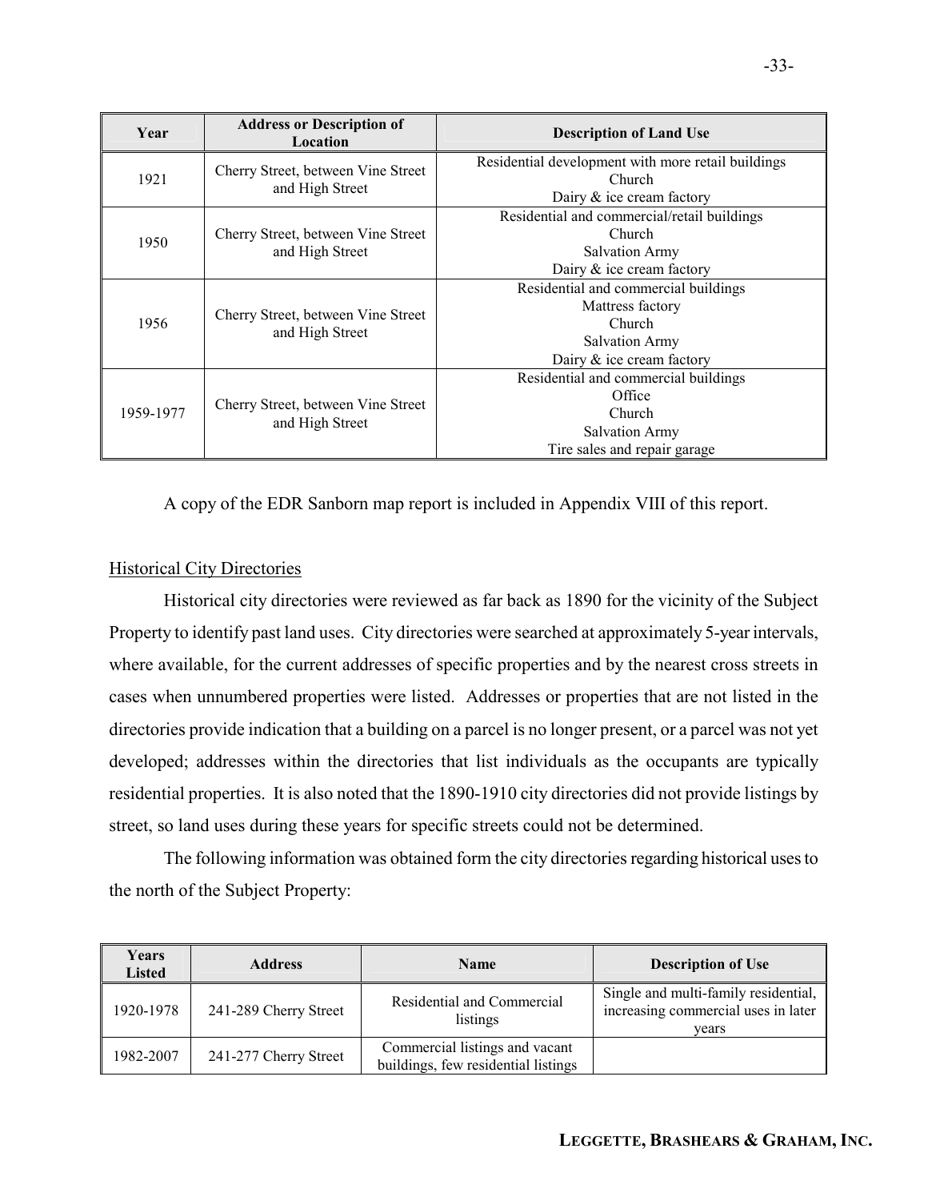| Year | Address or Description of Location | Description of Land Use |
|---|---|---|
| 1921 | Cherry Street, between Vine Street and High Street | Residential development with more retail buildings<br>Church<br>Dairy & ice cream factory |
| 1950 | Cherry Street, between Vine Street and High Street | Residential and commercial/retail buildings<br>Church<br>Salvation Army<br>Dairy & ice cream factory |
| 1956 | Cherry Street, between Vine Street and High Street | Residential and commercial buildings<br>Mattress factory<br>Church<br>Salvation Army<br>Dairy & ice cream factory |
| 1959-1977 | Cherry Street, between Vine Street and High Street | Residential and commercial buildings<br>Office<br>Church<br>Salvation Army<br>Tire sales and repair garage |

A copy of the EDR Sanborn map report is included in Appendix VIII of this report.

Historical City Directories

Historical city directories were reviewed as far back as 1890 for the vicinity of the Subject Property to identify past land uses. City directories were searched at approximately 5-year intervals, where available, for the current addresses of specific properties and by the nearest cross streets in cases when unnumbered properties were listed. Addresses or properties that are not listed in the directories provide indication that a building on a parcel is no longer present, or a parcel was not yet developed; addresses within the directories that list individuals as the occupants are typically residential properties. It is also noted that the 1890-1910 city directories did not provide listings by street, so land uses during these years for specific streets could not be determined.

The following information was obtained form the city directories regarding historical uses to the north of the Subject Property:

| Years Listed | Address | Name | Description of Use |
|---|---|---|---|
| 1920-1978 | 241-289 Cherry Street | Residential and Commercial listings | Single and multi-family residential, increasing commercial uses in later years |
| 1982-2007 | 241-277 Cherry Street | Commercial listings and vacant buildings, few residential listings | |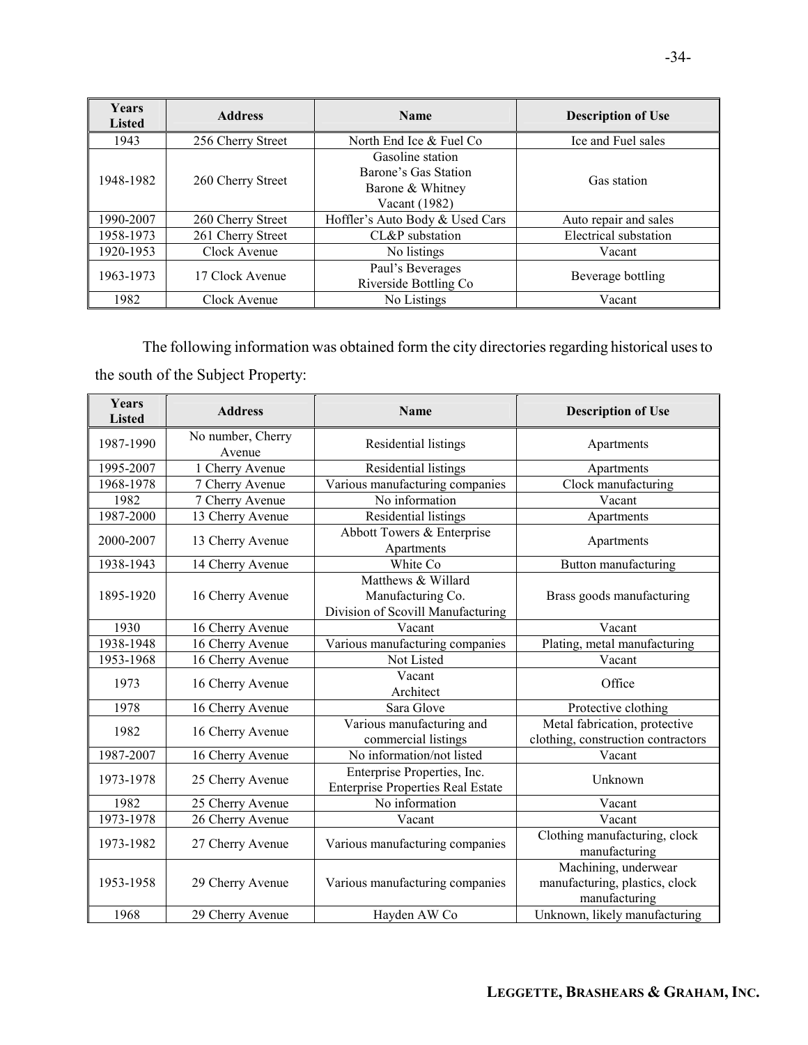| Years Listed | Address | Name | Description of Use |
|---|---|---|---|
| 1943 | 256 Cherry Street | North End Ice & Fuel Co | Ice and Fuel sales |
| 1948-1982 | 260 Cherry Street | Gasoline station<br>Barone's Gas Station<br>Barone & Whitney<br>Vacant (1982) | Gas station |
| 1990-2007 | 260 Cherry Street | Hoffler's Auto Body & Used Cars | Auto repair and sales |
| 1958-1973 | 261 Cherry Street | CL&P substation | Electrical substation |
| 1920-1953 | Clock Avenue | No listings | Vacant |
| 1963-1973 | 17 Clock Avenue | Paul's Beverages<br>Riverside Bottling Co | Beverage bottling |
| 1982 | Clock Avenue | No Listings | Vacant |

The following information was obtained form the city directories regarding historical uses to the south of the Subject Property:

| Years Listed | Address | Name | Description of Use |
|---|---|---|---|
| 1987-1990 | No number, Cherry Avenue | Residential listings | Apartments |
| 1995-2007 | 1 Cherry Avenue | Residential listings | Apartments |
| 1968-1978 | 7 Cherry Avenue | Various manufacturing companies | Clock manufacturing |
| 1982 | 7 Cherry Avenue | No information | Vacant |
| 1987-2000 | 13 Cherry Avenue | Residential listings | Apartments |
| 2000-2007 | 13 Cherry Avenue | Abbott Towers & Enterprise Apartments | Apartments |
| 1938-1943 | 14 Cherry Avenue | White Co | Button manufacturing |
| 1895-1920 | 16 Cherry Avenue | Matthews & Willard Manufacturing Co.<br>Division of Scovill Manufacturing | Brass goods manufacturing |
| 1930 | 16 Cherry Avenue | Vacant | Vacant |
| 1938-1948 | 16 Cherry Avenue | Various manufacturing companies | Plating, metal manufacturing |
| 1953-1968 | 16 Cherry Avenue | Not Listed | Vacant |
| 1973 | 16 Cherry Avenue | Vacant<br>Architect | Office |
| 1978 | 16 Cherry Avenue | Sara Glove | Protective clothing |
| 1982 | 16 Cherry Avenue | Various manufacturing and commercial listings | Metal fabrication, protective clothing, construction contractors |
| 1987-2007 | 16 Cherry Avenue | No information/not listed | Vacant |
| 1973-1978 | 25 Cherry Avenue | Enterprise Properties, Inc.<br>Enterprise Properties Real Estate | Unknown |
| 1982 | 25 Cherry Avenue | No information | Vacant |
| 1973-1978 | 26 Cherry Avenue | Vacant | Vacant |
| 1973-1982 | 27 Cherry Avenue | Various manufacturing companies | Clothing manufacturing, clock manufacturing |
| 1953-1958 | 29 Cherry Avenue | Various manufacturing companies | Machining, underwear manufacturing, plastics, clock manufacturing |
| 1968 | 29 Cherry Avenue | Hayden AW Co | Unknown, likely manufacturing |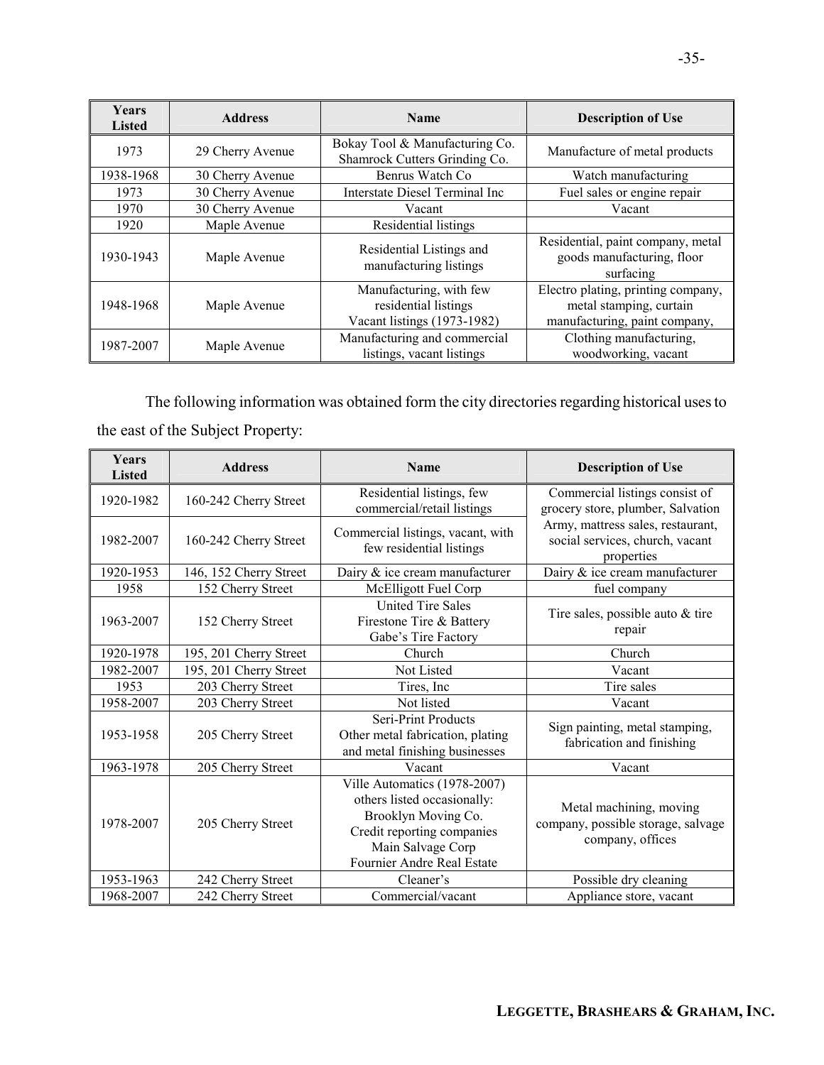| Years Listed | Address | Name | Description of Use |
|---|---|---|---|
| 1973 | 29 Cherry Avenue | Bokay Tool & Manufacturing Co. Shamrock Cutters Grinding Co. | Manufacture of metal products |
| 1938-1968 | 30 Cherry Avenue | Benrus Watch Co | Watch manufacturing |
| 1973 | 30 Cherry Avenue | Interstate Diesel Terminal Inc | Fuel sales or engine repair |
| 1970 | 30 Cherry Avenue | Vacant | Vacant |
| 1920 | Maple Avenue | Residential listings | |
| 1930-1943 | Maple Avenue | Residential Listings and manufacturing listings | Residential, paint company, metal goods manufacturing, floor surfacing |
| 1948-1968 | Maple Avenue | Manufacturing, with few residential listings Vacant listings (1973-1982) | Electro plating, printing company, metal stamping, curtain manufacturing, paint company, |
| 1987-2007 | Maple Avenue | Manufacturing and commercial listings, vacant listings | Clothing manufacturing, woodworking, vacant |

The following information was obtained form the city directories regarding historical uses to the east of the Subject Property:

| Years Listed | Address | Name | Description of Use |
|---|---|---|---|
| 1920-1982 | 160-242 Cherry Street | Residential listings, few commercial/retail listings | Commercial listings consist of grocery store, plumber, Salvation Army, mattress sales, restaurant, social services, church, vacant properties |
| 1982-2007 | 160-242 Cherry Street | Commercial listings, vacant, with few residential listings | |
| 1920-1953 | 146, 152 Cherry Street | Dairy & ice cream manufacturer | Dairy & ice cream manufacturer |
| 1958 | 152 Cherry Street | McElligott Fuel Corp | fuel company |
| 1963-2007 | 152 Cherry Street | United Tire Sales Firestone Tire & Battery Gabe's Tire Factory | Tire sales, possible auto & tire repair |
| 1920-1978 | 195, 201 Cherry Street | Church | Church |
| 1982-2007 | 195, 201 Cherry Street | Not Listed | Vacant |
| 1953 | 203 Cherry Street | Tires, Inc | Tire sales |
| 1958-2007 | 203 Cherry Street | Not listed | Vacant |
| 1953-1958 | 205 Cherry Street | Seri-Print Products Other metal fabrication, plating and metal finishing businesses | Sign painting, metal stamping, fabrication and finishing |
| 1963-1978 | 205 Cherry Street | Vacant | Vacant |
| 1978-2007 | 205 Cherry Street | Ville Automatics (1978-2007) others listed occasionally: Brooklyn Moving Co. Credit reporting companies Main Salvage Corp Fournier Andre Real Estate | Metal machining, moving company, possible storage, salvage company, offices |
| 1953-1963 | 242 Cherry Street | Cleaner's | Possible dry cleaning |
| 1968-2007 | 242 Cherry Street | Commercial/vacant | Appliance store, vacant |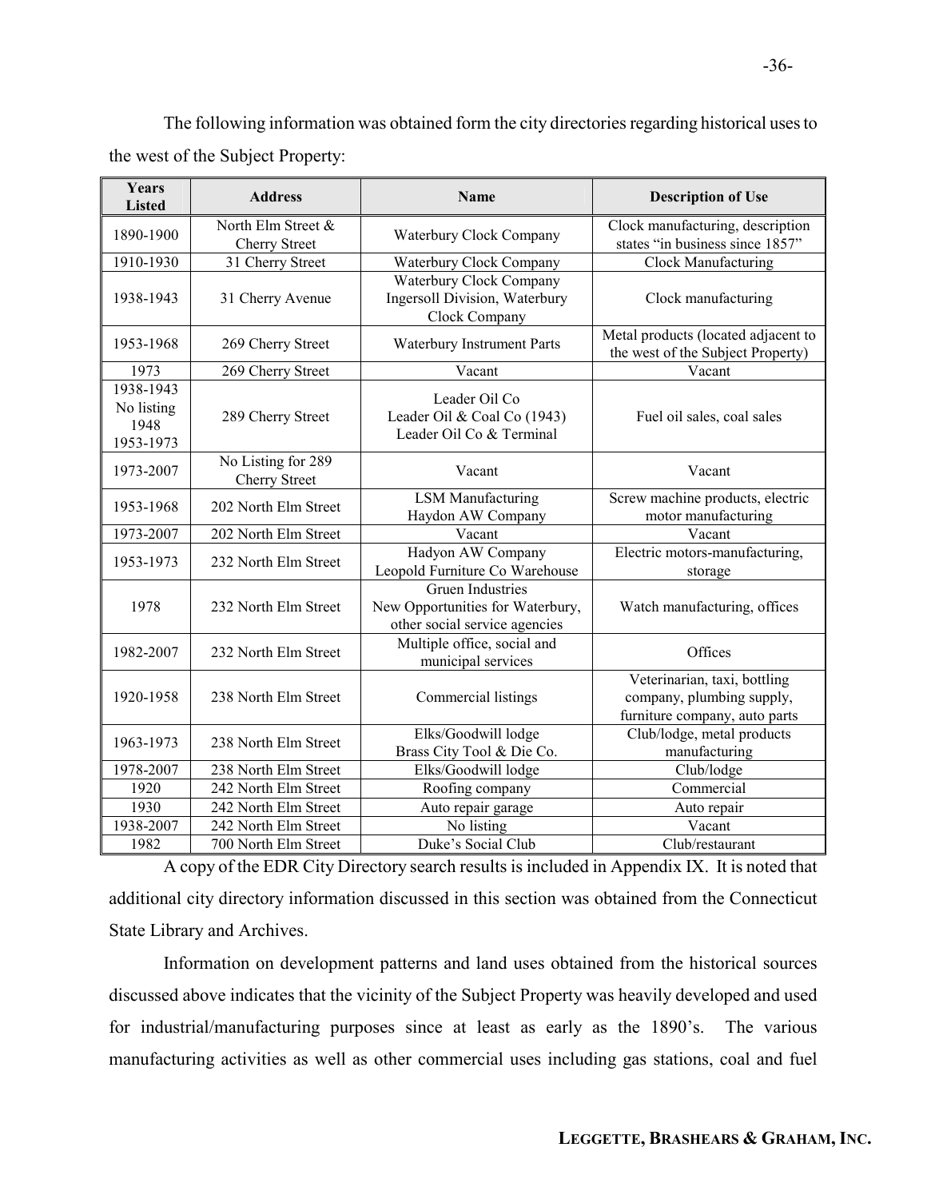The following information was obtained form the city directories regarding historical uses to the west of the Subject Property:

| Years Listed | Address | Name | Description of Use |
|---|---|---|---|
| 1890-1900 | North Elm Street & Cherry Street | Waterbury Clock Company | Clock manufacturing, description states "in business since 1857" |
| 1910-1930 | 31 Cherry Street | Waterbury Clock Company | Clock Manufacturing |
| 1938-1943 | 31 Cherry Avenue | Waterbury Clock Company Ingersoll Division, Waterbury Clock Company | Clock manufacturing |
| 1953-1968 | 269 Cherry Street | Waterbury Instrument Parts | Metal products (located adjacent to the west of the Subject Property) |
| 1973 | 269 Cherry Street | Vacant | Vacant |
| 1938-1943 No listing 1948 1953-1973 | 289 Cherry Street | Leader Oil Co Leader Oil & Coal Co (1943) Leader Oil Co & Terminal | Fuel oil sales, coal sales |
| 1973-2007 | No Listing for 289 Cherry Street | Vacant | Vacant |
| 1953-1968 | 202 North Elm Street | LSM Manufacturing Haydon AW Company | Screw machine products, electric motor manufacturing |
| 1973-2007 | 202 North Elm Street | Vacant | Vacant |
| 1953-1973 | 232 North Elm Street | Hadyon AW Company Leopold Furniture Co Warehouse | Electric motors-manufacturing, storage |
| 1978 | 232 North Elm Street | Gruen Industries New Opportunities for Waterbury, other social service agencies | Watch manufacturing, offices |
| 1982-2007 | 232 North Elm Street | Multiple office, social and municipal services | Offices |
| 1920-1958 | 238 North Elm Street | Commercial listings | Veterinarian, taxi, bottling company, plumbing supply, furniture company, auto parts |
| 1963-1973 | 238 North Elm Street | Elks/Goodwill lodge Brass City Tool & Die Co. | Club/lodge, metal products manufacturing |
| 1978-2007 | 238 North Elm Street | Elks/Goodwill lodge | Club/lodge |
| 1920 | 242 North Elm Street | Roofing company | Commercial |
| 1930 | 242 North Elm Street | Auto repair garage | Auto repair |
| 1938-2007 | 242 North Elm Street | No listing | Vacant |
| 1982 | 700 North Elm Street | Duke's Social Club | Club/restaurant |

A copy of the EDR City Directory search results is included in Appendix IX. It is noted that additional city directory information discussed in this section was obtained from the Connecticut State Library and Archives.

Information on development patterns and land uses obtained from the historical sources discussed above indicates that the vicinity of the Subject Property was heavily developed and used for industrial/manufacturing purposes since at least as early as the 1890's. The various manufacturing activities as well as other commercial uses including gas stations, coal and fuel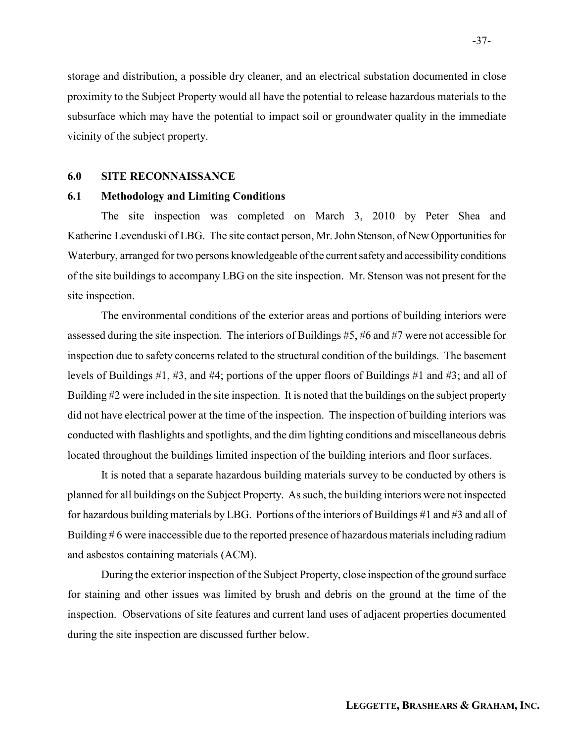storage and distribution, a possible dry cleaner, and an electrical substation documented in close proximity to the Subject Property would all have the potential to release hazardous materials to the subsurface which may have the potential to impact soil or groundwater quality in the immediate vicinity of the subject property.

## 6.0 SITE RECONNAISSANCE

### 6.1 Methodology and Limiting Conditions

The site inspection was completed on March 3, 2010 by Peter Shea and Katherine Levenduski of LBG. The site contact person, Mr. John Stenson, of New Opportunities for Waterbury, arranged for two persons knowledgeable of the current safety and accessibility conditions of the site buildings to accompany LBG on the site inspection. Mr. Stenson was not present for the site inspection.

The environmental conditions of the exterior areas and portions of building interiors were assessed during the site inspection. The interiors of Buildings #5, #6 and #7 were not accessible for inspection due to safety concerns related to the structural condition of the buildings. The basement levels of Buildings #1, #3, and #4; portions of the upper floors of Buildings #1 and #3; and all of Building #2 were included in the site inspection. It is noted that the buildings on the subject property did not have electrical power at the time of the inspection. The inspection of building interiors was conducted with flashlights and spotlights, and the dim lighting conditions and miscellaneous debris located throughout the buildings limited inspection of the building interiors and floor surfaces.

It is noted that a separate hazardous building materials survey to be conducted by others is planned for all buildings on the Subject Property. As such, the building interiors were not inspected for hazardous building materials by LBG. Portions of the interiors of Buildings #1 and #3 and all of Building # 6 were inaccessible due to the reported presence of hazardous materials including radium and asbestos containing materials (ACM).

During the exterior inspection of the Subject Property, close inspection of the ground surface for staining and other issues was limited by brush and debris on the ground at the time of the inspection. Observations of site features and current land uses of adjacent properties documented during the site inspection are discussed further below.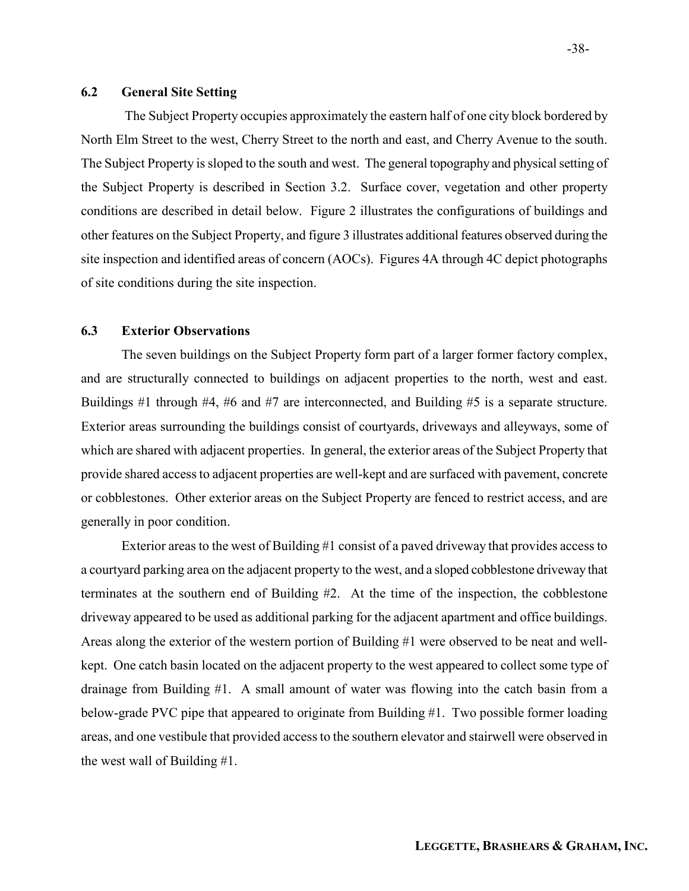## 6.2 General Site Setting

The Subject Property occupies approximately the eastern half of one city block bordered by North Elm Street to the west, Cherry Street to the north and east, and Cherry Avenue to the south. The Subject Property is sloped to the south and west. The general topography and physical setting of the Subject Property is described in Section 3.2. Surface cover, vegetation and other property conditions are described in detail below. Figure 2 illustrates the configurations of buildings and other features on the Subject Property, and figure 3 illustrates additional features observed during the site inspection and identified areas of concern (AOCs). Figures 4A through 4C depict photographs of site conditions during the site inspection.

## 6.3 Exterior Observations

The seven buildings on the Subject Property form part of a larger former factory complex, and are structurally connected to buildings on adjacent properties to the north, west and east. Buildings #1 through #4, #6 and #7 are interconnected, and Building #5 is a separate structure. Exterior areas surrounding the buildings consist of courtyards, driveways and alleyways, some of which are shared with adjacent properties. In general, the exterior areas of the Subject Property that provide shared access to adjacent properties are well-kept and are surfaced with pavement, concrete or cobblestones. Other exterior areas on the Subject Property are fenced to restrict access, and are generally in poor condition.

Exterior areas to the west of Building #1 consist of a paved driveway that provides access to a courtyard parking area on the adjacent property to the west, and a sloped cobblestone driveway that terminates at the southern end of Building #2. At the time of the inspection, the cobblestone driveway appeared to be used as additional parking for the adjacent apartment and office buildings. Areas along the exterior of the western portion of Building #1 were observed to be neat and well-kept. One catch basin located on the adjacent property to the west appeared to collect some type of drainage from Building #1. A small amount of water was flowing into the catch basin from a below-grade PVC pipe that appeared to originate from Building #1. Two possible former loading areas, and one vestibule that provided access to the southern elevator and stairwell were observed in the west wall of Building #1.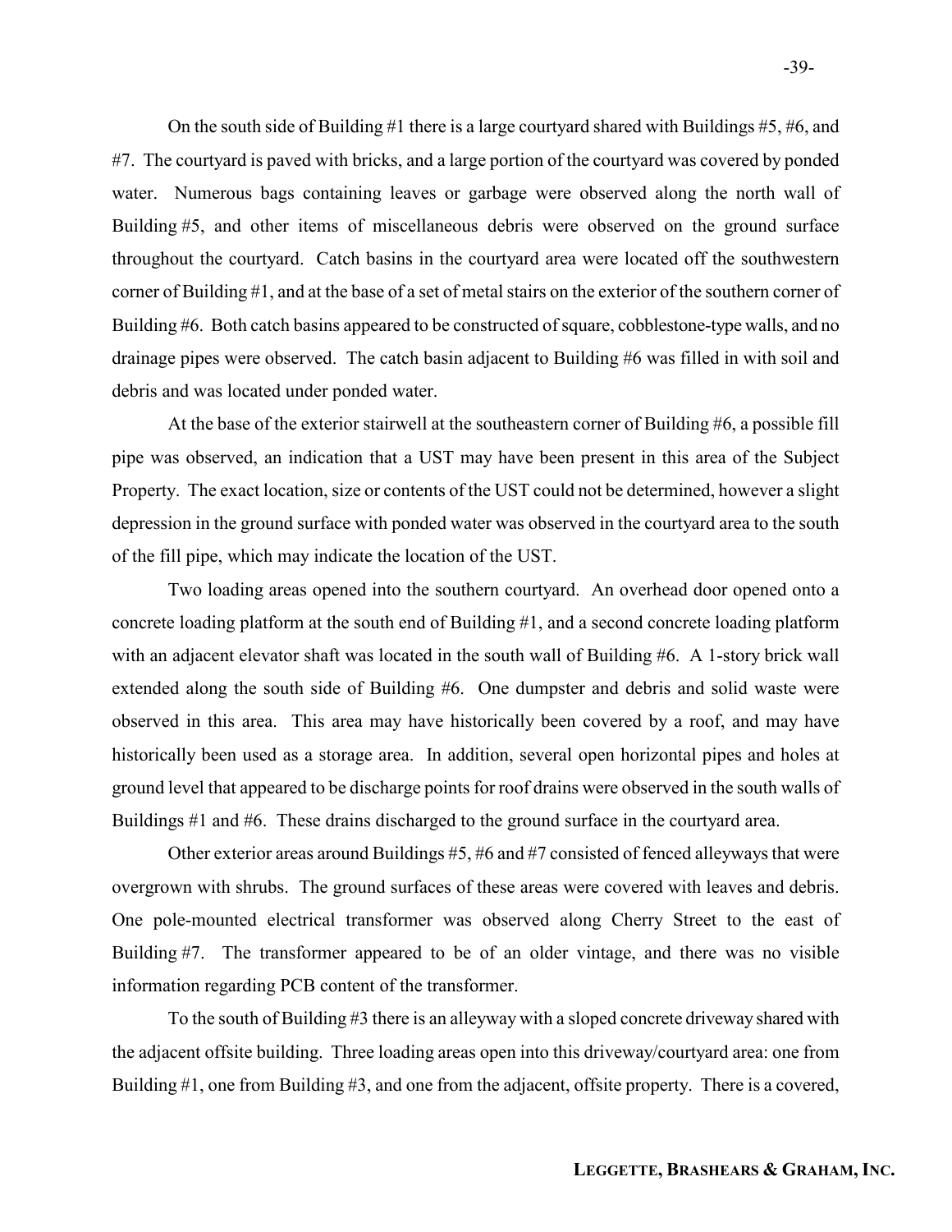On the south side of Building #1 there is a large courtyard shared with Buildings #5, #6, and #7. The courtyard is paved with bricks, and a large portion of the courtyard was covered by ponded water. Numerous bags containing leaves or garbage were observed along the north wall of Building #5, and other items of miscellaneous debris were observed on the ground surface throughout the courtyard. Catch basins in the courtyard area were located off the southwestern corner of Building #1, and at the base of a set of metal stairs on the exterior of the southern corner of Building #6. Both catch basins appeared to be constructed of square, cobblestone-type walls, and no drainage pipes were observed. The catch basin adjacent to Building #6 was filled in with soil and debris and was located under ponded water.

At the base of the exterior stairwell at the southeastern corner of Building #6, a possible fill pipe was observed, an indication that a UST may have been present in this area of the Subject Property. The exact location, size or contents of the UST could not be determined, however a slight depression in the ground surface with ponded water was observed in the courtyard area to the south of the fill pipe, which may indicate the location of the UST.

Two loading areas opened into the southern courtyard. An overhead door opened onto a concrete loading platform at the south end of Building #1, and a second concrete loading platform with an adjacent elevator shaft was located in the south wall of Building #6. A 1-story brick wall extended along the south side of Building #6. One dumpster and debris and solid waste were observed in this area. This area may have historically been covered by a roof, and may have historically been used as a storage area. In addition, several open horizontal pipes and holes at ground level that appeared to be discharge points for roof drains were observed in the south walls of Buildings #1 and #6. These drains discharged to the ground surface in the courtyard area.

Other exterior areas around Buildings #5, #6 and #7 consisted of fenced alleyways that were overgrown with shrubs. The ground surfaces of these areas were covered with leaves and debris. One pole-mounted electrical transformer was observed along Cherry Street to the east of Building #7. The transformer appeared to be of an older vintage, and there was no visible information regarding PCB content of the transformer.

To the south of Building #3 there is an alleyway with a sloped concrete driveway shared with the adjacent offsite building. Three loading areas open into this driveway/courtyard area: one from Building #1, one from Building #3, and one from the adjacent, offsite property. There is a covered,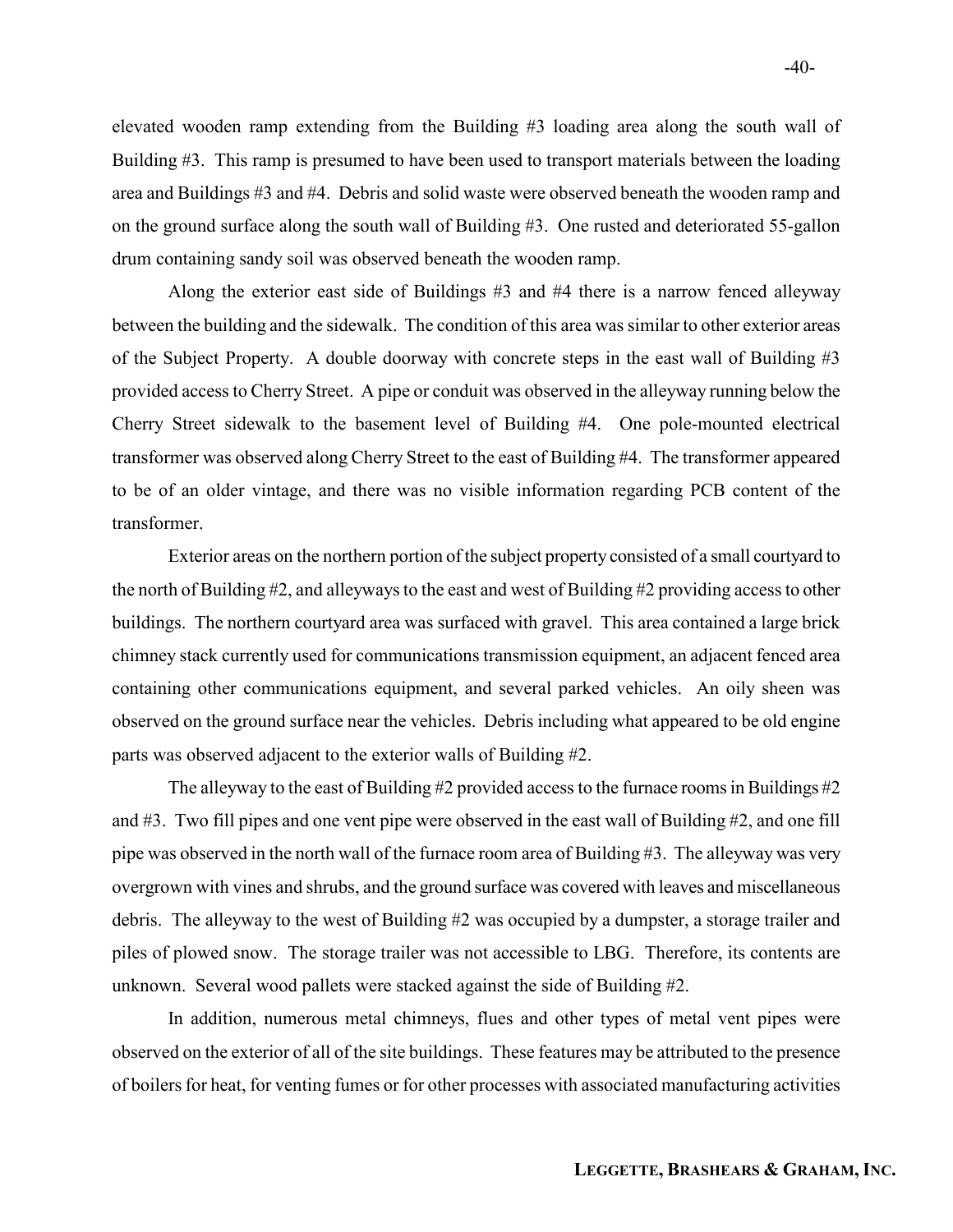elevated wooden ramp extending from the Building #3 loading area along the south wall of Building #3. This ramp is presumed to have been used to transport materials between the loading area and Buildings #3 and #4. Debris and solid waste were observed beneath the wooden ramp and on the ground surface along the south wall of Building #3. One rusted and deteriorated 55-gallon drum containing sandy soil was observed beneath the wooden ramp.

Along the exterior east side of Buildings #3 and #4 there is a narrow fenced alleyway between the building and the sidewalk. The condition of this area was similar to other exterior areas of the Subject Property. A double doorway with concrete steps in the east wall of Building #3 provided access to Cherry Street. A pipe or conduit was observed in the alleyway running below the Cherry Street sidewalk to the basement level of Building #4. One pole-mounted electrical transformer was observed along Cherry Street to the east of Building #4. The transformer appeared to be of an older vintage, and there was no visible information regarding PCB content of the transformer.

Exterior areas on the northern portion of the subject property consisted of a small courtyard to the north of Building #2, and alleyways to the east and west of Building #2 providing access to other buildings. The northern courtyard area was surfaced with gravel. This area contained a large brick chimney stack currently used for communications transmission equipment, an adjacent fenced area containing other communications equipment, and several parked vehicles. An oily sheen was observed on the ground surface near the vehicles. Debris including what appeared to be old engine parts was observed adjacent to the exterior walls of Building #2.

The alleyway to the east of Building #2 provided access to the furnace rooms in Buildings #2 and #3. Two fill pipes and one vent pipe were observed in the east wall of Building #2, and one fill pipe was observed in the north wall of the furnace room area of Building #3. The alleyway was very overgrown with vines and shrubs, and the ground surface was covered with leaves and miscellaneous debris. The alleyway to the west of Building #2 was occupied by a dumpster, a storage trailer and piles of plowed snow. The storage trailer was not accessible to LBG. Therefore, its contents are unknown. Several wood pallets were stacked against the side of Building #2.

In addition, numerous metal chimneys, flues and other types of metal vent pipes were observed on the exterior of all of the site buildings. These features may be attributed to the presence of boilers for heat, for venting fumes or for other processes with associated manufacturing activities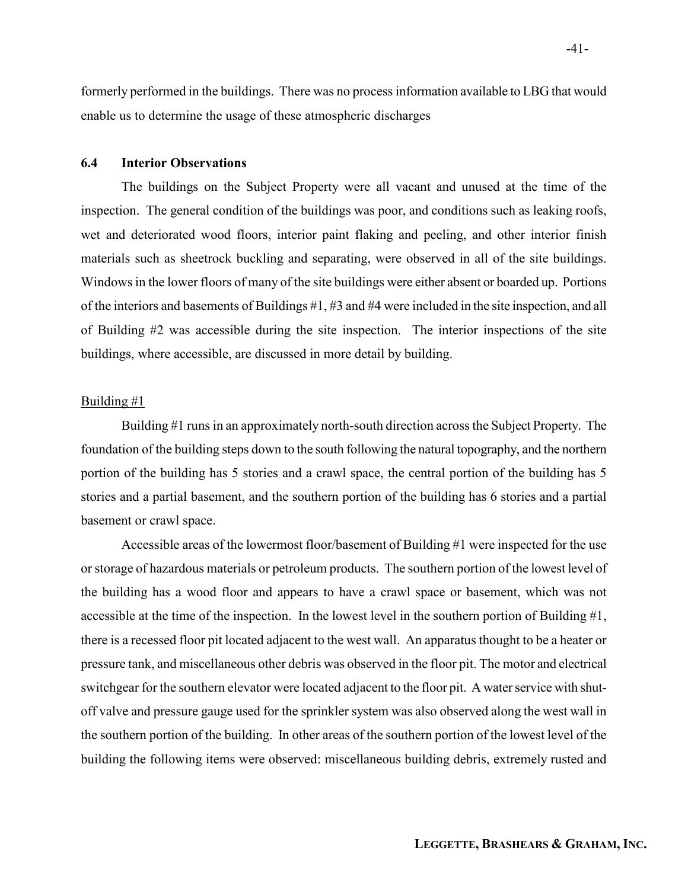formerly performed in the buildings. There was no process information available to LBG that would enable us to determine the usage of these atmospheric discharges

### 6.4 Interior Observations

The buildings on the Subject Property were all vacant and unused at the time of the inspection. The general condition of the buildings was poor, and conditions such as leaking roofs, wet and deteriorated wood floors, interior paint flaking and peeling, and other interior finish materials such as sheetrock buckling and separating, were observed in all of the site buildings. Windows in the lower floors of many of the site buildings were either absent or boarded up. Portions of the interiors and basements of Buildings #1, #3 and #4 were included in the site inspection, and all of Building #2 was accessible during the site inspection. The interior inspections of the site buildings, where accessible, are discussed in more detail by building.

<u>Building #1</u>

Building #1 runs in an approximately north-south direction across the Subject Property. The foundation of the building steps down to the south following the natural topography, and the northern portion of the building has 5 stories and a crawl space, the central portion of the building has 5 stories and a partial basement, and the southern portion of the building has 6 stories and a partial basement or crawl space.

Accessible areas of the lowermost floor/basement of Building #1 were inspected for the use or storage of hazardous materials or petroleum products. The southern portion of the lowest level of the building has a wood floor and appears to have a crawl space or basement, which was not accessible at the time of the inspection. In the lowest level in the southern portion of Building #1, there is a recessed floor pit located adjacent to the west wall. An apparatus thought to be a heater or pressure tank, and miscellaneous other debris was observed in the floor pit. The motor and electrical switchgear for the southern elevator were located adjacent to the floor pit. A water service with shut-off valve and pressure gauge used for the sprinkler system was also observed along the west wall in the southern portion of the building. In other areas of the southern portion of the lowest level of the building the following items were observed: miscellaneous building debris, extremely rusted and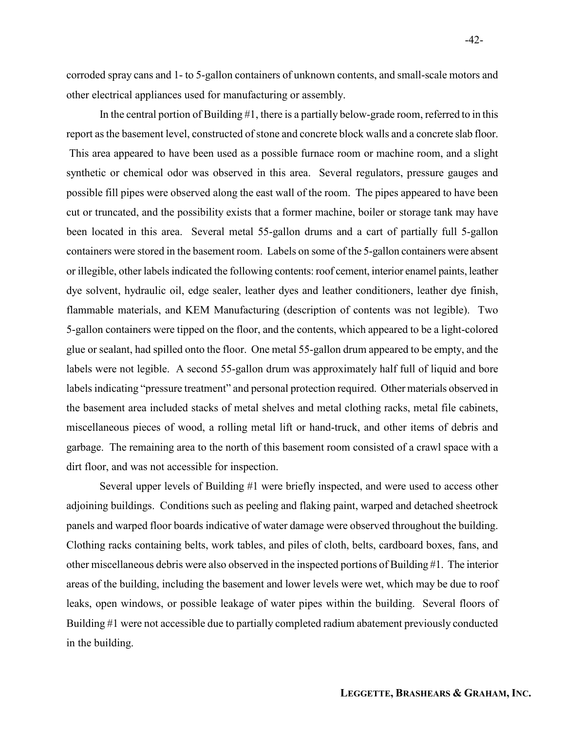corroded spray cans and 1- to 5-gallon containers of unknown contents, and small-scale motors and other electrical appliances used for manufacturing or assembly.

In the central portion of Building #1, there is a partially below-grade room, referred to in this report as the basement level, constructed of stone and concrete block walls and a concrete slab floor. This area appeared to have been used as a possible furnace room or machine room, and a slight synthetic or chemical odor was observed in this area. Several regulators, pressure gauges and possible fill pipes were observed along the east wall of the room. The pipes appeared to have been cut or truncated, and the possibility exists that a former machine, boiler or storage tank may have been located in this area. Several metal 55-gallon drums and a cart of partially full 5-gallon containers were stored in the basement room. Labels on some of the 5-gallon containers were absent or illegible, other labels indicated the following contents: roof cement, interior enamel paints, leather dye solvent, hydraulic oil, edge sealer, leather dyes and leather conditioners, leather dye finish, flammable materials, and KEM Manufacturing (description of contents was not legible). Two 5-gallon containers were tipped on the floor, and the contents, which appeared to be a light-colored glue or sealant, had spilled onto the floor. One metal 55-gallon drum appeared to be empty, and the labels were not legible. A second 55-gallon drum was approximately half full of liquid and bore labels indicating "pressure treatment" and personal protection required. Other materials observed in the basement area included stacks of metal shelves and metal clothing racks, metal file cabinets, miscellaneous pieces of wood, a rolling metal lift or hand-truck, and other items of debris and garbage. The remaining area to the north of this basement room consisted of a crawl space with a dirt floor, and was not accessible for inspection.

Several upper levels of Building #1 were briefly inspected, and were used to access other adjoining buildings. Conditions such as peeling and flaking paint, warped and detached sheetrock panels and warped floor boards indicative of water damage were observed throughout the building. Clothing racks containing belts, work tables, and piles of cloth, belts, cardboard boxes, fans, and other miscellaneous debris were also observed in the inspected portions of Building #1. The interior areas of the building, including the basement and lower levels were wet, which may be due to roof leaks, open windows, or possible leakage of water pipes within the building. Several floors of Building #1 were not accessible due to partially completed radium abatement previously conducted in the building.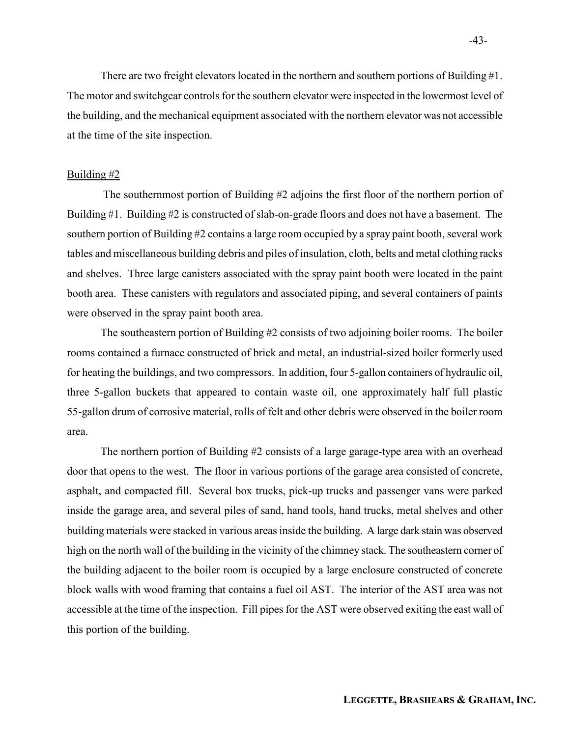There are two freight elevators located in the northern and southern portions of Building #1. The motor and switchgear controls for the southern elevator were inspected in the lowermost level of the building, and the mechanical equipment associated with the northern elevator was not accessible at the time of the site inspection.

<u>Building #2</u>

The southernmost portion of Building #2 adjoins the first floor of the northern portion of Building #1. Building #2 is constructed of slab-on-grade floors and does not have a basement. The southern portion of Building #2 contains a large room occupied by a spray paint booth, several work tables and miscellaneous building debris and piles of insulation, cloth, belts and metal clothing racks and shelves. Three large canisters associated with the spray paint booth were located in the paint booth area. These canisters with regulators and associated piping, and several containers of paints were observed in the spray paint booth area.

The southeastern portion of Building #2 consists of two adjoining boiler rooms. The boiler rooms contained a furnace constructed of brick and metal, an industrial-sized boiler formerly used for heating the buildings, and two compressors. In addition, four 5-gallon containers of hydraulic oil, three 5-gallon buckets that appeared to contain waste oil, one approximately half full plastic 55-gallon drum of corrosive material, rolls of felt and other debris were observed in the boiler room area.

The northern portion of Building #2 consists of a large garage-type area with an overhead door that opens to the west. The floor in various portions of the garage area consisted of concrete, asphalt, and compacted fill. Several box trucks, pick-up trucks and passenger vans were parked inside the garage area, and several piles of sand, hand tools, hand trucks, metal shelves and other building materials were stacked in various areas inside the building. A large dark stain was observed high on the north wall of the building in the vicinity of the chimney stack. The southeastern corner of the building adjacent to the boiler room is occupied by a large enclosure constructed of concrete block walls with wood framing that contains a fuel oil AST. The interior of the AST area was not accessible at the time of the inspection. Fill pipes for the AST were observed exiting the east wall of this portion of the building.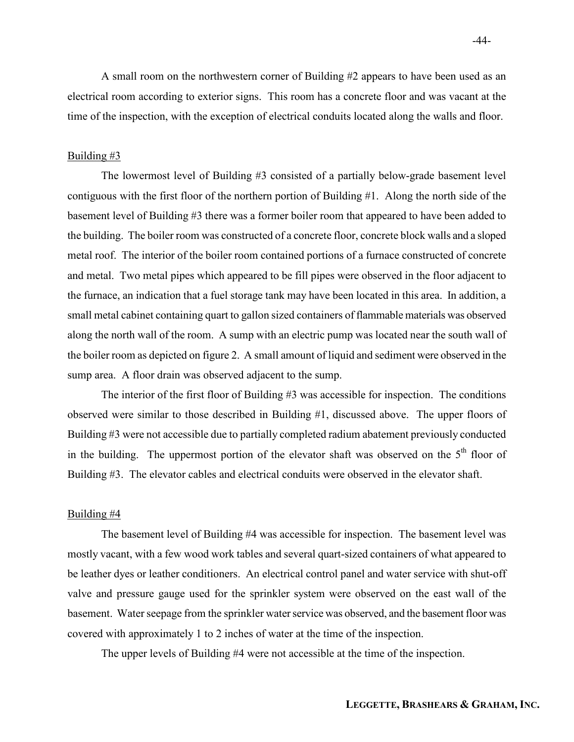A small room on the northwestern corner of Building #2 appears to have been used as an electrical room according to exterior signs. This room has a concrete floor and was vacant at the time of the inspection, with the exception of electrical conduits located along the walls and floor.

Building #3

The lowermost level of Building #3 consisted of a partially below-grade basement level contiguous with the first floor of the northern portion of Building #1. Along the north side of the basement level of Building #3 there was a former boiler room that appeared to have been added to the building. The boiler room was constructed of a concrete floor, concrete block walls and a sloped metal roof. The interior of the boiler room contained portions of a furnace constructed of concrete and metal. Two metal pipes which appeared to be fill pipes were observed in the floor adjacent to the furnace, an indication that a fuel storage tank may have been located in this area. In addition, a small metal cabinet containing quart to gallon sized containers of flammable materials was observed along the north wall of the room. A sump with an electric pump was located near the south wall of the boiler room as depicted on figure 2. A small amount of liquid and sediment were observed in the sump area. A floor drain was observed adjacent to the sump.

The interior of the first floor of Building #3 was accessible for inspection. The conditions observed were similar to those described in Building #1, discussed above. The upper floors of Building #3 were not accessible due to partially completed radium abatement previously conducted in the building. The uppermost portion of the elevator shaft was observed on the 5th floor of Building #3. The elevator cables and electrical conduits were observed in the elevator shaft.

Building #4

The basement level of Building #4 was accessible for inspection. The basement level was mostly vacant, with a few wood work tables and several quart-sized containers of what appeared to be leather dyes or leather conditioners. An electrical control panel and water service with shut-off valve and pressure gauge used for the sprinkler system were observed on the east wall of the basement. Water seepage from the sprinkler water service was observed, and the basement floor was covered with approximately 1 to 2 inches of water at the time of the inspection.

The upper levels of Building #4 were not accessible at the time of the inspection.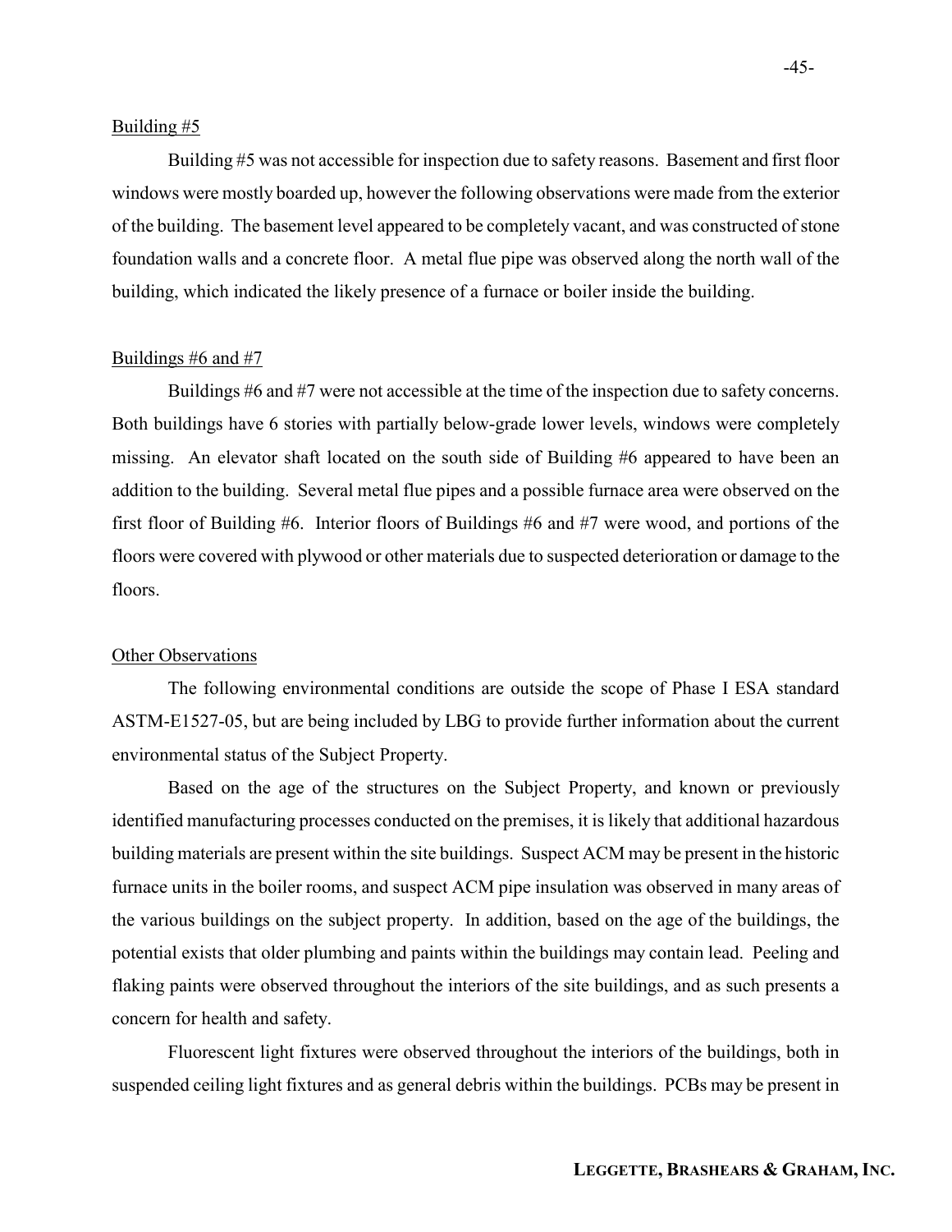<u>Building #5</u>

Building #5 was not accessible for inspection due to safety reasons. Basement and first floor windows were mostly boarded up, however the following observations were made from the exterior of the building. The basement level appeared to be completely vacant, and was constructed of stone foundation walls and a concrete floor. A metal flue pipe was observed along the north wall of the building, which indicated the likely presence of a furnace or boiler inside the building.

<u>Buildings #6 and #7</u>

Buildings #6 and #7 were not accessible at the time of the inspection due to safety concerns. Both buildings have 6 stories with partially below-grade lower levels, windows were completely missing. An elevator shaft located on the south side of Building #6 appeared to have been an addition to the building. Several metal flue pipes and a possible furnace area were observed on the first floor of Building #6. Interior floors of Buildings #6 and #7 were wood, and portions of the floors were covered with plywood or other materials due to suspected deterioration or damage to the floors.

<u>Other Observations</u>

The following environmental conditions are outside the scope of Phase I ESA standard ASTM-E1527-05, but are being included by LBG to provide further information about the current environmental status of the Subject Property.

Based on the age of the structures on the Subject Property, and known or previously identified manufacturing processes conducted on the premises, it is likely that additional hazardous building materials are present within the site buildings. Suspect ACM may be present in the historic furnace units in the boiler rooms, and suspect ACM pipe insulation was observed in many areas of the various buildings on the subject property. In addition, based on the age of the buildings, the potential exists that older plumbing and paints within the buildings may contain lead. Peeling and flaking paints were observed throughout the interiors of the site buildings, and as such presents a concern for health and safety.

Fluorescent light fixtures were observed throughout the interiors of the buildings, both in suspended ceiling light fixtures and as general debris within the buildings. PCBs may be present in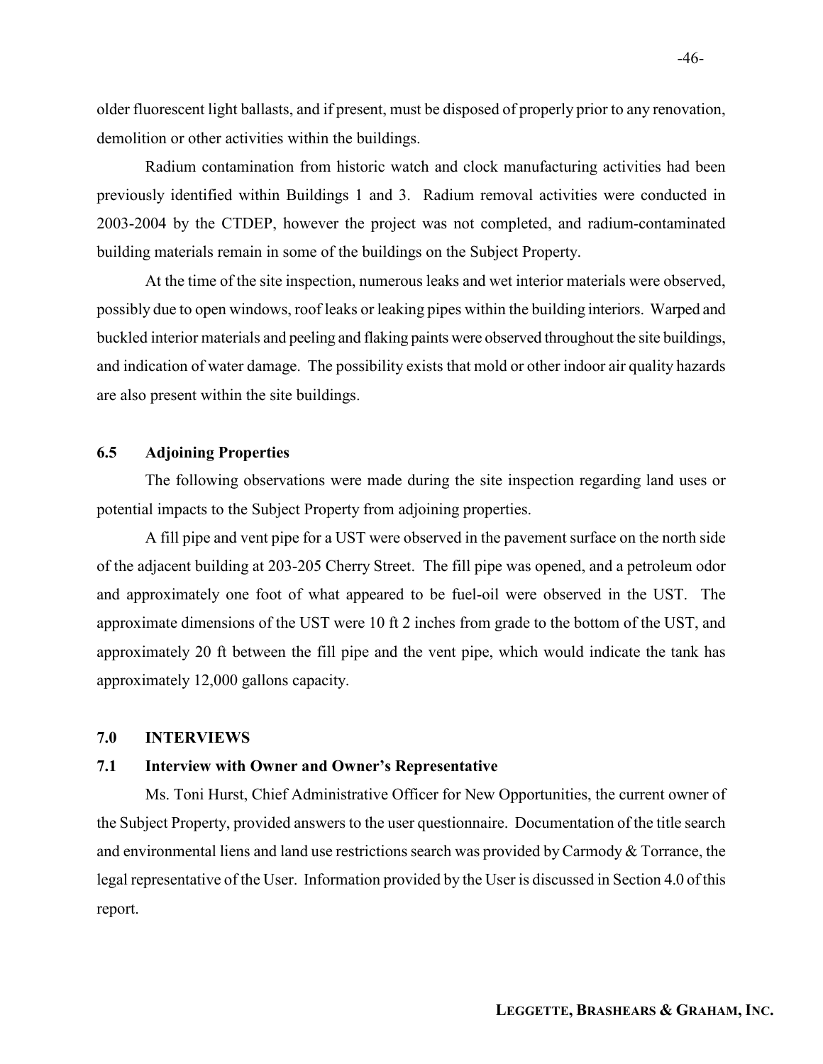older fluorescent light ballasts, and if present, must be disposed of properly prior to any renovation, demolition or other activities within the buildings.

Radium contamination from historic watch and clock manufacturing activities had been previously identified within Buildings 1 and 3. Radium removal activities were conducted in 2003-2004 by the CTDEP, however the project was not completed, and radium-contaminated building materials remain in some of the buildings on the Subject Property.

At the time of the site inspection, numerous leaks and wet interior materials were observed, possibly due to open windows, roof leaks or leaking pipes within the building interiors. Warped and buckled interior materials and peeling and flaking paints were observed throughout the site buildings, and indication of water damage. The possibility exists that mold or other indoor air quality hazards are also present within the site buildings.

### 6.5 Adjoining Properties

The following observations were made during the site inspection regarding land uses or potential impacts to the Subject Property from adjoining properties.

A fill pipe and vent pipe for a UST were observed in the pavement surface on the north side of the adjacent building at 203-205 Cherry Street. The fill pipe was opened, and a petroleum odor and approximately one foot of what appeared to be fuel-oil were observed in the UST. The approximate dimensions of the UST were 10 ft 2 inches from grade to the bottom of the UST, and approximately 20 ft between the fill pipe and the vent pipe, which would indicate the tank has approximately 12,000 gallons capacity.

## 7.0 INTERVIEWS

### 7.1 Interview with Owner and Owner's Representative

Ms. Toni Hurst, Chief Administrative Officer for New Opportunities, the current owner of the Subject Property, provided answers to the user questionnaire. Documentation of the title search and environmental liens and land use restrictions search was provided by Carmody & Torrance, the legal representative of the User. Information provided by the User is discussed in Section 4.0 of this report.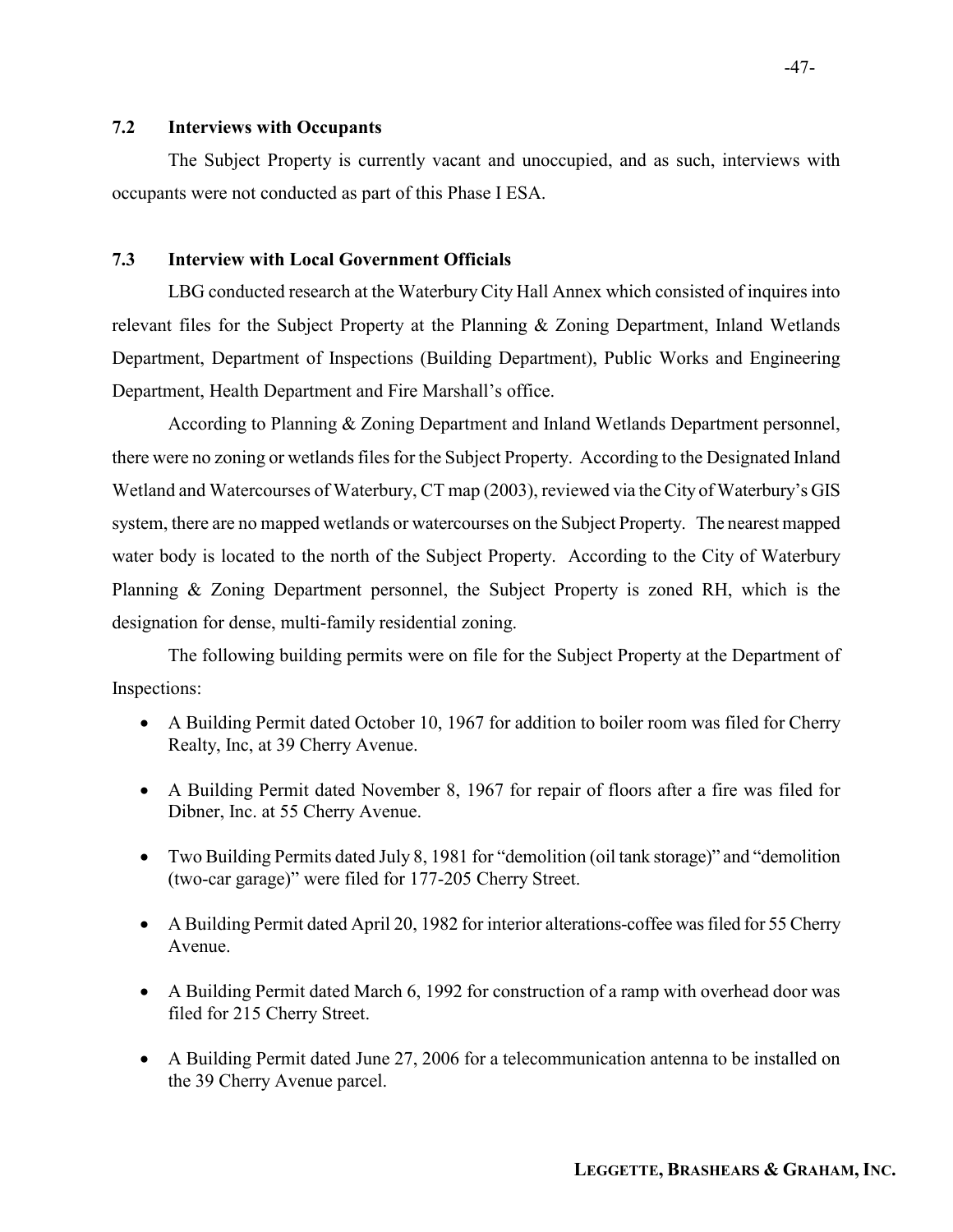### 7.2 Interviews with Occupants

The Subject Property is currently vacant and unoccupied, and as such, interviews with occupants were not conducted as part of this Phase I ESA.

### 7.3 Interview with Local Government Officials

LBG conducted research at the Waterbury City Hall Annex which consisted of inquires into relevant files for the Subject Property at the Planning & Zoning Department, Inland Wetlands Department, Department of Inspections (Building Department), Public Works and Engineering Department, Health Department and Fire Marshall's office.

According to Planning & Zoning Department and Inland Wetlands Department personnel, there were no zoning or wetlands files for the Subject Property. According to the Designated Inland Wetland and Watercourses of Waterbury, CT map (2003), reviewed via the City of Waterbury's GIS system, there are no mapped wetlands or watercourses on the Subject Property. The nearest mapped water body is located to the north of the Subject Property. According to the City of Waterbury Planning & Zoning Department personnel, the Subject Property is zoned RH, which is the designation for dense, multi-family residential zoning.

The following building permits were on file for the Subject Property at the Department of Inspections:

- A Building Permit dated October 10, 1967 for addition to boiler room was filed for Cherry Realty, Inc, at 39 Cherry Avenue.
- A Building Permit dated November 8, 1967 for repair of floors after a fire was filed for Dibner, Inc. at 55 Cherry Avenue.
- Two Building Permits dated July 8, 1981 for "demolition (oil tank storage)" and "demolition (two-car garage)" were filed for 177-205 Cherry Street.
- A Building Permit dated April 20, 1982 for interior alterations-coffee was filed for 55 Cherry Avenue.
- A Building Permit dated March 6, 1992 for construction of a ramp with overhead door was filed for 215 Cherry Street.
- A Building Permit dated June 27, 2006 for a telecommunication antenna to be installed on the 39 Cherry Avenue parcel.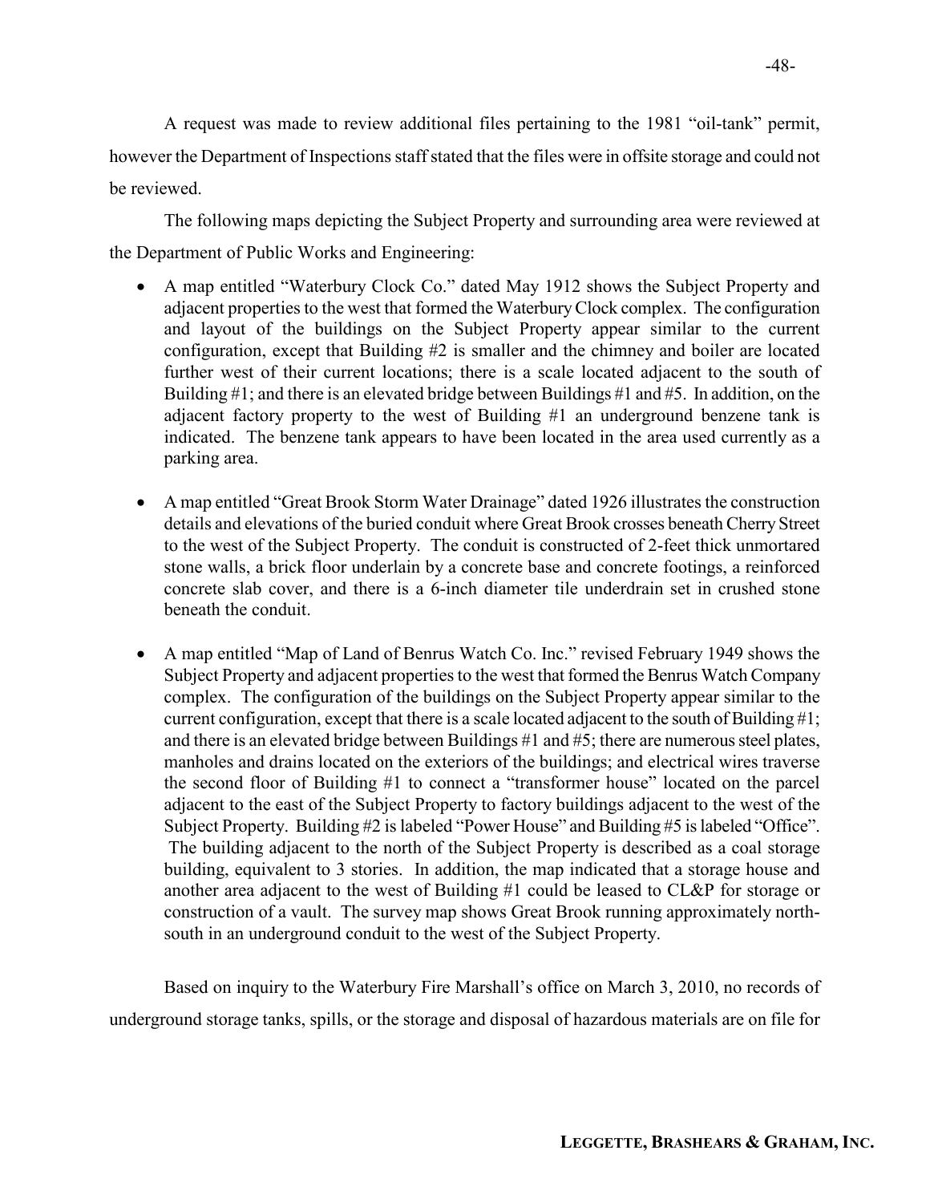A request was made to review additional files pertaining to the 1981 "oil-tank" permit, however the Department of Inspections staff stated that the files were in offsite storage and could not be reviewed.

The following maps depicting the Subject Property and surrounding area were reviewed at the Department of Public Works and Engineering:

- A map entitled "Waterbury Clock Co." dated May 1912 shows the Subject Property and adjacent properties to the west that formed the Waterbury Clock complex. The configuration and layout of the buildings on the Subject Property appear similar to the current configuration, except that Building #2 is smaller and the chimney and boiler are located further west of their current locations; there is a scale located adjacent to the south of Building #1; and there is an elevated bridge between Buildings #1 and #5. In addition, on the adjacent factory property to the west of Building #1 an underground benzene tank is indicated. The benzene tank appears to have been located in the area used currently as a parking area.

- A map entitled "Great Brook Storm Water Drainage" dated 1926 illustrates the construction details and elevations of the buried conduit where Great Brook crosses beneath Cherry Street to the west of the Subject Property. The conduit is constructed of 2-feet thick unmortared stone walls, a brick floor underlain by a concrete base and concrete footings, a reinforced concrete slab cover, and there is a 6-inch diameter tile underdrain set in crushed stone beneath the conduit.

- A map entitled "Map of Land of Benrus Watch Co. Inc." revised February 1949 shows the Subject Property and adjacent properties to the west that formed the Benrus Watch Company complex. The configuration of the buildings on the Subject Property appear similar to the current configuration, except that there is a scale located adjacent to the south of Building #1; and there is an elevated bridge between Buildings #1 and #5; there are numerous steel plates, manholes and drains located on the exteriors of the buildings; and electrical wires traverse the second floor of Building #1 to connect a "transformer house" located on the parcel adjacent to the east of the Subject Property to factory buildings adjacent to the west of the Subject Property. Building #2 is labeled "Power House" and Building #5 is labeled "Office". The building adjacent to the north of the Subject Property is described as a coal storage building, equivalent to 3 stories. In addition, the map indicated that a storage house and another area adjacent to the west of Building #1 could be leased to CL&P for storage or construction of a vault. The survey map shows Great Brook running approximately north-south in an underground conduit to the west of the Subject Property.

Based on inquiry to the Waterbury Fire Marshall's office on March 3, 2010, no records of underground storage tanks, spills, or the storage and disposal of hazardous materials are on file for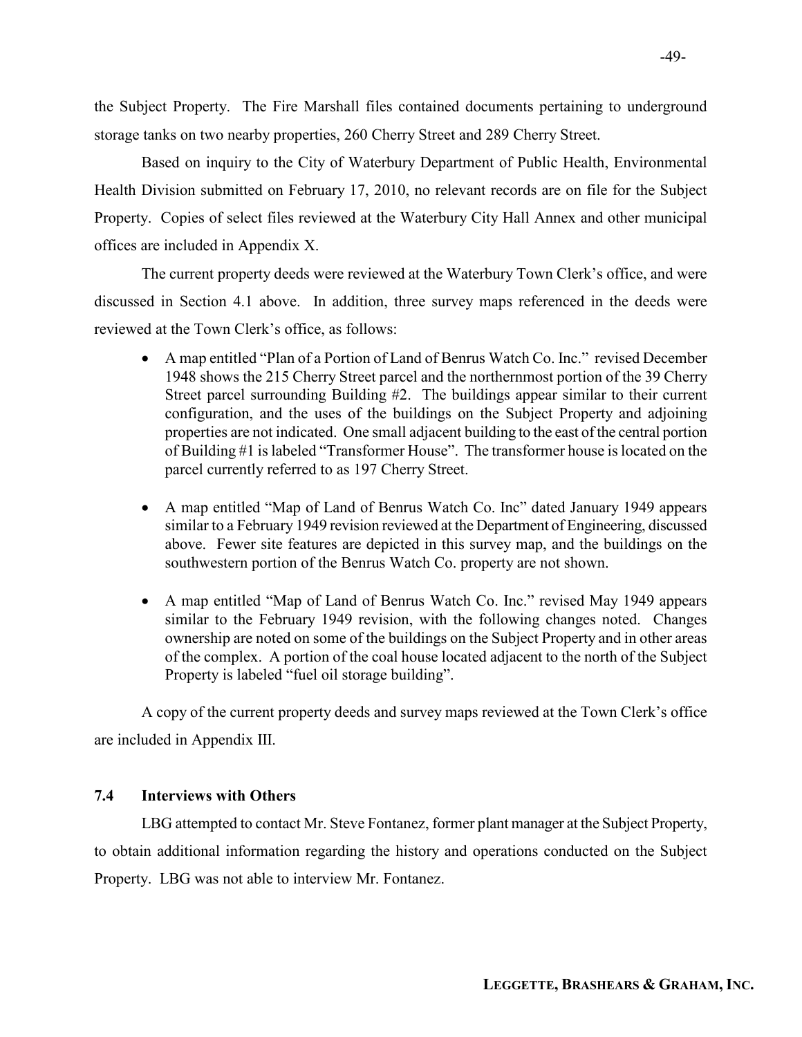the Subject Property. The Fire Marshall files contained documents pertaining to underground storage tanks on two nearby properties, 260 Cherry Street and 289 Cherry Street.

Based on inquiry to the City of Waterbury Department of Public Health, Environmental Health Division submitted on February 17, 2010, no relevant records are on file for the Subject Property. Copies of select files reviewed at the Waterbury City Hall Annex and other municipal offices are included in Appendix X.

The current property deeds were reviewed at the Waterbury Town Clerk's office, and were discussed in Section 4.1 above. In addition, three survey maps referenced in the deeds were reviewed at the Town Clerk's office, as follows:

- A map entitled "Plan of a Portion of Land of Benrus Watch Co. Inc." revised December 1948 shows the 215 Cherry Street parcel and the northernmost portion of the 39 Cherry Street parcel surrounding Building #2. The buildings appear similar to their current configuration, and the uses of the buildings on the Subject Property and adjoining properties are not indicated. One small adjacent building to the east of the central portion of Building #1 is labeled "Transformer House". The transformer house is located on the parcel currently referred to as 197 Cherry Street.

- A map entitled "Map of Land of Benrus Watch Co. Inc" dated January 1949 appears similar to a February 1949 revision reviewed at the Department of Engineering, discussed above. Fewer site features are depicted in this survey map, and the buildings on the southwestern portion of the Benrus Watch Co. property are not shown.

- A map entitled "Map of Land of Benrus Watch Co. Inc." revised May 1949 appears similar to the February 1949 revision, with the following changes noted. Changes ownership are noted on some of the buildings on the Subject Property and in other areas of the complex. A portion of the coal house located adjacent to the north of the Subject Property is labeled "fuel oil storage building".

A copy of the current property deeds and survey maps reviewed at the Town Clerk's office are included in Appendix III.

### 7.4 Interviews with Others

LBG attempted to contact Mr. Steve Fontanez, former plant manager at the Subject Property, to obtain additional information regarding the history and operations conducted on the Subject Property. LBG was not able to interview Mr. Fontanez.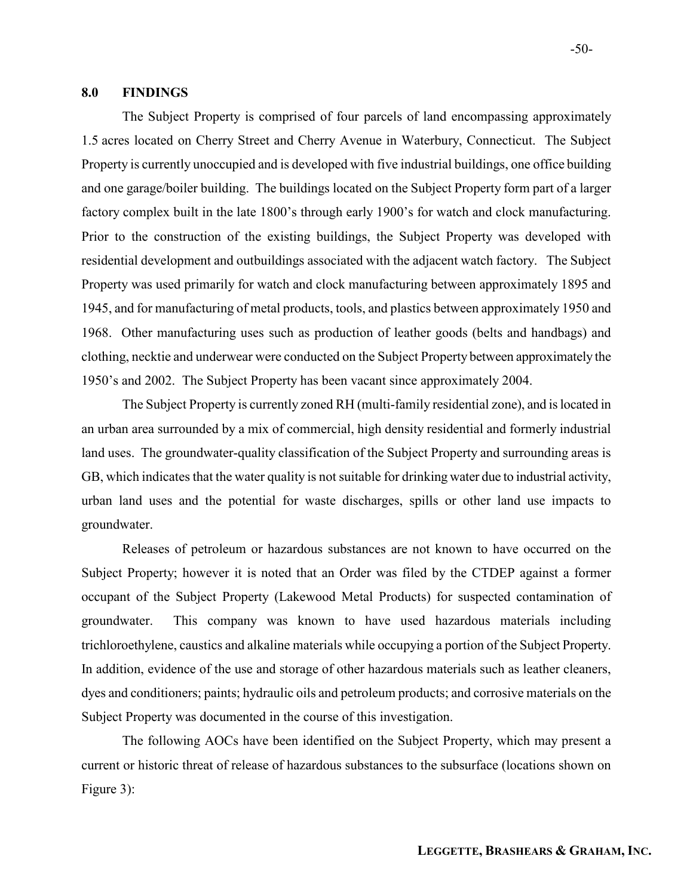## 8.0 FINDINGS

The Subject Property is comprised of four parcels of land encompassing approximately 1.5 acres located on Cherry Street and Cherry Avenue in Waterbury, Connecticut. The Subject Property is currently unoccupied and is developed with five industrial buildings, one office building and one garage/boiler building. The buildings located on the Subject Property form part of a larger factory complex built in the late 1800's through early 1900's for watch and clock manufacturing. Prior to the construction of the existing buildings, the Subject Property was developed with residential development and outbuildings associated with the adjacent watch factory. The Subject Property was used primarily for watch and clock manufacturing between approximately 1895 and 1945, and for manufacturing of metal products, tools, and plastics between approximately 1950 and 1968. Other manufacturing uses such as production of leather goods (belts and handbags) and clothing, necktie and underwear were conducted on the Subject Property between approximately the 1950's and 2002. The Subject Property has been vacant since approximately 2004.

The Subject Property is currently zoned RH (multi-family residential zone), and is located in an urban area surrounded by a mix of commercial, high density residential and formerly industrial land uses. The groundwater-quality classification of the Subject Property and surrounding areas is GB, which indicates that the water quality is not suitable for drinking water due to industrial activity, urban land uses and the potential for waste discharges, spills or other land use impacts to groundwater.

Releases of petroleum or hazardous substances are not known to have occurred on the Subject Property; however it is noted that an Order was filed by the CTDEP against a former occupant of the Subject Property (Lakewood Metal Products) for suspected contamination of groundwater. This company was known to have used hazardous materials including trichloroethylene, caustics and alkaline materials while occupying a portion of the Subject Property. In addition, evidence of the use and storage of other hazardous materials such as leather cleaners, dyes and conditioners; paints; hydraulic oils and petroleum products; and corrosive materials on the Subject Property was documented in the course of this investigation.

The following AOCs have been identified on the Subject Property, which may present a current or historic threat of release of hazardous substances to the subsurface (locations shown on Figure 3):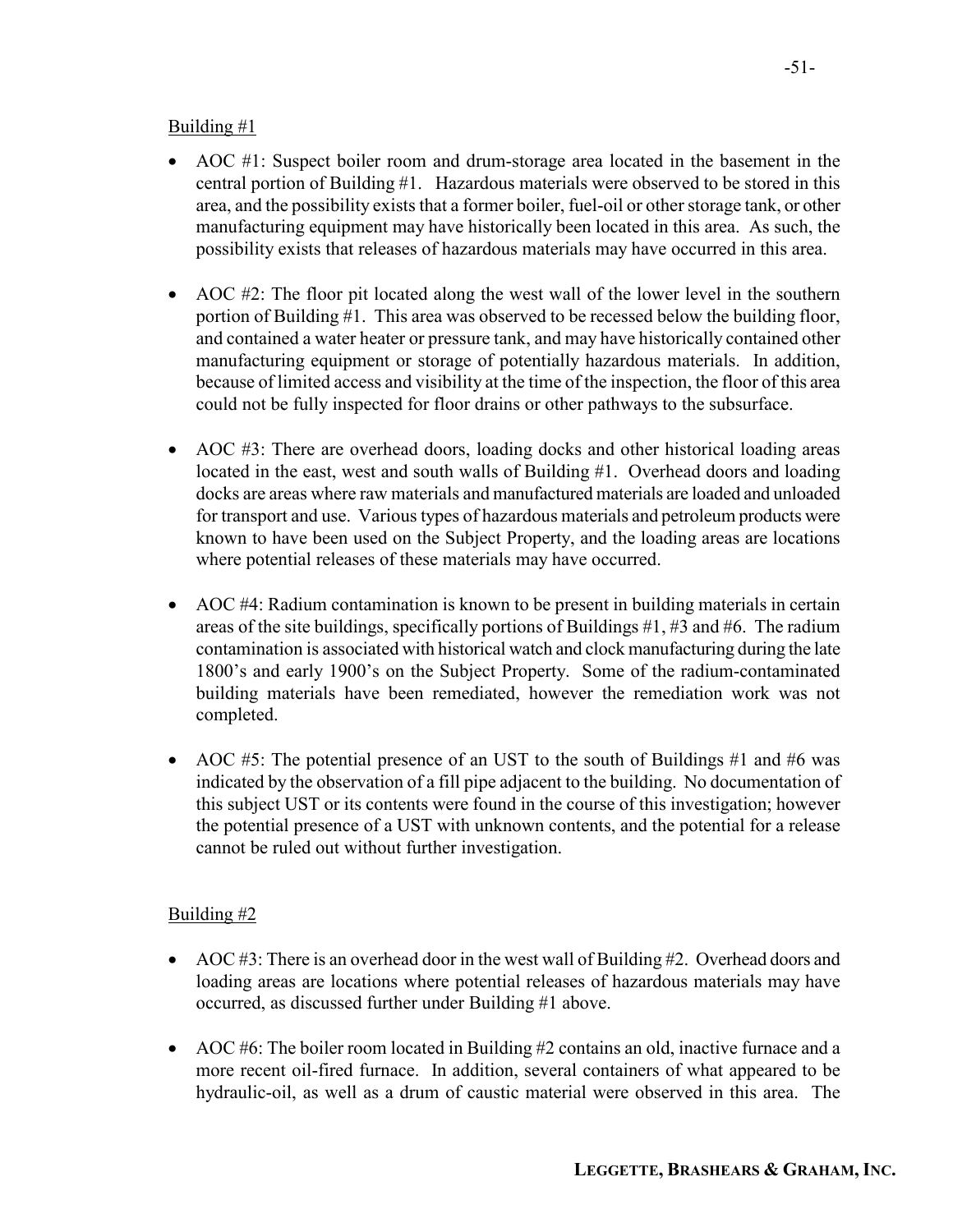<u>Building #1</u>

- AOC #1: Suspect boiler room and drum-storage area located in the basement in the central portion of Building #1. Hazardous materials were observed to be stored in this area, and the possibility exists that a former boiler, fuel-oil or other storage tank, or other manufacturing equipment may have historically been located in this area. As such, the possibility exists that releases of hazardous materials may have occurred in this area.

- AOC #2: The floor pit located along the west wall of the lower level in the southern portion of Building #1. This area was observed to be recessed below the building floor, and contained a water heater or pressure tank, and may have historically contained other manufacturing equipment or storage of potentially hazardous materials. In addition, because of limited access and visibility at the time of the inspection, the floor of this area could not be fully inspected for floor drains or other pathways to the subsurface.

- AOC #3: There are overhead doors, loading docks and other historical loading areas located in the east, west and south walls of Building #1. Overhead doors and loading docks are areas where raw materials and manufactured materials are loaded and unloaded for transport and use. Various types of hazardous materials and petroleum products were known to have been used on the Subject Property, and the loading areas are locations where potential releases of these materials may have occurred.

- AOC #4: Radium contamination is known to be present in building materials in certain areas of the site buildings, specifically portions of Buildings #1, #3 and #6. The radium contamination is associated with historical watch and clock manufacturing during the late 1800's and early 1900's on the Subject Property. Some of the radium-contaminated building materials have been remediated, however the remediation work was not completed.

- AOC #5: The potential presence of an UST to the south of Buildings #1 and #6 was indicated by the observation of a fill pipe adjacent to the building. No documentation of this subject UST or its contents were found in the course of this investigation; however the potential presence of a UST with unknown contents, and the potential for a release cannot be ruled out without further investigation.

<u>Building #2</u>

- AOC #3: There is an overhead door in the west wall of Building #2. Overhead doors and loading areas are locations where potential releases of hazardous materials may have occurred, as discussed further under Building #1 above.

- AOC #6: The boiler room located in Building #2 contains an old, inactive furnace and a more recent oil-fired furnace. In addition, several containers of what appeared to be hydraulic-oil, as well as a drum of caustic material were observed in this area. The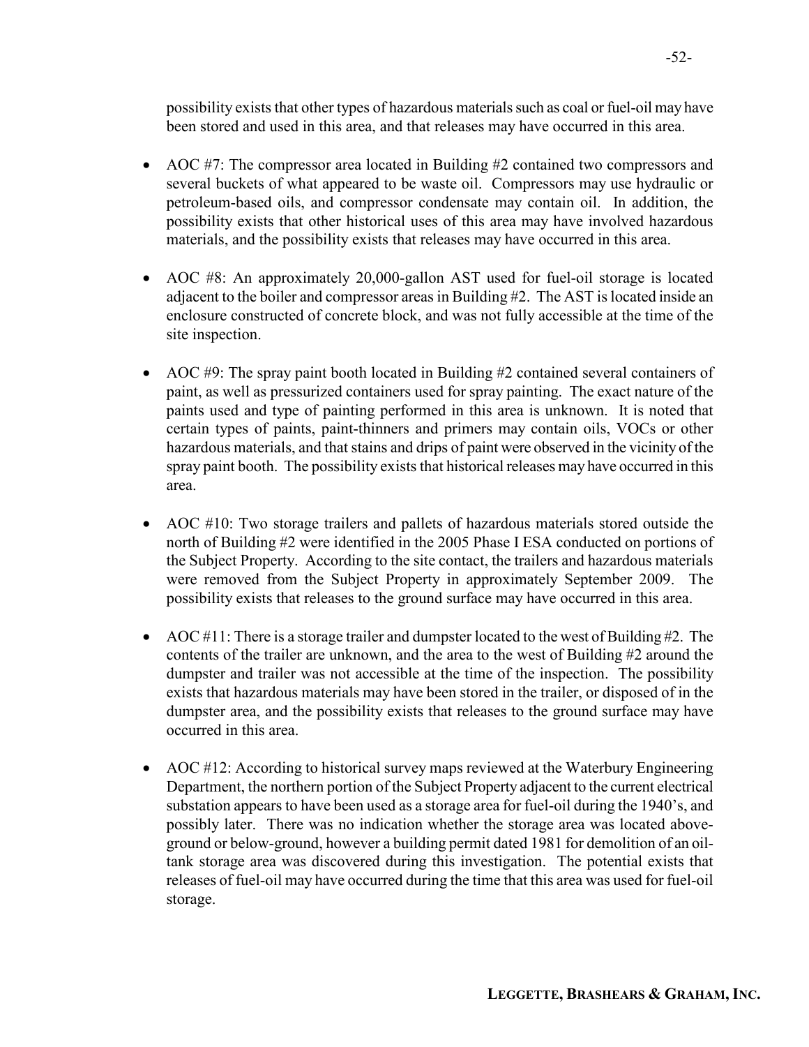possibility exists that other types of hazardous materials such as coal or fuel-oil may have been stored and used in this area, and that releases may have occurred in this area.

- AOC #7: The compressor area located in Building #2 contained two compressors and several buckets of what appeared to be waste oil. Compressors may use hydraulic or petroleum-based oils, and compressor condensate may contain oil. In addition, the possibility exists that other historical uses of this area may have involved hazardous materials, and the possibility exists that releases may have occurred in this area.

- AOC #8: An approximately 20,000-gallon AST used for fuel-oil storage is located adjacent to the boiler and compressor areas in Building #2. The AST is located inside an enclosure constructed of concrete block, and was not fully accessible at the time of the site inspection.

- AOC #9: The spray paint booth located in Building #2 contained several containers of paint, as well as pressurized containers used for spray painting. The exact nature of the paints used and type of painting performed in this area is unknown. It is noted that certain types of paints, paint-thinners and primers may contain oils, VOCs or other hazardous materials, and that stains and drips of paint were observed in the vicinity of the spray paint booth. The possibility exists that historical releases may have occurred in this area.

- AOC #10: Two storage trailers and pallets of hazardous materials stored outside the north of Building #2 were identified in the 2005 Phase I ESA conducted on portions of the Subject Property. According to the site contact, the trailers and hazardous materials were removed from the Subject Property in approximately September 2009. The possibility exists that releases to the ground surface may have occurred in this area.

- AOC #11: There is a storage trailer and dumpster located to the west of Building #2. The contents of the trailer are unknown, and the area to the west of Building #2 around the dumpster and trailer was not accessible at the time of the inspection. The possibility exists that hazardous materials may have been stored in the trailer, or disposed of in the dumpster area, and the possibility exists that releases to the ground surface may have occurred in this area.

- AOC #12: According to historical survey maps reviewed at the Waterbury Engineering Department, the northern portion of the Subject Property adjacent to the current electrical substation appears to have been used as a storage area for fuel-oil during the 1940's, and possibly later. There was no indication whether the storage area was located above-ground or below-ground, however a building permit dated 1981 for demolition of an oil-tank storage area was discovered during this investigation. The potential exists that releases of fuel-oil may have occurred during the time that this area was used for fuel-oil storage.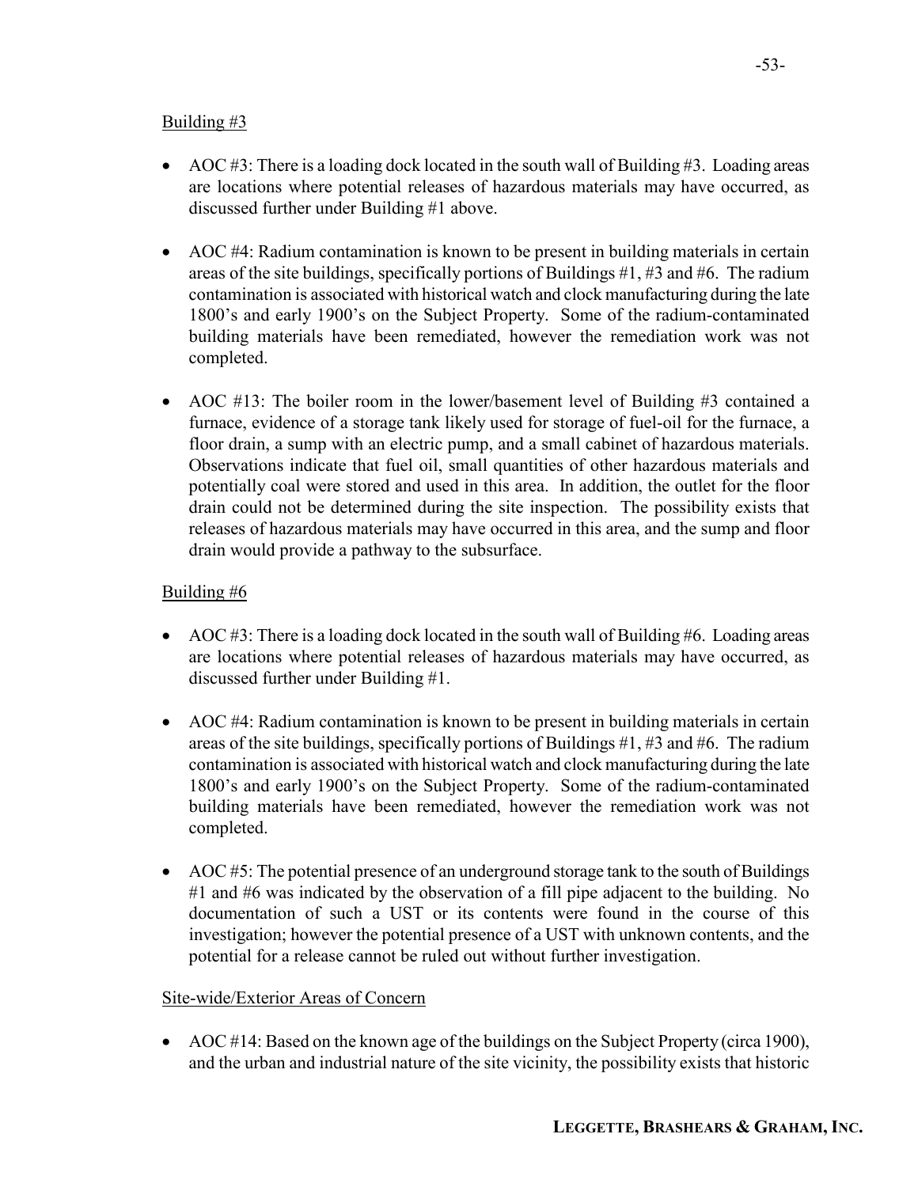Building #3

- AOC #3: There is a loading dock located in the south wall of Building #3. Loading areas are locations where potential releases of hazardous materials may have occurred, as discussed further under Building #1 above.

- AOC #4: Radium contamination is known to be present in building materials in certain areas of the site buildings, specifically portions of Buildings #1, #3 and #6. The radium contamination is associated with historical watch and clock manufacturing during the late 1800's and early 1900's on the Subject Property. Some of the radium-contaminated building materials have been remediated, however the remediation work was not completed.

- AOC #13: The boiler room in the lower/basement level of Building #3 contained a furnace, evidence of a storage tank likely used for storage of fuel-oil for the furnace, a floor drain, a sump with an electric pump, and a small cabinet of hazardous materials. Observations indicate that fuel oil, small quantities of other hazardous materials and potentially coal were stored and used in this area. In addition, the outlet for the floor drain could not be determined during the site inspection. The possibility exists that releases of hazardous materials may have occurred in this area, and the sump and floor drain would provide a pathway to the subsurface.

Building #6

- AOC #3: There is a loading dock located in the south wall of Building #6. Loading areas are locations where potential releases of hazardous materials may have occurred, as discussed further under Building #1.

- AOC #4: Radium contamination is known to be present in building materials in certain areas of the site buildings, specifically portions of Buildings #1, #3 and #6. The radium contamination is associated with historical watch and clock manufacturing during the late 1800's and early 1900's on the Subject Property. Some of the radium-contaminated building materials have been remediated, however the remediation work was not completed.

- AOC #5: The potential presence of an underground storage tank to the south of Buildings #1 and #6 was indicated by the observation of a fill pipe adjacent to the building. No documentation of such a UST or its contents were found in the course of this investigation; however the potential presence of a UST with unknown contents, and the potential for a release cannot be ruled out without further investigation.

Site-wide/Exterior Areas of Concern

- AOC #14: Based on the known age of the buildings on the Subject Property (circa 1900), and the urban and industrial nature of the site vicinity, the possibility exists that historic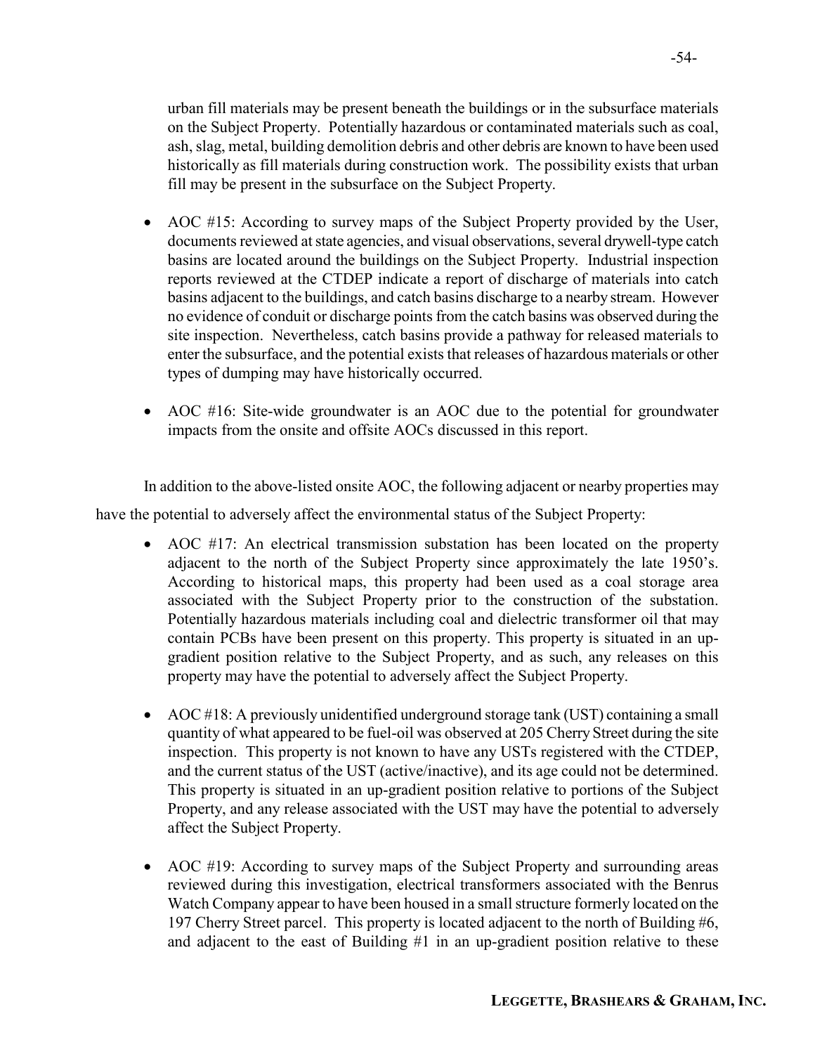urban fill materials may be present beneath the buildings or in the subsurface materials on the Subject Property. Potentially hazardous or contaminated materials such as coal, ash, slag, metal, building demolition debris and other debris are known to have been used historically as fill materials during construction work. The possibility exists that urban fill may be present in the subsurface on the Subject Property.

- AOC #15: According to survey maps of the Subject Property provided by the User, documents reviewed at state agencies, and visual observations, several drywell-type catch basins are located around the buildings on the Subject Property. Industrial inspection reports reviewed at the CTDEP indicate a report of discharge of materials into catch basins adjacent to the buildings, and catch basins discharge to a nearby stream. However no evidence of conduit or discharge points from the catch basins was observed during the site inspection. Nevertheless, catch basins provide a pathway for released materials to enter the subsurface, and the potential exists that releases of hazardous materials or other types of dumping may have historically occurred.

- AOC #16: Site-wide groundwater is an AOC due to the potential for groundwater impacts from the onsite and offsite AOCs discussed in this report.

In addition to the above-listed onsite AOC, the following adjacent or nearby properties may have the potential to adversely affect the environmental status of the Subject Property:

- AOC #17: An electrical transmission substation has been located on the property adjacent to the north of the Subject Property since approximately the late 1950's. According to historical maps, this property had been used as a coal storage area associated with the Subject Property prior to the construction of the substation. Potentially hazardous materials including coal and dielectric transformer oil that may contain PCBs have been present on this property. This property is situated in an up-gradient position relative to the Subject Property, and as such, any releases on this property may have the potential to adversely affect the Subject Property.

- AOC #18: A previously unidentified underground storage tank (UST) containing a small quantity of what appeared to be fuel-oil was observed at 205 Cherry Street during the site inspection. This property is not known to have any USTs registered with the CTDEP, and the current status of the UST (active/inactive), and its age could not be determined. This property is situated in an up-gradient position relative to portions of the Subject Property, and any release associated with the UST may have the potential to adversely affect the Subject Property.

- AOC #19: According to survey maps of the Subject Property and surrounding areas reviewed during this investigation, electrical transformers associated with the Benrus Watch Company appear to have been housed in a small structure formerly located on the 197 Cherry Street parcel. This property is located adjacent to the north of Building #6, and adjacent to the east of Building #1 in an up-gradient position relative to these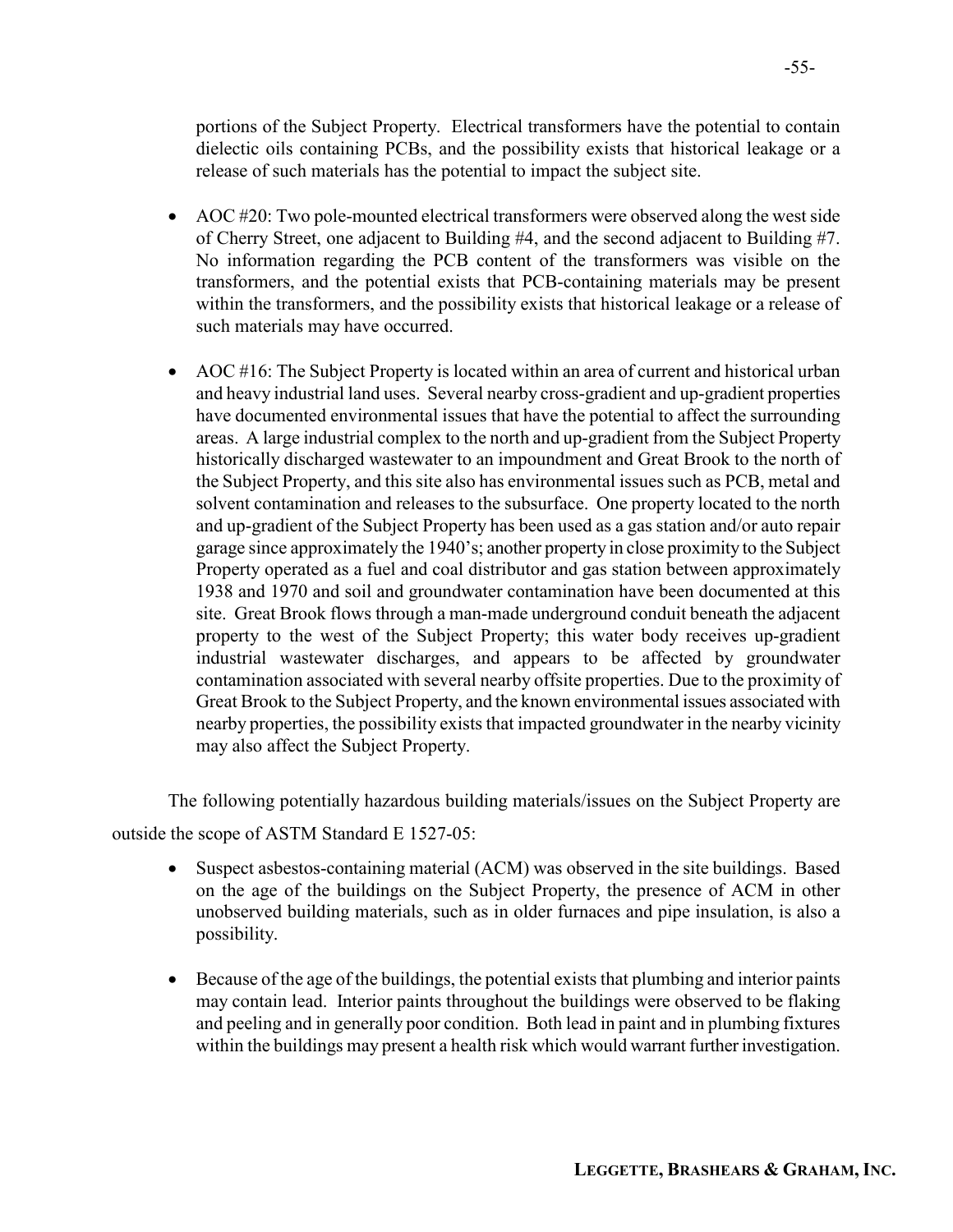portions of the Subject Property. Electrical transformers have the potential to contain dielectic oils containing PCBs, and the possibility exists that historical leakage or a release of such materials has the potential to impact the subject site.

- AOC #20: Two pole-mounted electrical transformers were observed along the west side of Cherry Street, one adjacent to Building #4, and the second adjacent to Building #7. No information regarding the PCB content of the transformers was visible on the transformers, and the potential exists that PCB-containing materials may be present within the transformers, and the possibility exists that historical leakage or a release of such materials may have occurred.

- AOC #16: The Subject Property is located within an area of current and historical urban and heavy industrial land uses. Several nearby cross-gradient and up-gradient properties have documented environmental issues that have the potential to affect the surrounding areas. A large industrial complex to the north and up-gradient from the Subject Property historically discharged wastewater to an impoundment and Great Brook to the north of the Subject Property, and this site also has environmental issues such as PCB, metal and solvent contamination and releases to the subsurface. One property located to the north and up-gradient of the Subject Property has been used as a gas station and/or auto repair garage since approximately the 1940's; another property in close proximity to the Subject Property operated as a fuel and coal distributor and gas station between approximately 1938 and 1970 and soil and groundwater contamination have been documented at this site. Great Brook flows through a man-made underground conduit beneath the adjacent property to the west of the Subject Property; this water body receives up-gradient industrial wastewater discharges, and appears to be affected by groundwater contamination associated with several nearby offsite properties. Due to the proximity of Great Brook to the Subject Property, and the known environmental issues associated with nearby properties, the possibility exists that impacted groundwater in the nearby vicinity may also affect the Subject Property.

The following potentially hazardous building materials/issues on the Subject Property are outside the scope of ASTM Standard E 1527-05:

- Suspect asbestos-containing material (ACM) was observed in the site buildings. Based on the age of the buildings on the Subject Property, the presence of ACM in other unobserved building materials, such as in older furnaces and pipe insulation, is also a possibility.

- Because of the age of the buildings, the potential exists that plumbing and interior paints may contain lead. Interior paints throughout the buildings were observed to be flaking and peeling and in generally poor condition. Both lead in paint and in plumbing fixtures within the buildings may present a health risk which would warrant further investigation.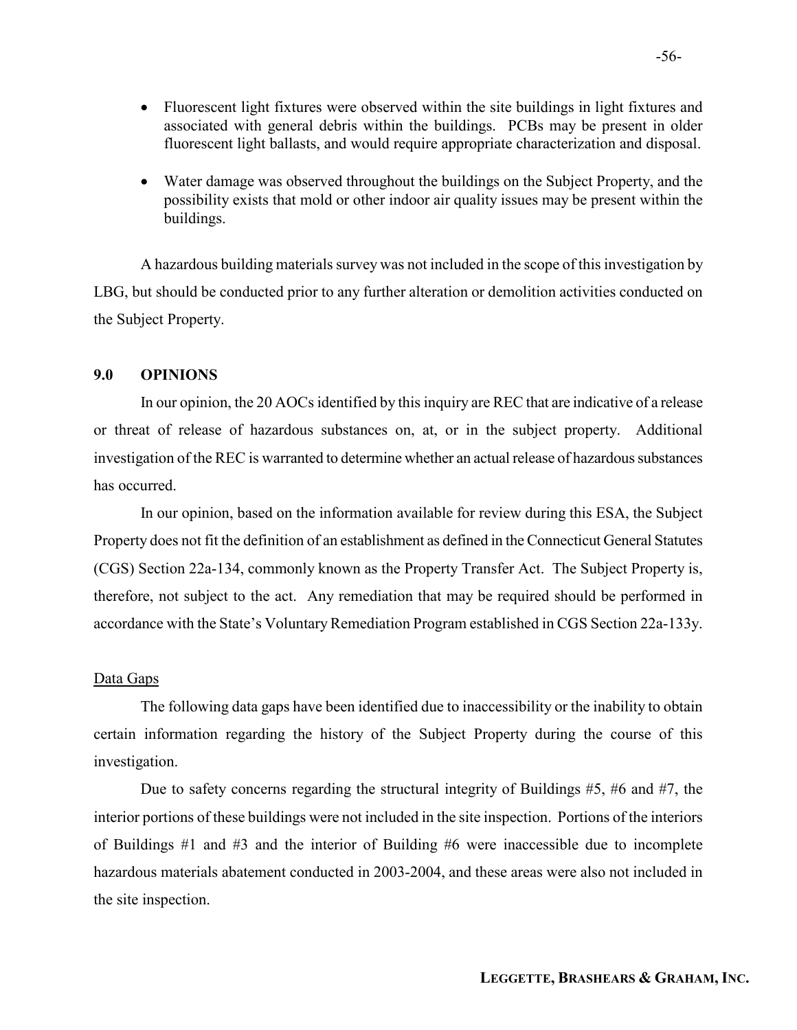- Fluorescent light fixtures were observed within the site buildings in light fixtures and associated with general debris within the buildings. PCBs may be present in older fluorescent light ballasts, and would require appropriate characterization and disposal.

- Water damage was observed throughout the buildings on the Subject Property, and the possibility exists that mold or other indoor air quality issues may be present within the buildings.

A hazardous building materials survey was not included in the scope of this investigation by LBG, but should be conducted prior to any further alteration or demolition activities conducted on the Subject Property.

## 9.0 OPINIONS

In our opinion, the 20 AOCs identified by this inquiry are REC that are indicative of a release or threat of release of hazardous substances on, at, or in the subject property. Additional investigation of the REC is warranted to determine whether an actual release of hazardous substances has occurred.

In our opinion, based on the information available for review during this ESA, the Subject Property does not fit the definition of an establishment as defined in the Connecticut General Statutes (CGS) Section 22a-134, commonly known as the Property Transfer Act. The Subject Property is, therefore, not subject to the act. Any remediation that may be required should be performed in accordance with the State's Voluntary Remediation Program established in CGS Section 22a-133y.

Data Gaps

The following data gaps have been identified due to inaccessibility or the inability to obtain certain information regarding the history of the Subject Property during the course of this investigation.

Due to safety concerns regarding the structural integrity of Buildings #5, #6 and #7, the interior portions of these buildings were not included in the site inspection. Portions of the interiors of Buildings #1 and #3 and the interior of Building #6 were inaccessible due to incomplete hazardous materials abatement conducted in 2003-2004, and these areas were also not included in the site inspection.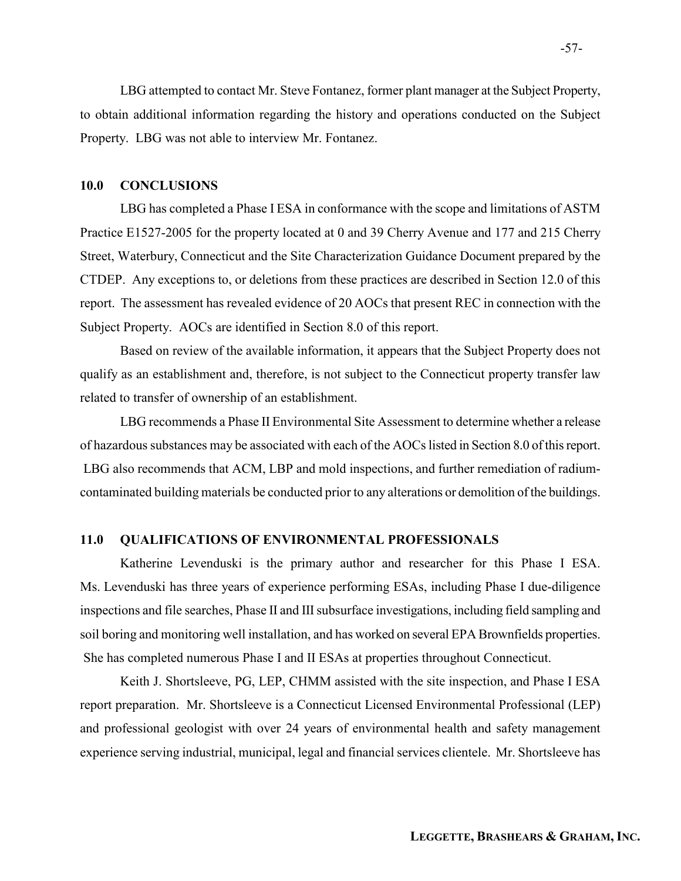LBG attempted to contact Mr. Steve Fontanez, former plant manager at the Subject Property, to obtain additional information regarding the history and operations conducted on the Subject Property. LBG was not able to interview Mr. Fontanez.

## 10.0 CONCLUSIONS

LBG has completed a Phase I ESA in conformance with the scope and limitations of ASTM Practice E1527-2005 for the property located at 0 and 39 Cherry Avenue and 177 and 215 Cherry Street, Waterbury, Connecticut and the Site Characterization Guidance Document prepared by the CTDEP. Any exceptions to, or deletions from these practices are described in Section 12.0 of this report. The assessment has revealed evidence of 20 AOCs that present REC in connection with the Subject Property. AOCs are identified in Section 8.0 of this report.

Based on review of the available information, it appears that the Subject Property does not qualify as an establishment and, therefore, is not subject to the Connecticut property transfer law related to transfer of ownership of an establishment.

LBG recommends a Phase II Environmental Site Assessment to determine whether a release of hazardous substances may be associated with each of the AOCs listed in Section 8.0 of this report. LBG also recommends that ACM, LBP and mold inspections, and further remediation of radium-contaminated building materials be conducted prior to any alterations or demolition of the buildings.

## 11.0 QUALIFICATIONS OF ENVIRONMENTAL PROFESSIONALS

Katherine Levenduski is the primary author and researcher for this Phase I ESA. Ms. Levenduski has three years of experience performing ESAs, including Phase I due-diligence inspections and file searches, Phase II and III subsurface investigations, including field sampling and soil boring and monitoring well installation, and has worked on several EPA Brownfields properties. She has completed numerous Phase I and II ESAs at properties throughout Connecticut.

Keith J. Shortsleeve, PG, LEP, CHMM assisted with the site inspection, and Phase I ESA report preparation. Mr. Shortsleeve is a Connecticut Licensed Environmental Professional (LEP) and professional geologist with over 24 years of environmental health and safety management experience serving industrial, municipal, legal and financial services clientele. Mr. Shortsleeve has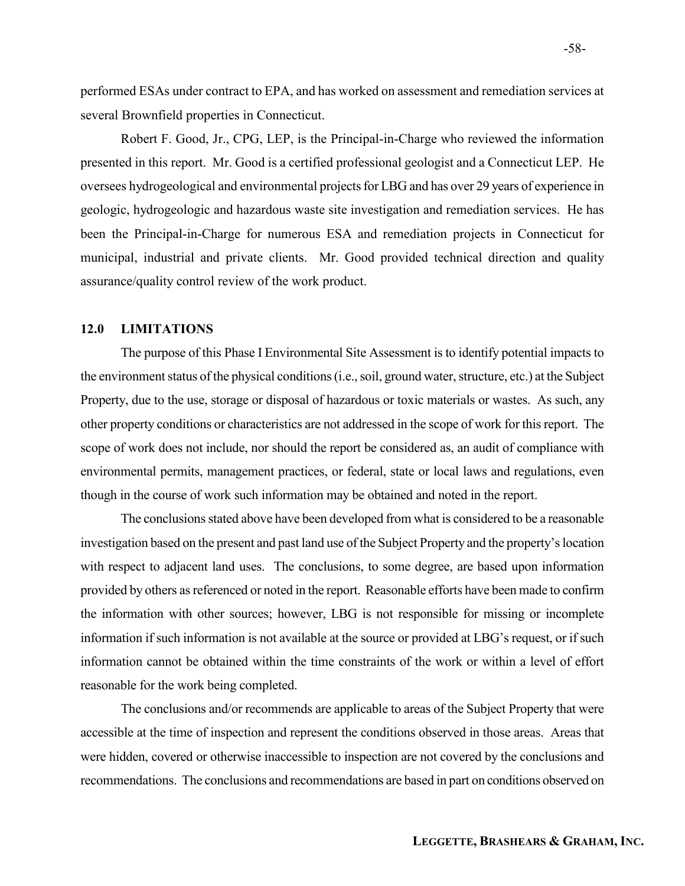performed ESAs under contract to EPA, and has worked on assessment and remediation services at several Brownfield properties in Connecticut.

Robert F. Good, Jr., CPG, LEP, is the Principal-in-Charge who reviewed the information presented in this report. Mr. Good is a certified professional geologist and a Connecticut LEP. He oversees hydrogeological and environmental projects for LBG and has over 29 years of experience in geologic, hydrogeologic and hazardous waste site investigation and remediation services. He has been the Principal-in-Charge for numerous ESA and remediation projects in Connecticut for municipal, industrial and private clients. Mr. Good provided technical direction and quality assurance/quality control review of the work product.

## 12.0 LIMITATIONS

The purpose of this Phase I Environmental Site Assessment is to identify potential impacts to the environment status of the physical conditions (i.e., soil, ground water, structure, etc.) at the Subject Property, due to the use, storage or disposal of hazardous or toxic materials or wastes. As such, any other property conditions or characteristics are not addressed in the scope of work for this report. The scope of work does not include, nor should the report be considered as, an audit of compliance with environmental permits, management practices, or federal, state or local laws and regulations, even though in the course of work such information may be obtained and noted in the report.

The conclusions stated above have been developed from what is considered to be a reasonable investigation based on the present and past land use of the Subject Property and the property's location with respect to adjacent land uses. The conclusions, to some degree, are based upon information provided by others as referenced or noted in the report. Reasonable efforts have been made to confirm the information with other sources; however, LBG is not responsible for missing or incomplete information if such information is not available at the source or provided at LBG's request, or if such information cannot be obtained within the time constraints of the work or within a level of effort reasonable for the work being completed.

The conclusions and/or recommends are applicable to areas of the Subject Property that were accessible at the time of inspection and represent the conditions observed in those areas. Areas that were hidden, covered or otherwise inaccessible to inspection are not covered by the conclusions and recommendations. The conclusions and recommendations are based in part on conditions observed on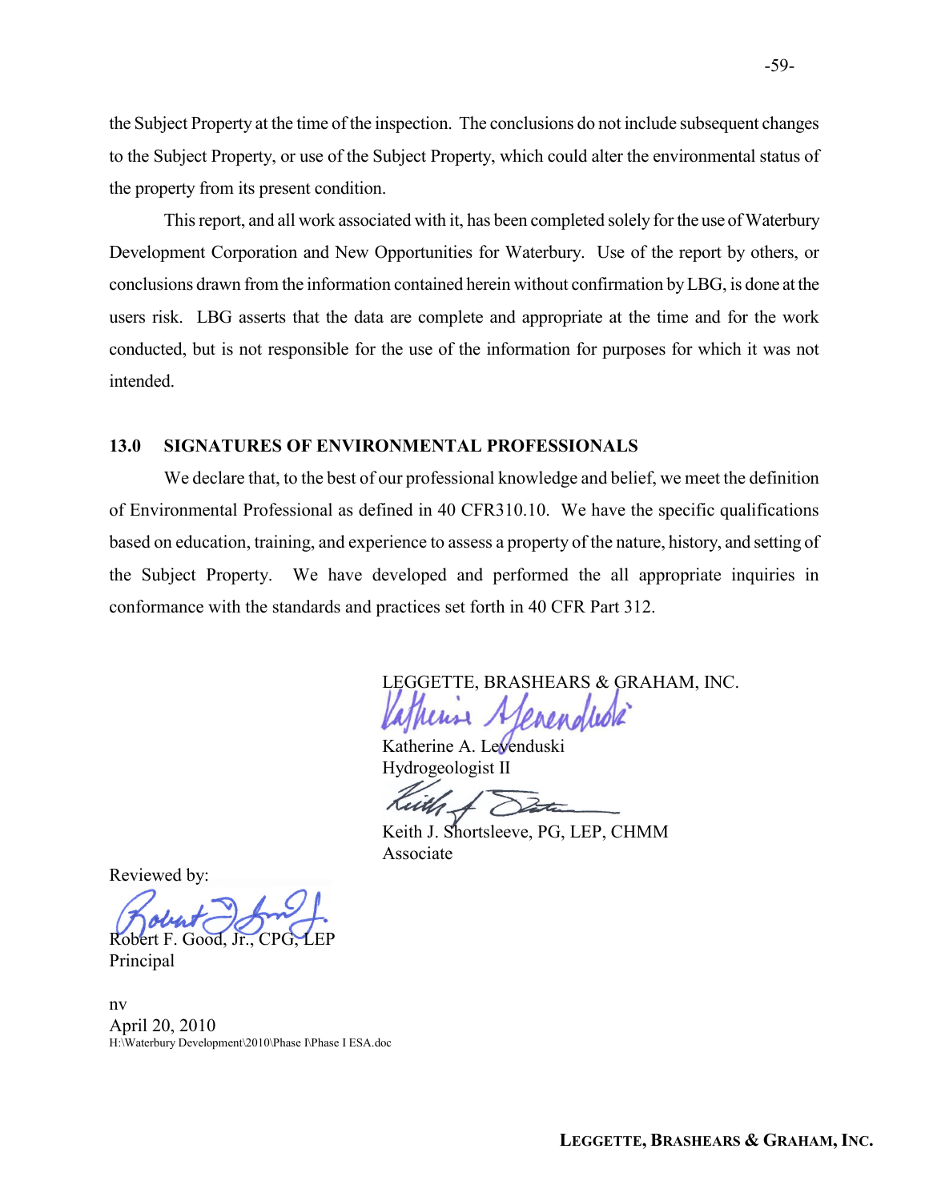the Subject Property at the time of the inspection. The conclusions do not include subsequent changes to the Subject Property, or use of the Subject Property, which could alter the environmental status of the property from its present condition.

This report, and all work associated with it, has been completed solely for the use of Waterbury Development Corporation and New Opportunities for Waterbury. Use of the report by others, or conclusions drawn from the information contained herein without confirmation by LBG, is done at the users risk. LBG asserts that the data are complete and appropriate at the time and for the work conducted, but is not responsible for the use of the information for purposes for which it was not intended.

## 13.0 SIGNATURES OF ENVIRONMENTAL PROFESSIONALS

We declare that, to the best of our professional knowledge and belief, we meet the definition of Environmental Professional as defined in 40 CFR310.10. We have the specific qualifications based on education, training, and experience to assess a property of the nature, history, and setting of the Subject Property. We have developed and performed the all appropriate inquiries in conformance with the standards and practices set forth in 40 CFR Part 312.

LEGGETTE, BRASHEARS & GRAHAM, INC.

Katherine A. Levenduski
Hydrogeologist II

Keith J. Shortsleeve, PG, LEP, CHMM
Associate

Reviewed by:

Robert F. Good, Jr., CPG, LEP
Principal

nv
April 20, 2010
H:\Waterbury Development\2010\Phase I\Phase I ESA.doc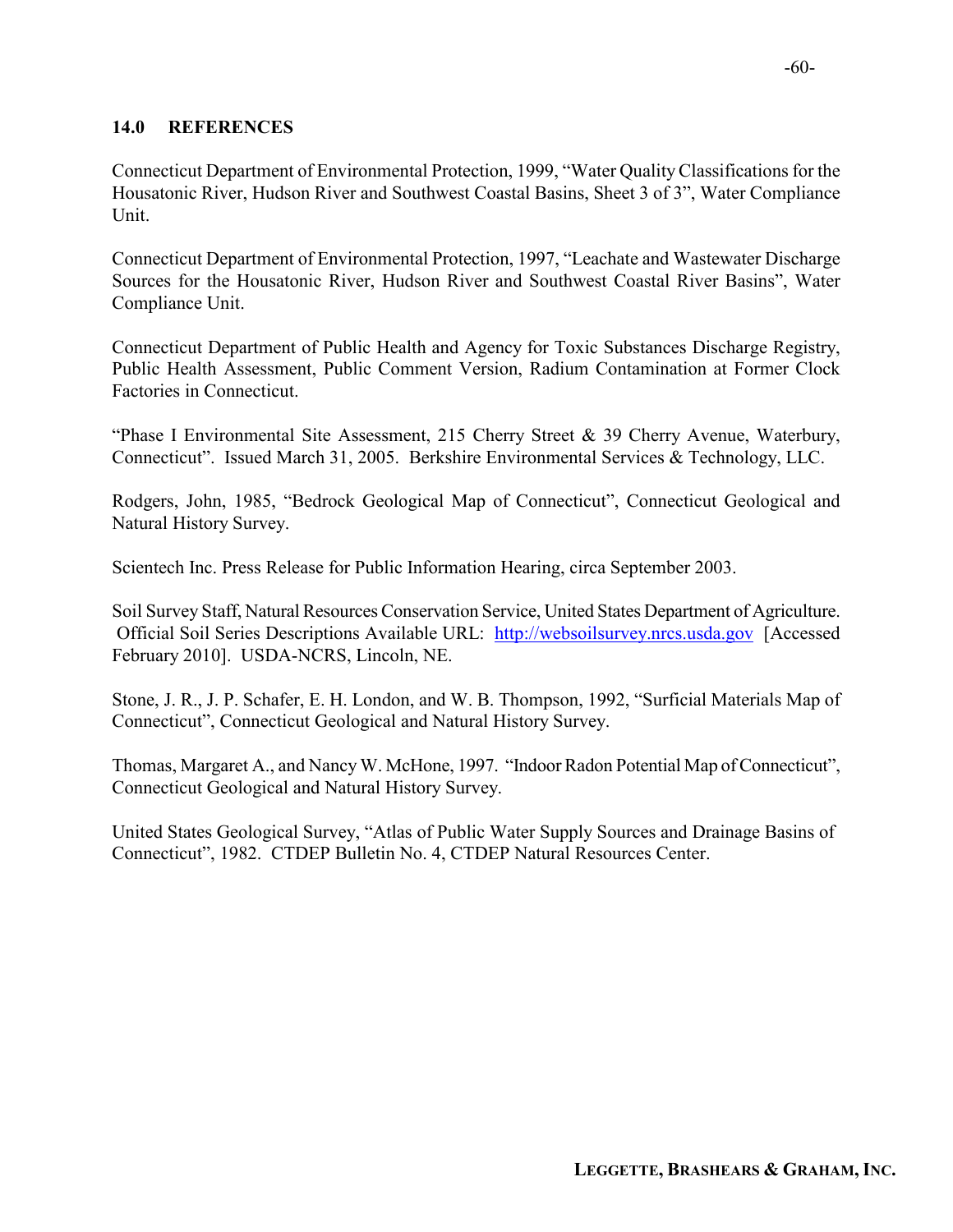## 14.0 REFERENCES

Connecticut Department of Environmental Protection, 1999, "Water Quality Classifications for the Housatonic River, Hudson River and Southwest Coastal Basins, Sheet 3 of 3", Water Compliance Unit.

Connecticut Department of Environmental Protection, 1997, "Leachate and Wastewater Discharge Sources for the Housatonic River, Hudson River and Southwest Coastal River Basins", Water Compliance Unit.

Connecticut Department of Public Health and Agency for Toxic Substances Discharge Registry, Public Health Assessment, Public Comment Version, Radium Contamination at Former Clock Factories in Connecticut.

"Phase I Environmental Site Assessment, 215 Cherry Street & 39 Cherry Avenue, Waterbury, Connecticut". Issued March 31, 2005. Berkshire Environmental Services & Technology, LLC.

Rodgers, John, 1985, "Bedrock Geological Map of Connecticut", Connecticut Geological and Natural History Survey.

Scientech Inc. Press Release for Public Information Hearing, circa September 2003.

Soil Survey Staff, Natural Resources Conservation Service, United States Department of Agriculture. Official Soil Series Descriptions Available URL: http://websoilsurvey.nrcs.usda.gov [Accessed February 2010]. USDA-NCRS, Lincoln, NE.

Stone, J. R., J. P. Schafer, E. H. London, and W. B. Thompson, 1992, "Surficial Materials Map of Connecticut", Connecticut Geological and Natural History Survey.

Thomas, Margaret A., and Nancy W. McHone, 1997. "Indoor Radon Potential Map of Connecticut", Connecticut Geological and Natural History Survey.

United States Geological Survey, "Atlas of Public Water Supply Sources and Drainage Basins of Connecticut", 1982. CTDEP Bulletin No. 4, CTDEP Natural Resources Center.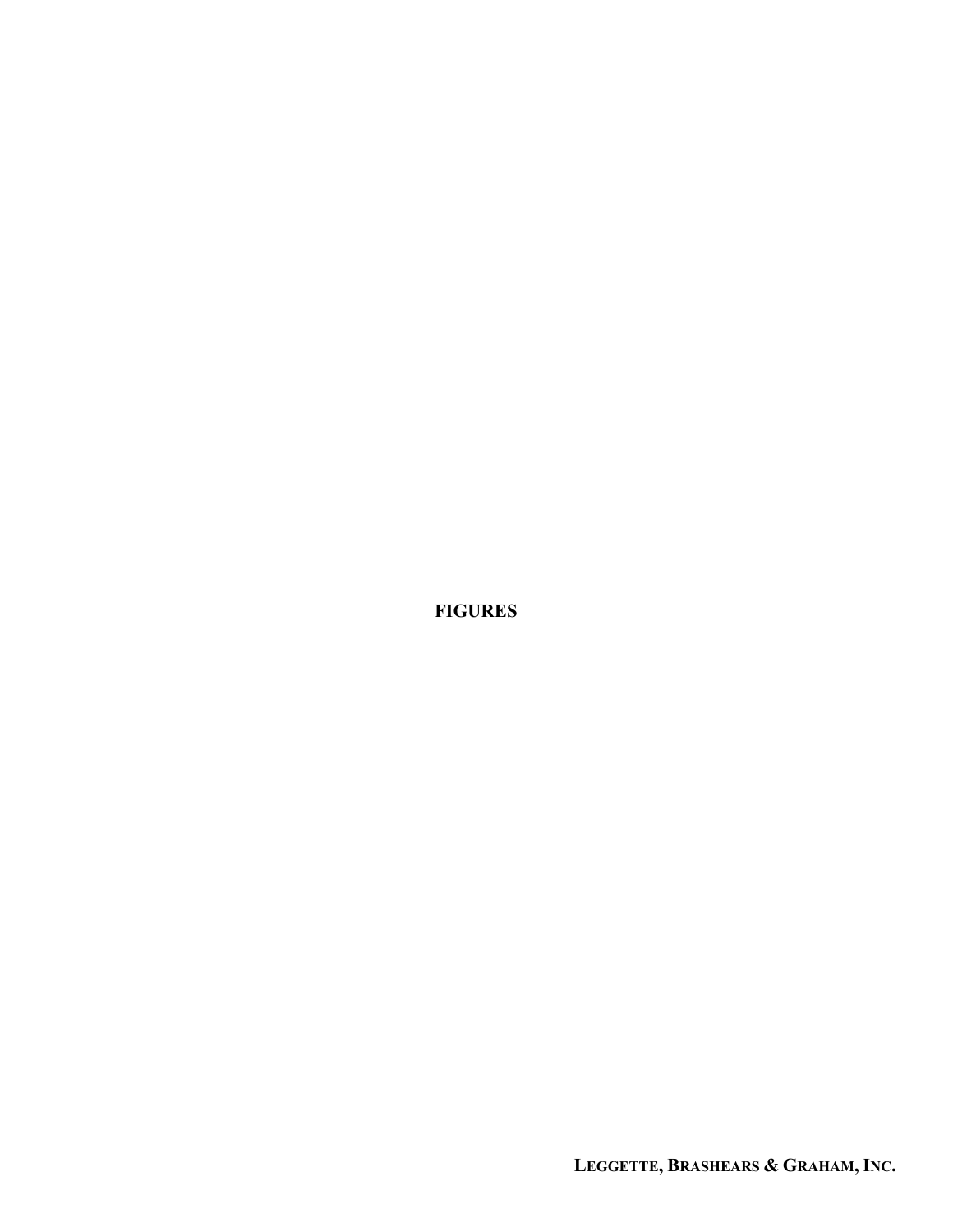**FIGURES**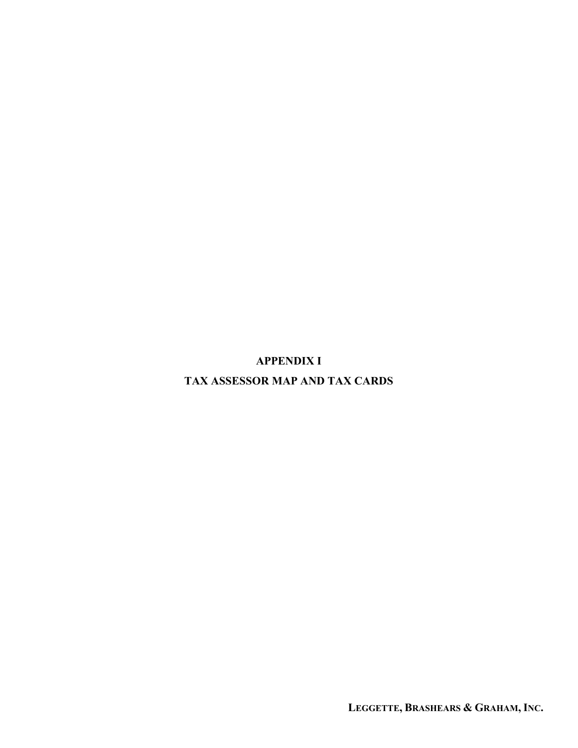# APPENDIX I

## TAX ASSESSOR MAP AND TAX CARDS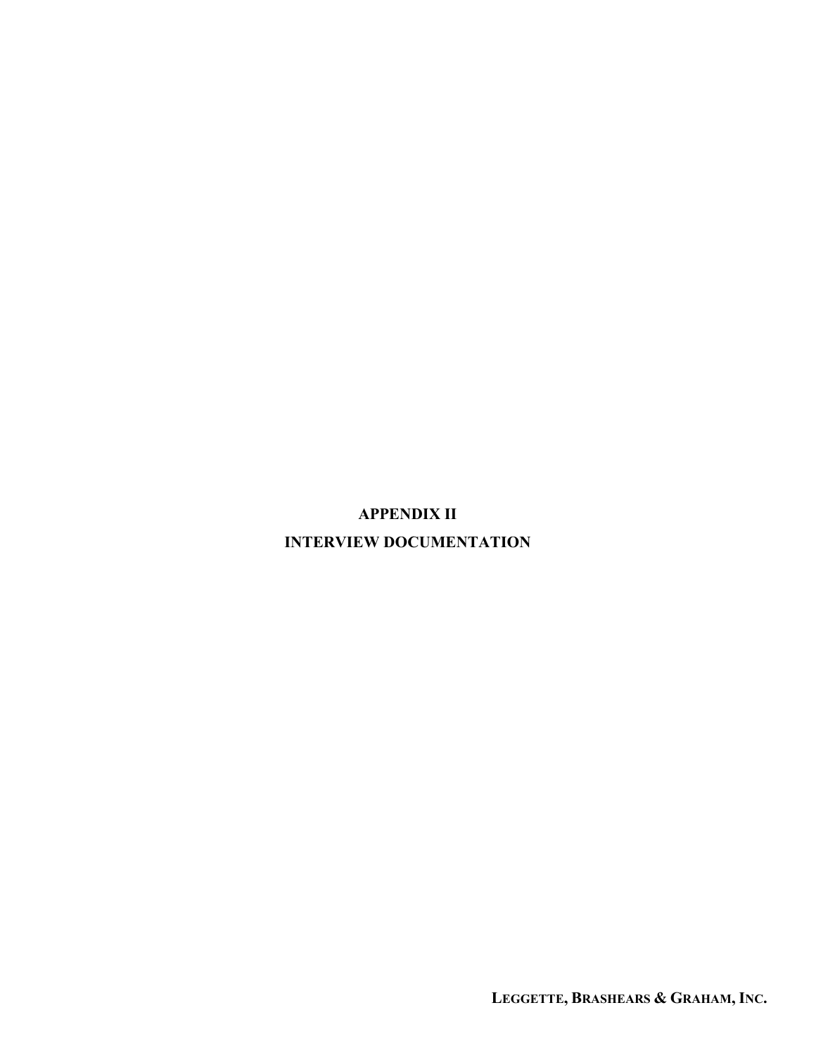# APPENDIX II

# INTERVIEW DOCUMENTATION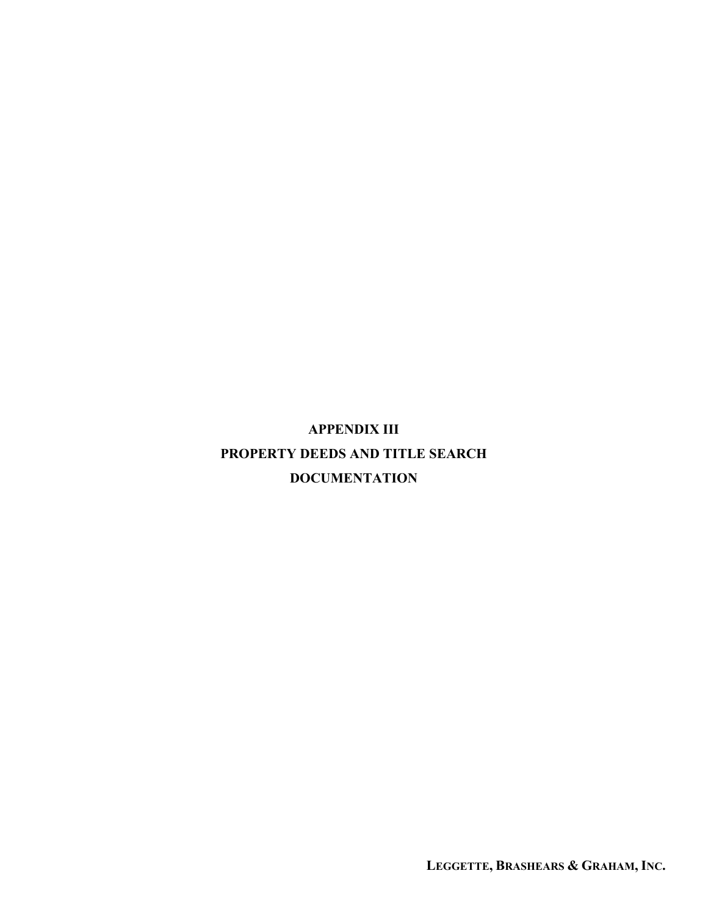# APPENDIX III

# PROPERTY DEEDS AND TITLE SEARCH DOCUMENTATION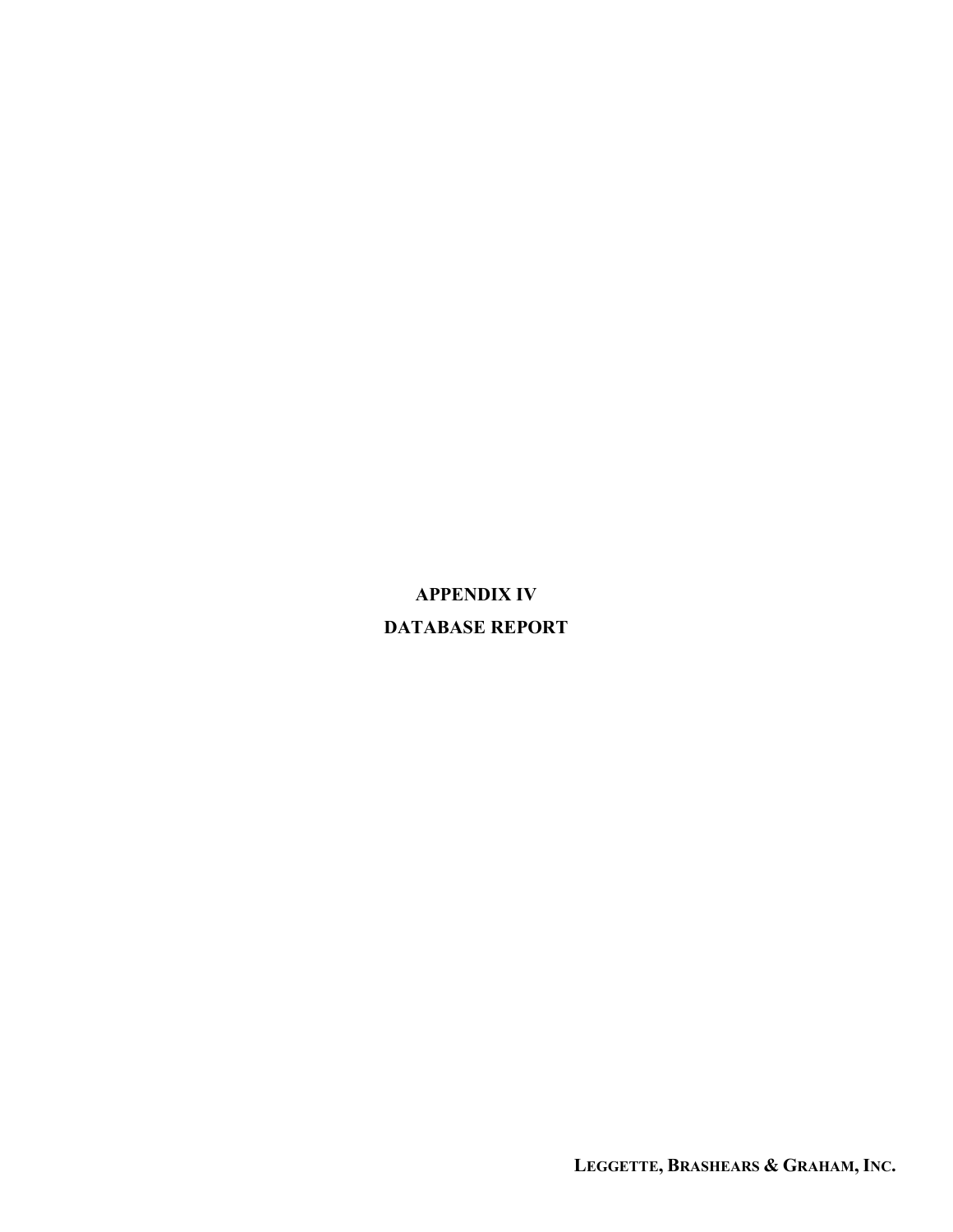# APPENDIX IV

# DATABASE REPORT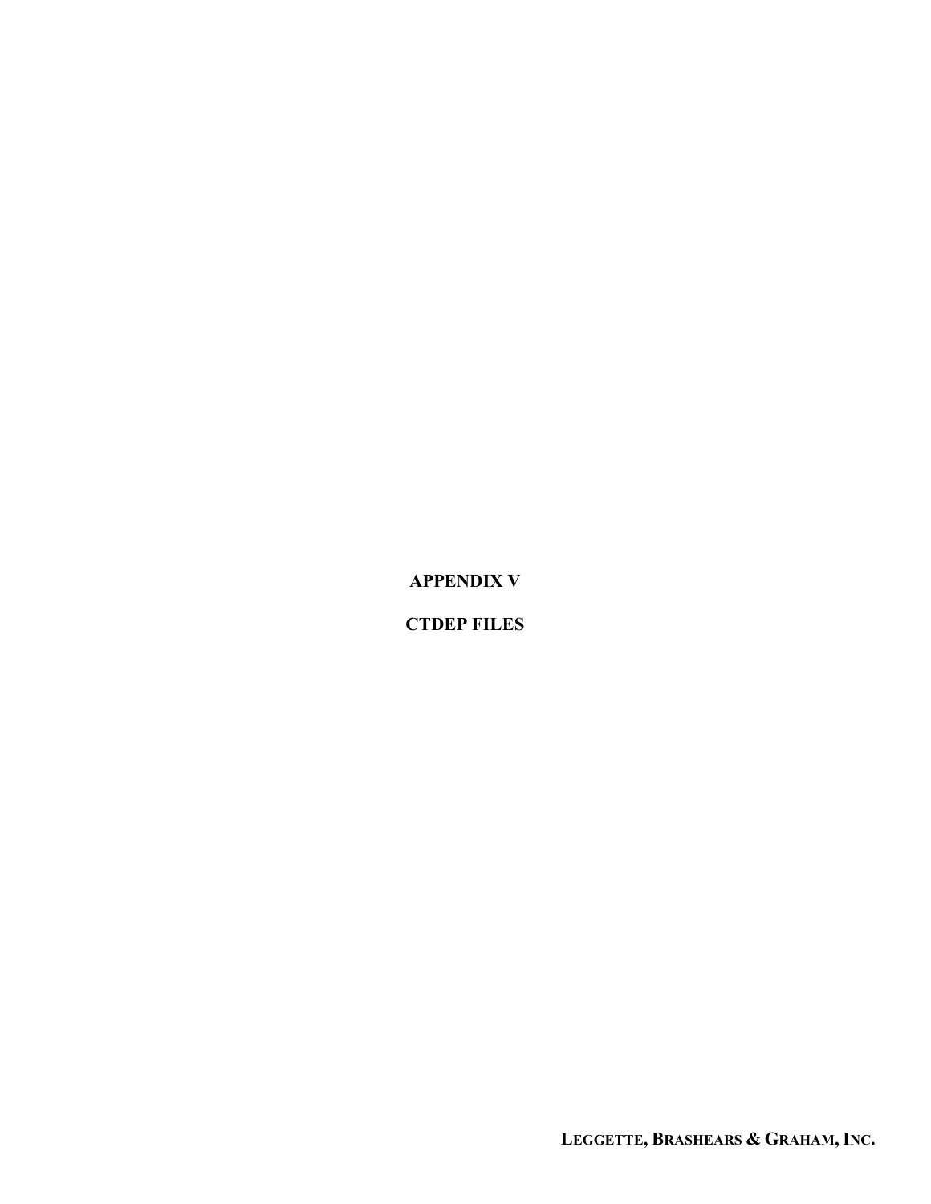# APPENDIX V

# CTDEP FILES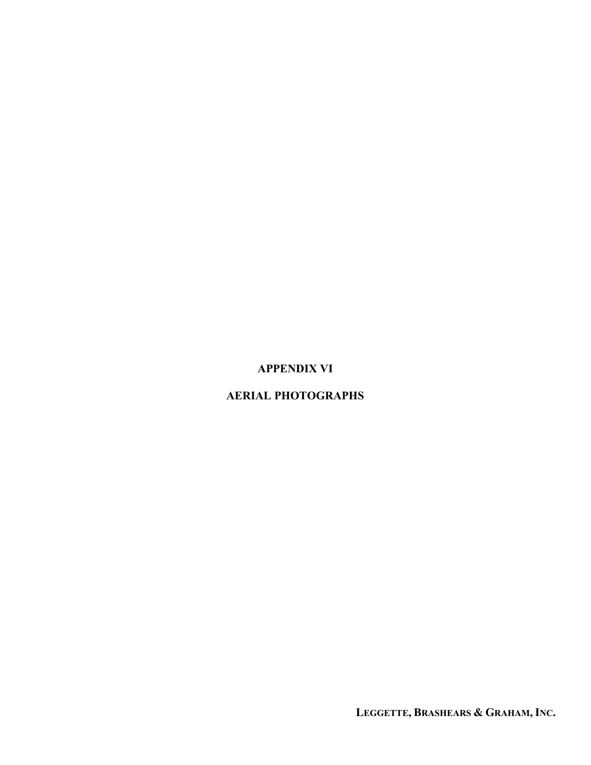# APPENDIX VI

# AERIAL PHOTOGRAPHS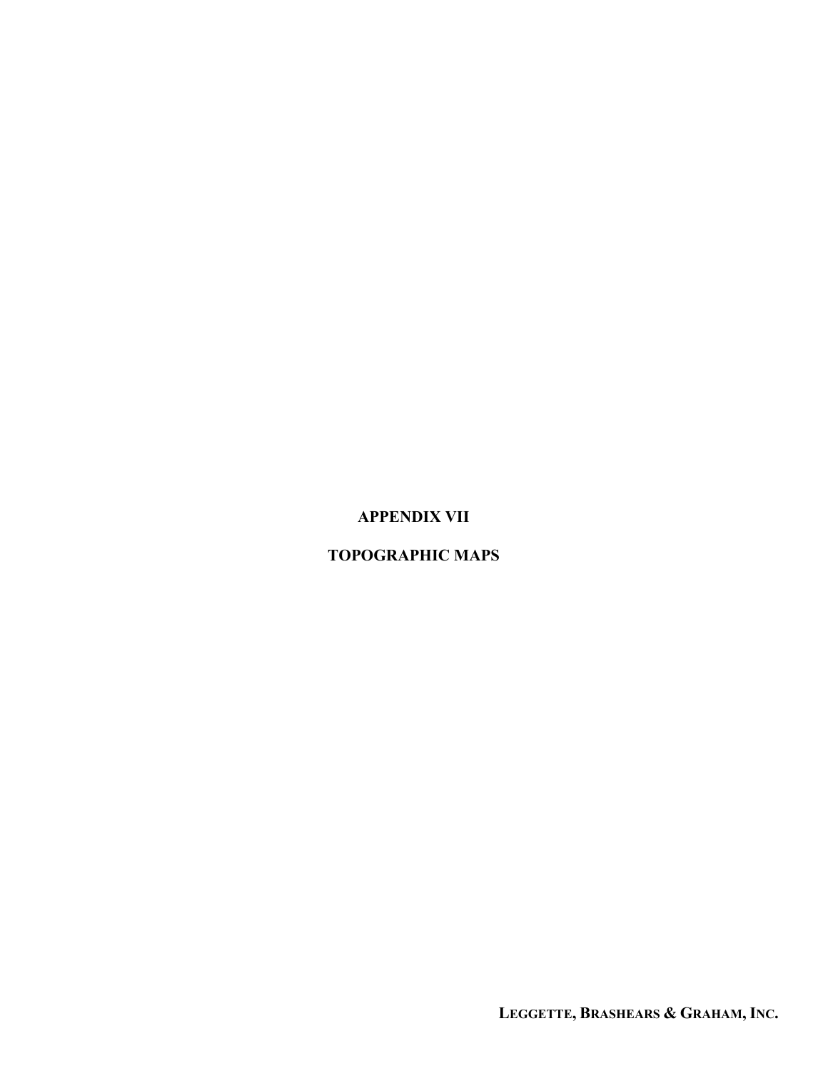# APPENDIX VII

# TOPOGRAPHIC MAPS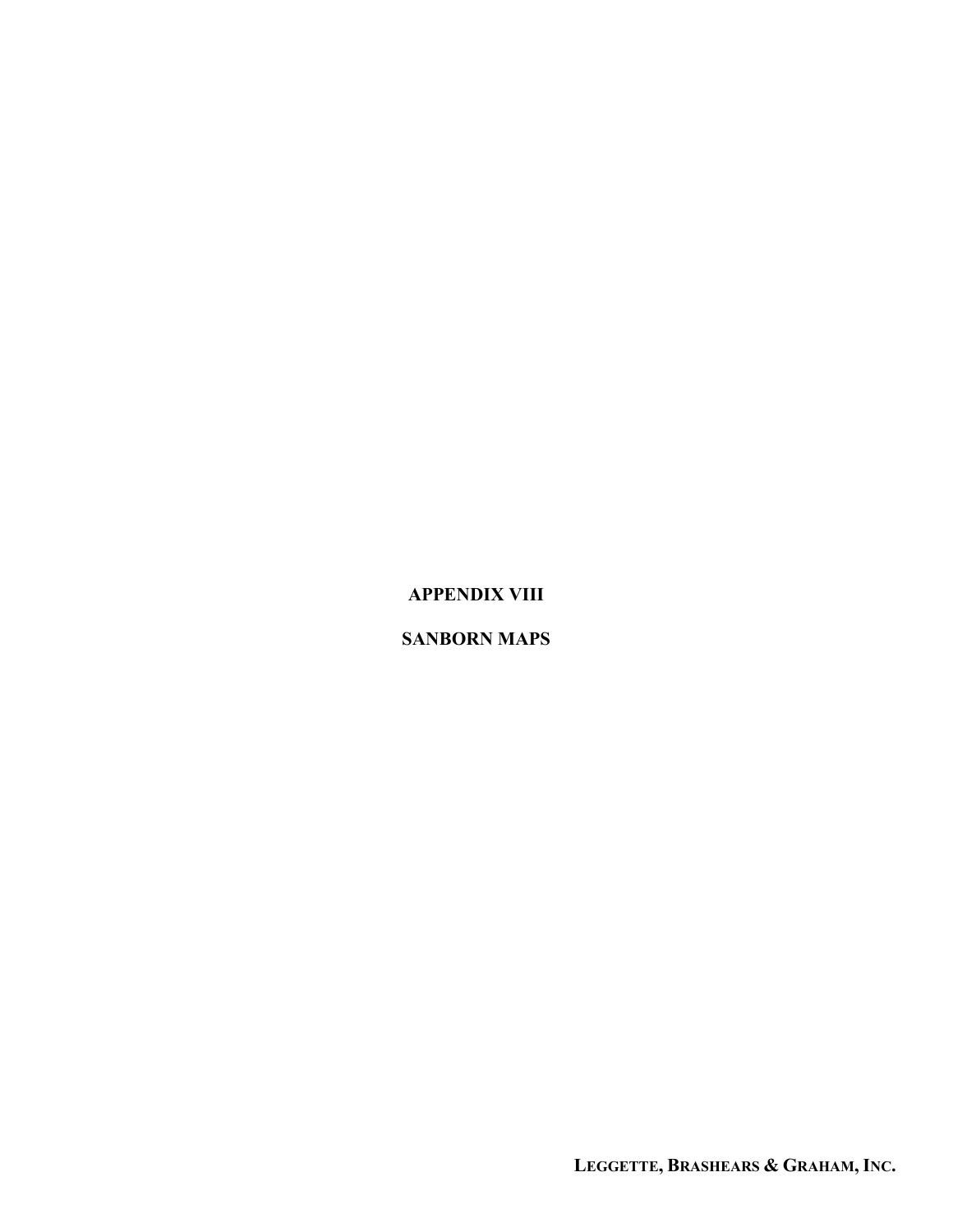# APPENDIX VIII

# SANBORN MAPS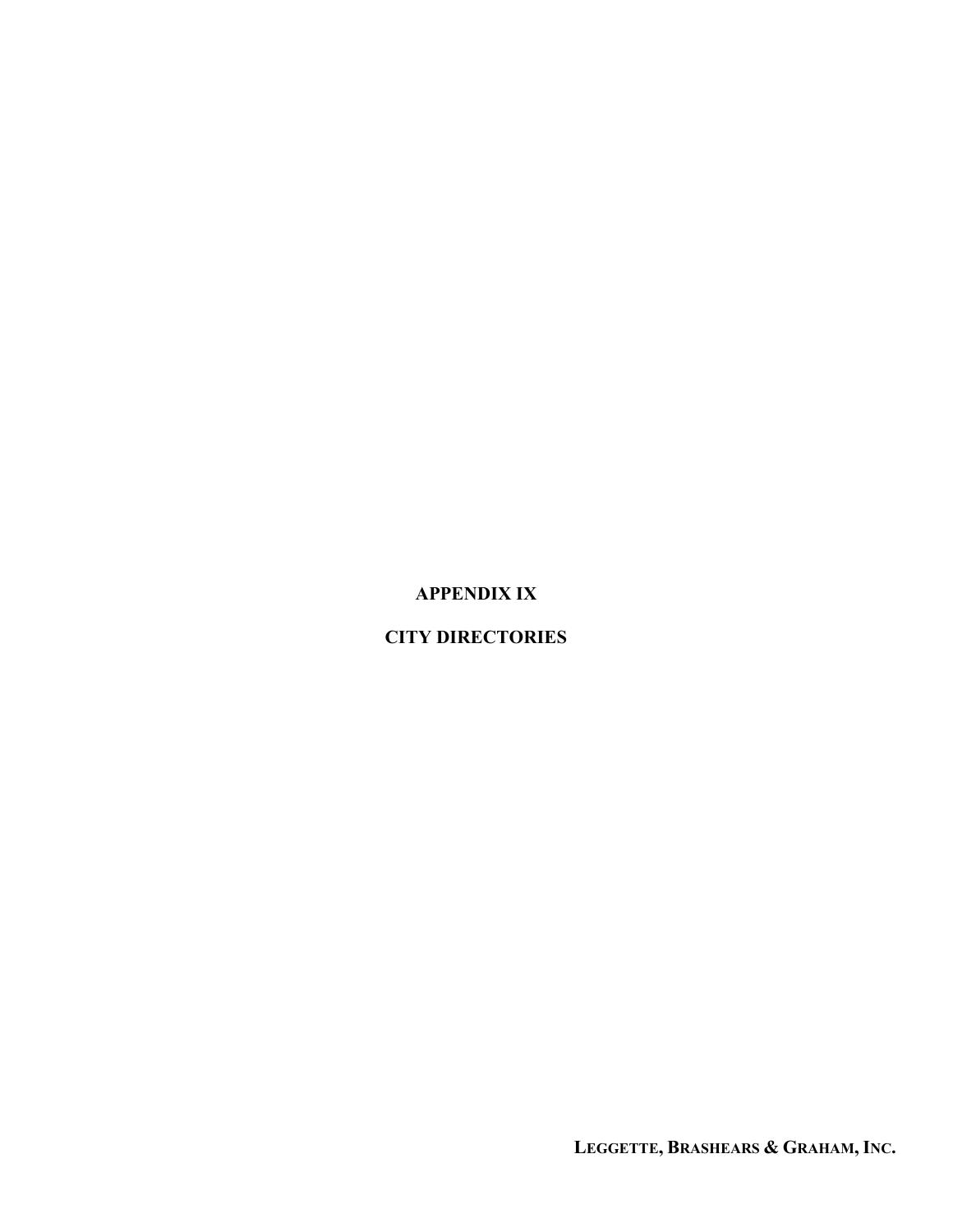# APPENDIX IX

# CITY DIRECTORIES

**LEGGETTE, BRASHEARS & GRAHAM, INC.**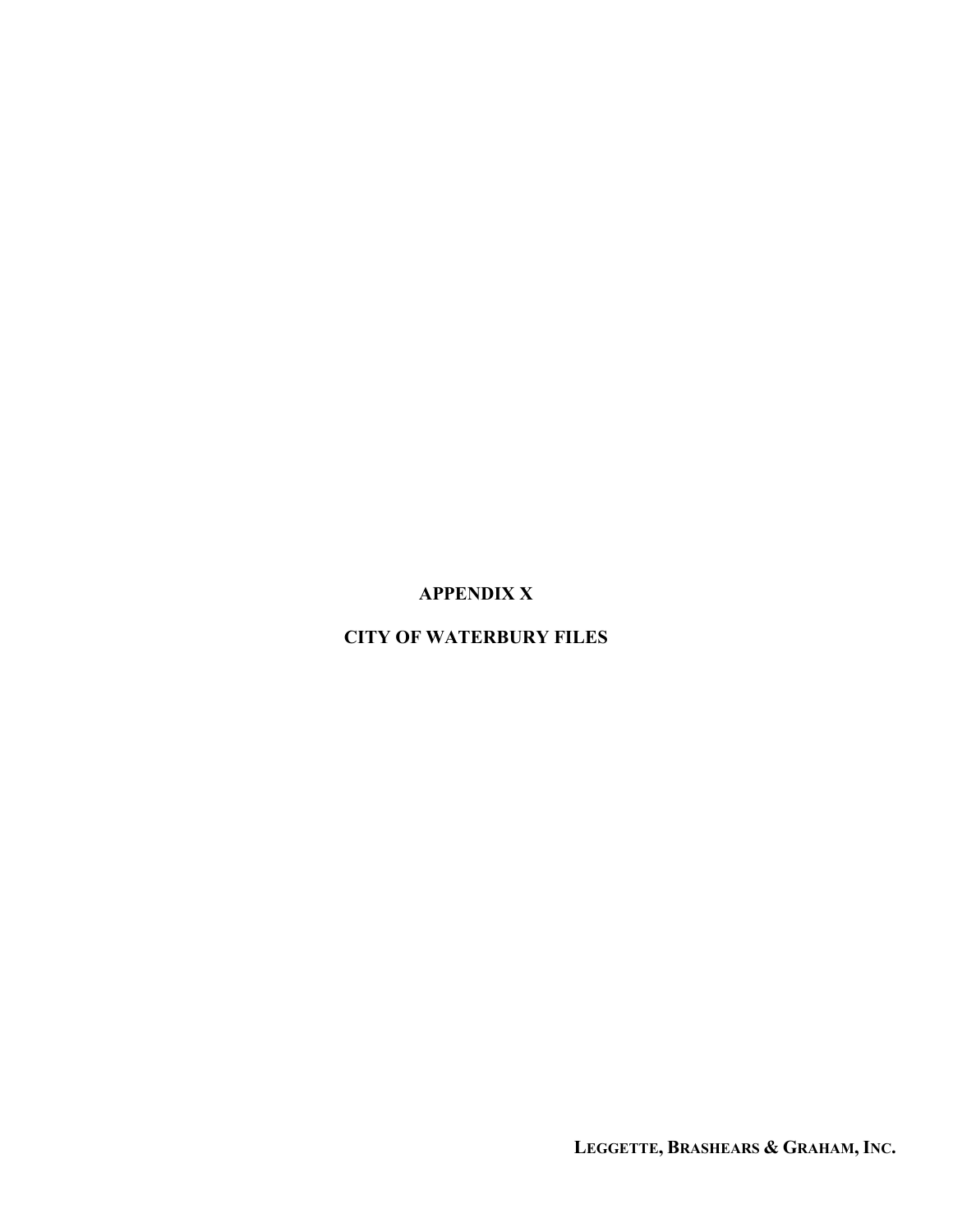# APPENDIX X

# CITY OF WATERBURY FILES